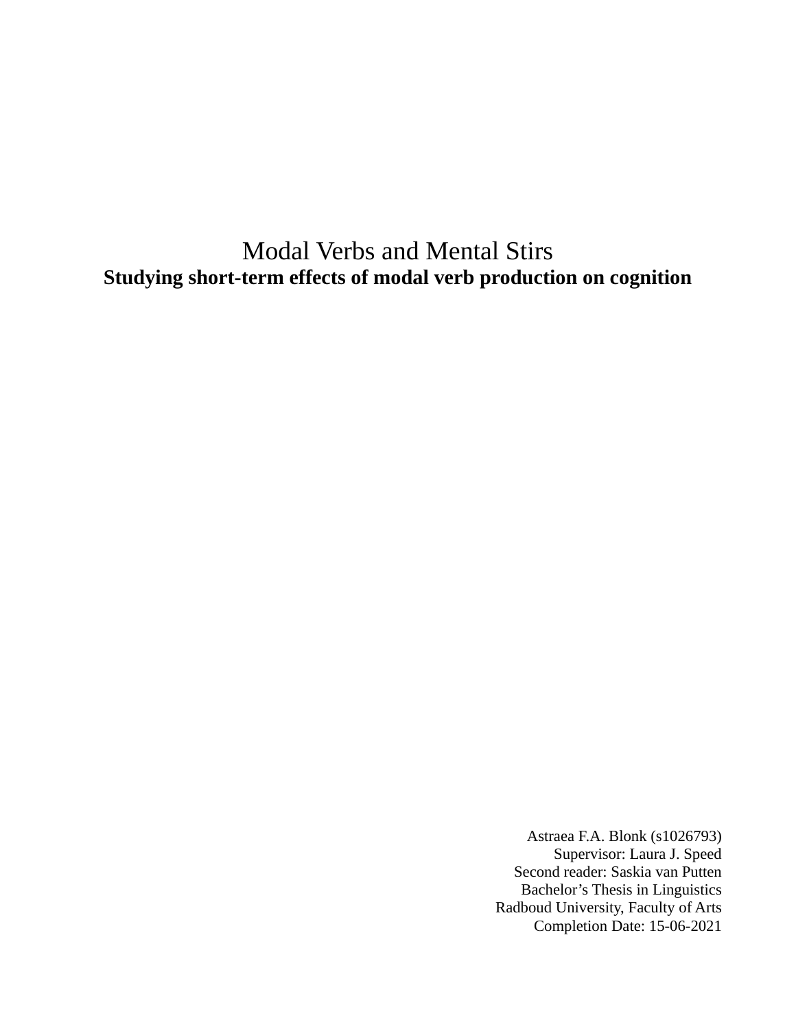# Modal Verbs and Mental Stirs

**Studying short-term effects of modal verb production on cognition**

Astraea F.A. Blonk (s1026793)
Supervisor: Laura J. Speed
Second reader: Saskia van Putten
Bachelor's Thesis in Linguistics
Radboud University, Faculty of Arts
Completion Date: 15-06-2021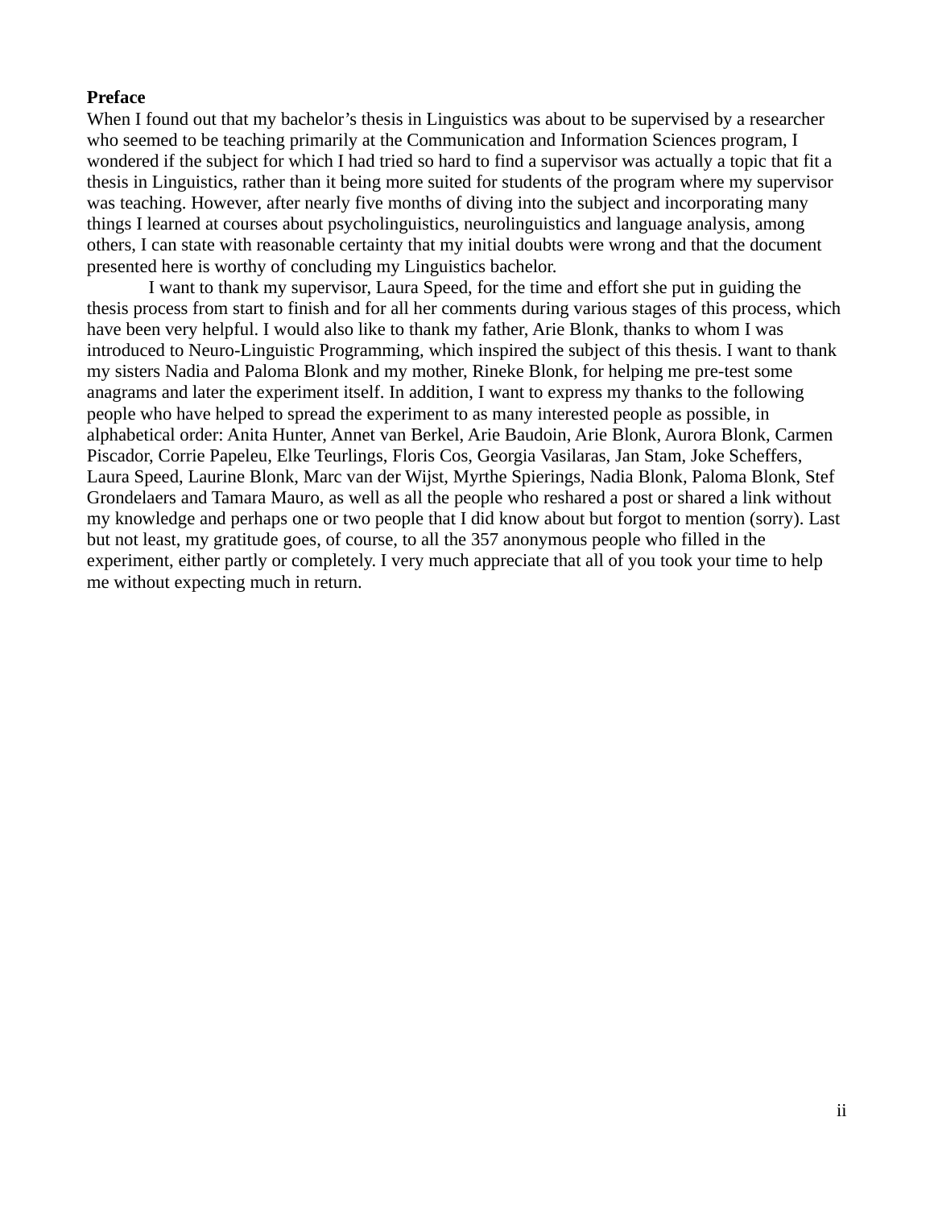## Preface

When I found out that my bachelor's thesis in Linguistics was about to be supervised by a researcher who seemed to be teaching primarily at the Communication and Information Sciences program, I wondered if the subject for which I had tried so hard to find a supervisor was actually a topic that fit a thesis in Linguistics, rather than it being more suited for students of the program where my supervisor was teaching. However, after nearly five months of diving into the subject and incorporating many things I learned at courses about psycholinguistics, neurolinguistics and language analysis, among others, I can state with reasonable certainty that my initial doubts were wrong and that the document presented here is worthy of concluding my Linguistics bachelor.

I want to thank my supervisor, Laura Speed, for the time and effort she put in guiding the thesis process from start to finish and for all her comments during various stages of this process, which have been very helpful. I would also like to thank my father, Arie Blonk, thanks to whom I was introduced to Neuro-Linguistic Programming, which inspired the subject of this thesis. I want to thank my sisters Nadia and Paloma Blonk and my mother, Rineke Blonk, for helping me pre-test some anagrams and later the experiment itself. In addition, I want to express my thanks to the following people who have helped to spread the experiment to as many interested people as possible, in alphabetical order: Anita Hunter, Annet van Berkel, Arie Baudoin, Arie Blonk, Aurora Blonk, Carmen Piscador, Corrie Papeleu, Elke Teurlings, Floris Cos, Georgia Vasilaras, Jan Stam, Joke Scheffers, Laura Speed, Laurine Blonk, Marc van der Wijst, Myrthe Spierings, Nadia Blonk, Paloma Blonk, Stef Grondelaers and Tamara Mauro, as well as all the people who reshared a post or shared a link without my knowledge and perhaps one or two people that I did know about but forgot to mention (sorry). Last but not least, my gratitude goes, of course, to all the 357 anonymous people who filled in the experiment, either partly or completely. I very much appreciate that all of you took your time to help me without expecting much in return.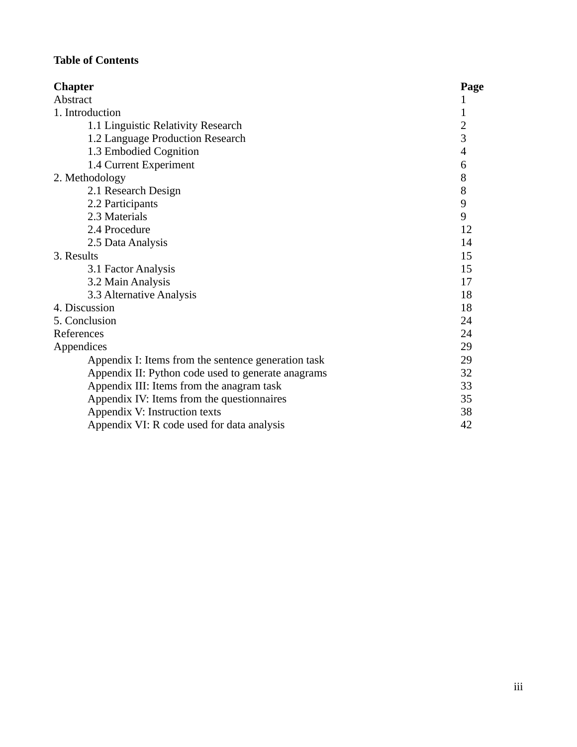**Table of Contents**

| Chapter | Page |
|---|---|
| Abstract | 1 |
| 1. Introduction | 1 |
| 1.1 Linguistic Relativity Research | 2 |
| 1.2 Language Production Research | 3 |
| 1.3 Embodied Cognition | 4 |
| 1.4 Current Experiment | 6 |
| 2. Methodology | 8 |
| 2.1 Research Design | 8 |
| 2.2 Participants | 9 |
| 2.3 Materials | 9 |
| 2.4 Procedure | 12 |
| 2.5 Data Analysis | 14 |
| 3. Results | 15 |
| 3.1 Factor Analysis | 15 |
| 3.2 Main Analysis | 17 |
| 3.3 Alternative Analysis | 18 |
| 4. Discussion | 18 |
| 5. Conclusion | 24 |
| References | 24 |
| Appendices | 29 |
| Appendix I: Items from the sentence generation task | 29 |
| Appendix II: Python code used to generate anagrams | 32 |
| Appendix III: Items from the anagram task | 33 |
| Appendix IV: Items from the questionnaires | 35 |
| Appendix V: Instruction texts | 38 |
| Appendix VI: R code used for data analysis | 42 |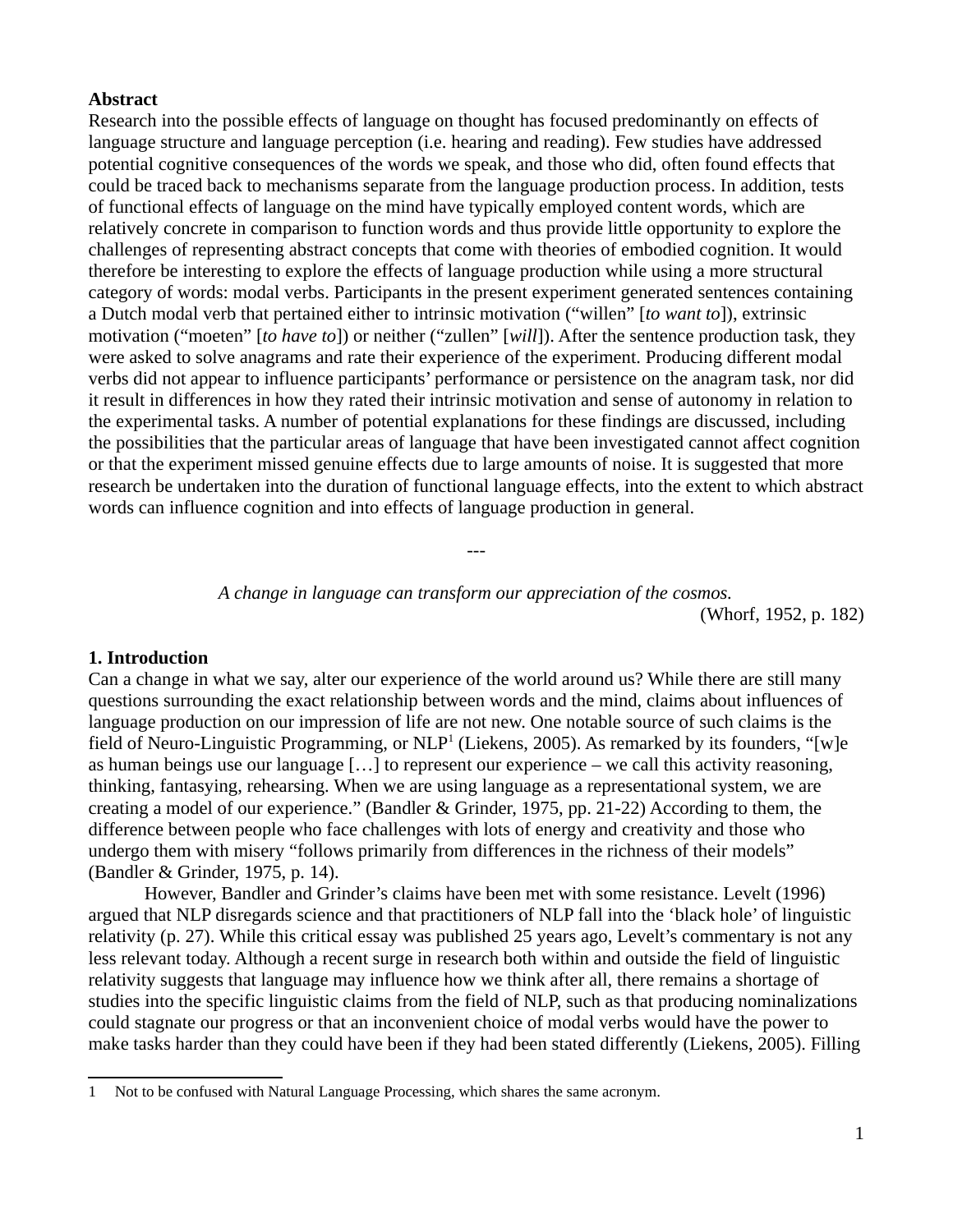**Abstract**

Research into the possible effects of language on thought has focused predominantly on effects of language structure and language perception (i.e. hearing and reading). Few studies have addressed potential cognitive consequences of the words we speak, and those who did, often found effects that could be traced back to mechanisms separate from the language production process. In addition, tests of functional effects of language on the mind have typically employed content words, which are relatively concrete in comparison to function words and thus provide little opportunity to explore the challenges of representing abstract concepts that come with theories of embodied cognition. It would therefore be interesting to explore the effects of language production while using a more structural category of words: modal verbs. Participants in the present experiment generated sentences containing a Dutch modal verb that pertained either to intrinsic motivation ("willen" [*to want to*]), extrinsic motivation ("moeten" [*to have to*]) or neither ("zullen" [*will*]). After the sentence production task, they were asked to solve anagrams and rate their experience of the experiment. Producing different modal verbs did not appear to influence participants' performance or persistence on the anagram task, nor did it result in differences in how they rated their intrinsic motivation and sense of autonomy in relation to the experimental tasks. A number of potential explanations for these findings are discussed, including the possibilities that the particular areas of language that have been investigated cannot affect cognition or that the experiment missed genuine effects due to large amounts of noise. It is suggested that more research be undertaken into the duration of functional language effects, into the extent to which abstract words can influence cognition and into effects of language production in general.

---

*A change in language can transform our appreciation of the cosmos.*
(Whorf, 1952, p. 182)

## 1. Introduction

Can a change in what we say, alter our experience of the world around us? While there are still many questions surrounding the exact relationship between words and the mind, claims about influences of language production on our impression of life are not new. One notable source of such claims is the field of Neuro-Linguistic Programming, or NLP[1] (Liekens, 2005). As remarked by its founders, "[w]e as human beings use our language […] to represent our experience – we call this activity reasoning, thinking, fantasying, rehearsing. When we are using language as a representational system, we are creating a model of our experience." (Bandler & Grinder, 1975, pp. 21-22) According to them, the difference between people who face challenges with lots of energy and creativity and those who undergo them with misery "follows primarily from differences in the richness of their models" (Bandler & Grinder, 1975, p. 14).

However, Bandler and Grinder's claims have been met with some resistance. Levelt (1996) argued that NLP disregards science and that practitioners of NLP fall into the 'black hole' of linguistic relativity (p. 27). While this critical essay was published 25 years ago, Levelt's commentary is not any less relevant today. Although a recent surge in research both within and outside the field of linguistic relativity suggests that language may influence how we think after all, there remains a shortage of studies into the specific linguistic claims from the field of NLP, such as that producing nominalizations could stagnate our progress or that an inconvenient choice of modal verbs would have the power to make tasks harder than they could have been if they had been stated differently (Liekens, 2005). Filling

[1] Not to be confused with Natural Language Processing, which shares the same acronym.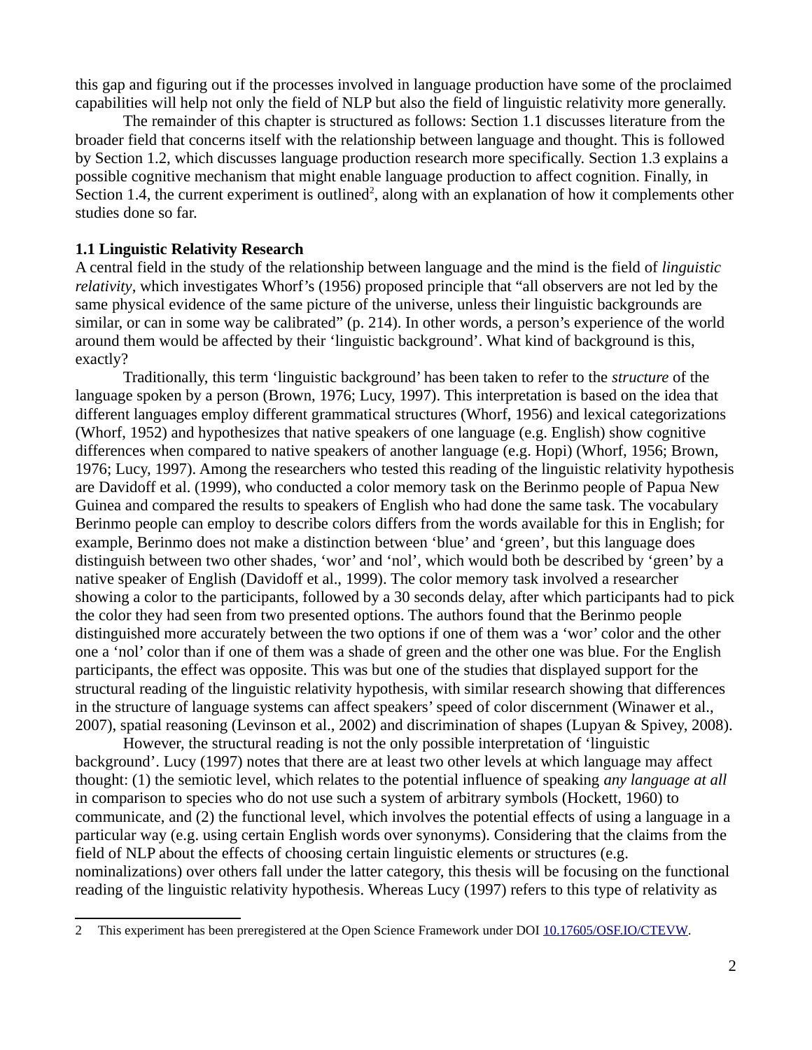this gap and figuring out if the processes involved in language production have some of the proclaimed capabilities will help not only the field of NLP but also the field of linguistic relativity more generally.

The remainder of this chapter is structured as follows: Section 1.1 discusses literature from the broader field that concerns itself with the relationship between language and thought. This is followed by Section 1.2, which discusses language production research more specifically. Section 1.3 explains a possible cognitive mechanism that might enable language production to affect cognition. Finally, in Section 1.4, the current experiment is outlined[2], along with an explanation of how it complements other studies done so far.

### 1.1 Linguistic Relativity Research

A central field in the study of the relationship between language and the mind is the field of *linguistic relativity*, which investigates Whorf's (1956) proposed principle that "all observers are not led by the same physical evidence of the same picture of the universe, unless their linguistic backgrounds are similar, or can in some way be calibrated" (p. 214). In other words, a person's experience of the world around them would be affected by their 'linguistic background'. What kind of background is this, exactly?

Traditionally, this term 'linguistic background' has been taken to refer to the *structure* of the language spoken by a person (Brown, 1976; Lucy, 1997). This interpretation is based on the idea that different languages employ different grammatical structures (Whorf, 1956) and lexical categorizations (Whorf, 1952) and hypothesizes that native speakers of one language (e.g. English) show cognitive differences when compared to native speakers of another language (e.g. Hopi) (Whorf, 1956; Brown, 1976; Lucy, 1997). Among the researchers who tested this reading of the linguistic relativity hypothesis are Davidoff et al. (1999), who conducted a color memory task on the Berinmo people of Papua New Guinea and compared the results to speakers of English who had done the same task. The vocabulary Berinmo people can employ to describe colors differs from the words available for this in English; for example, Berinmo does not make a distinction between 'blue' and 'green', but this language does distinguish between two other shades, 'wor' and 'nol', which would both be described by 'green' by a native speaker of English (Davidoff et al., 1999). The color memory task involved a researcher showing a color to the participants, followed by a 30 seconds delay, after which participants had to pick the color they had seen from two presented options. The authors found that the Berinmo people distinguished more accurately between the two options if one of them was a 'wor' color and the other one a 'nol' color than if one of them was a shade of green and the other one was blue. For the English participants, the effect was opposite. This was but one of the studies that displayed support for the structural reading of the linguistic relativity hypothesis, with similar research showing that differences in the structure of language systems can affect speakers' speed of color discernment (Winawer et al., 2007), spatial reasoning (Levinson et al., 2002) and discrimination of shapes (Lupyan & Spivey, 2008).

However, the structural reading is not the only possible interpretation of 'linguistic background'. Lucy (1997) notes that there are at least two other levels at which language may affect thought: (1) the semiotic level, which relates to the potential influence of speaking *any language at all* in comparison to species who do not use such a system of arbitrary symbols (Hockett, 1960) to communicate, and (2) the functional level, which involves the potential effects of using a language in a particular way (e.g. using certain English words over synonyms). Considering that the claims from the field of NLP about the effects of choosing certain linguistic elements or structures (e.g. nominalizations) over others fall under the latter category, this thesis will be focusing on the functional reading of the linguistic relativity hypothesis. Whereas Lucy (1997) refers to this type of relativity as

---

2 This experiment has been preregistered at the Open Science Framework under DOI 10.17605/OSF.IO/CTEVW.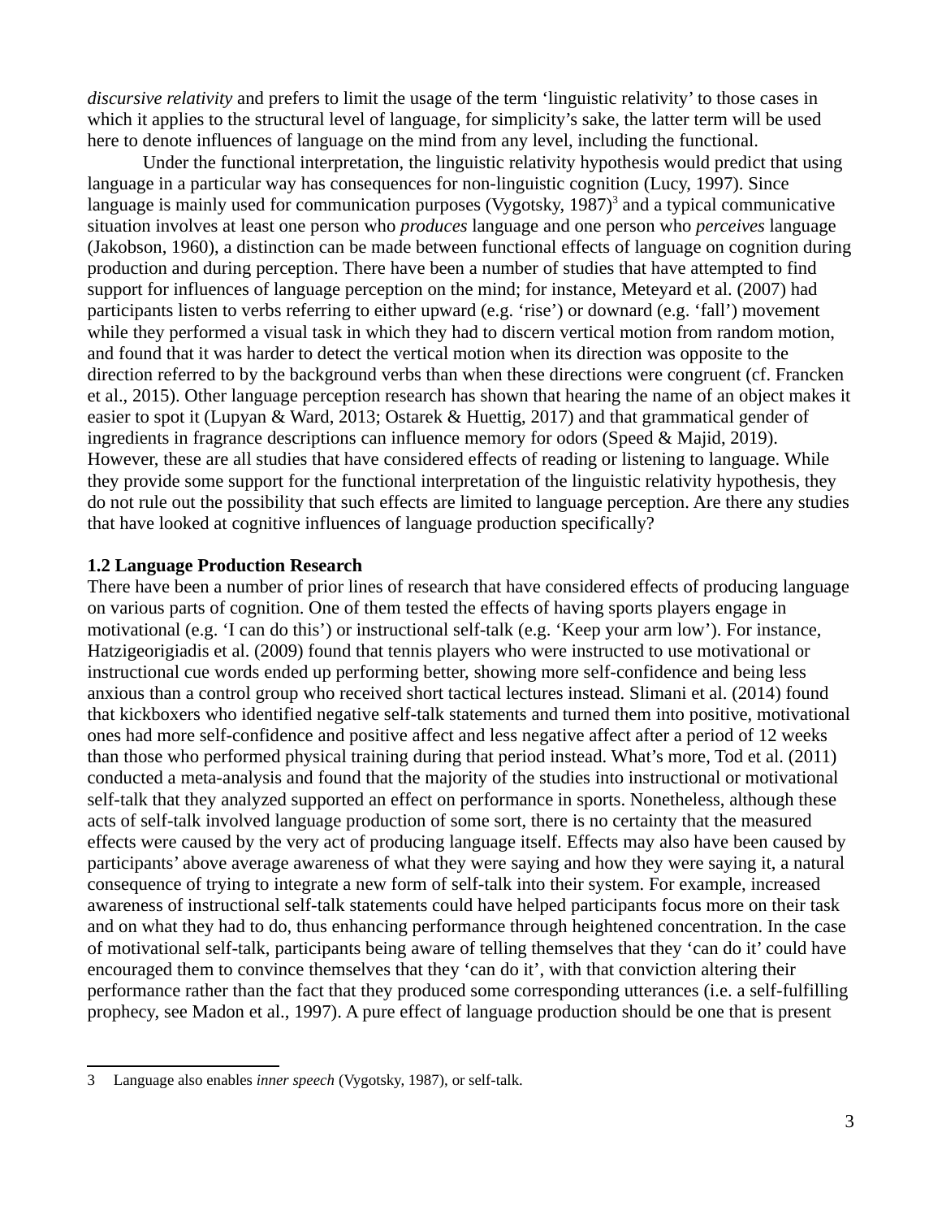*discursive relativity* and prefers to limit the usage of the term 'linguistic relativity' to those cases in which it applies to the structural level of language, for simplicity's sake, the latter term will be used here to denote influences of language on the mind from any level, including the functional.

Under the functional interpretation, the linguistic relativity hypothesis would predict that using language in a particular way has consequences for non-linguistic cognition (Lucy, 1997). Since language is mainly used for communication purposes (Vygotsky, 1987)[3] and a typical communicative situation involves at least one person who *produces* language and one person who *perceives* language (Jakobson, 1960), a distinction can be made between functional effects of language on cognition during production and during perception. There have been a number of studies that have attempted to find support for influences of language perception on the mind; for instance, Meteyard et al. (2007) had participants listen to verbs referring to either upward (e.g. 'rise') or downard (e.g. 'fall') movement while they performed a visual task in which they had to discern vertical motion from random motion, and found that it was harder to detect the vertical motion when its direction was opposite to the direction referred to by the background verbs than when these directions were congruent (cf. Francken et al., 2015). Other language perception research has shown that hearing the name of an object makes it easier to spot it (Lupyan & Ward, 2013; Ostarek & Huettig, 2017) and that grammatical gender of ingredients in fragrance descriptions can influence memory for odors (Speed & Majid, 2019). However, these are all studies that have considered effects of reading or listening to language. While they provide some support for the functional interpretation of the linguistic relativity hypothesis, they do not rule out the possibility that such effects are limited to language perception. Are there any studies that have looked at cognitive influences of language production specifically?

### 1.2 Language Production Research

There have been a number of prior lines of research that have considered effects of producing language on various parts of cognition. One of them tested the effects of having sports players engage in motivational (e.g. 'I can do this') or instructional self-talk (e.g. 'Keep your arm low'). For instance, Hatzigeorigiadis et al. (2009) found that tennis players who were instructed to use motivational or instructional cue words ended up performing better, showing more self-confidence and being less anxious than a control group who received short tactical lectures instead. Slimani et al. (2014) found that kickboxers who identified negative self-talk statements and turned them into positive, motivational ones had more self-confidence and positive affect and less negative affect after a period of 12 weeks than those who performed physical training during that period instead. What's more, Tod et al. (2011) conducted a meta-analysis and found that the majority of the studies into instructional or motivational self-talk that they analyzed supported an effect on performance in sports. Nonetheless, although these acts of self-talk involved language production of some sort, there is no certainty that the measured effects were caused by the very act of producing language itself. Effects may also have been caused by participants' above average awareness of what they were saying and how they were saying it, a natural consequence of trying to integrate a new form of self-talk into their system. For example, increased awareness of instructional self-talk statements could have helped participants focus more on their task and on what they had to do, thus enhancing performance through heightened concentration. In the case of motivational self-talk, participants being aware of telling themselves that they 'can do it' could have encouraged them to convince themselves that they 'can do it', with that conviction altering their performance rather than the fact that they produced some corresponding utterances (i.e. a self-fulfilling prophecy, see Madon et al., 1997). A pure effect of language production should be one that is present

---

[3] Language also enables *inner speech* (Vygotsky, 1987), or self-talk.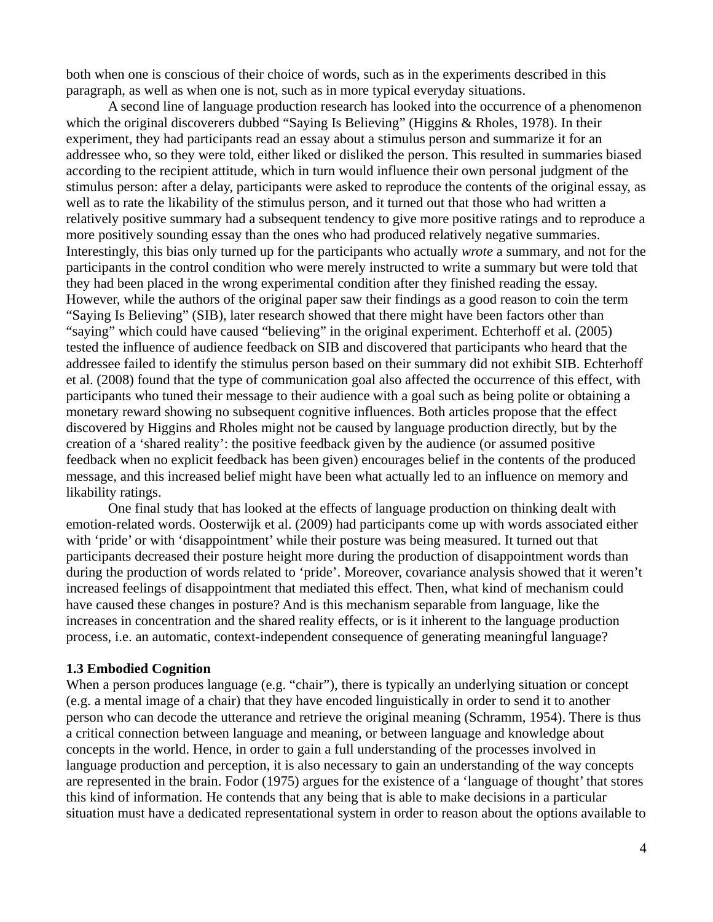both when one is conscious of their choice of words, such as in the experiments described in this paragraph, as well as when one is not, such as in more typical everyday situations.

A second line of language production research has looked into the occurrence of a phenomenon which the original discoverers dubbed "Saying Is Believing" (Higgins & Rholes, 1978). In their experiment, they had participants read an essay about a stimulus person and summarize it for an addressee who, so they were told, either liked or disliked the person. This resulted in summaries biased according to the recipient attitude, which in turn would influence their own personal judgment of the stimulus person: after a delay, participants were asked to reproduce the contents of the original essay, as well as to rate the likability of the stimulus person, and it turned out that those who had written a relatively positive summary had a subsequent tendency to give more positive ratings and to reproduce a more positively sounding essay than the ones who had produced relatively negative summaries. Interestingly, this bias only turned up for the participants who actually *wrote* a summary, and not for the participants in the control condition who were merely instructed to write a summary but were told that they had been placed in the wrong experimental condition after they finished reading the essay. However, while the authors of the original paper saw their findings as a good reason to coin the term "Saying Is Believing" (SIB), later research showed that there might have been factors other than "saying" which could have caused "believing" in the original experiment. Echterhoff et al. (2005) tested the influence of audience feedback on SIB and discovered that participants who heard that the addressee failed to identify the stimulus person based on their summary did not exhibit SIB. Echterhoff et al. (2008) found that the type of communication goal also affected the occurrence of this effect, with participants who tuned their message to their audience with a goal such as being polite or obtaining a monetary reward showing no subsequent cognitive influences. Both articles propose that the effect discovered by Higgins and Rholes might not be caused by language production directly, but by the creation of a 'shared reality': the positive feedback given by the audience (or assumed positive feedback when no explicit feedback has been given) encourages belief in the contents of the produced message, and this increased belief might have been what actually led to an influence on memory and likability ratings.

One final study that has looked at the effects of language production on thinking dealt with emotion-related words. Oosterwijk et al. (2009) had participants come up with words associated either with 'pride' or with 'disappointment' while their posture was being measured. It turned out that participants decreased their posture height more during the production of disappointment words than during the production of words related to 'pride'. Moreover, covariance analysis showed that it weren't increased feelings of disappointment that mediated this effect. Then, what kind of mechanism could have caused these changes in posture? And is this mechanism separable from language, like the increases in concentration and the shared reality effects, or is it inherent to the language production process, i.e. an automatic, context-independent consequence of generating meaningful language?

### 1.3 Embodied Cognition

When a person produces language (e.g. "chair"), there is typically an underlying situation or concept (e.g. a mental image of a chair) that they have encoded linguistically in order to send it to another person who can decode the utterance and retrieve the original meaning (Schramm, 1954). There is thus a critical connection between language and meaning, or between language and knowledge about concepts in the world. Hence, in order to gain a full understanding of the processes involved in language production and perception, it is also necessary to gain an understanding of the way concepts are represented in the brain. Fodor (1975) argues for the existence of a 'language of thought' that stores this kind of information. He contends that any being that is able to make decisions in a particular situation must have a dedicated representational system in order to reason about the options available to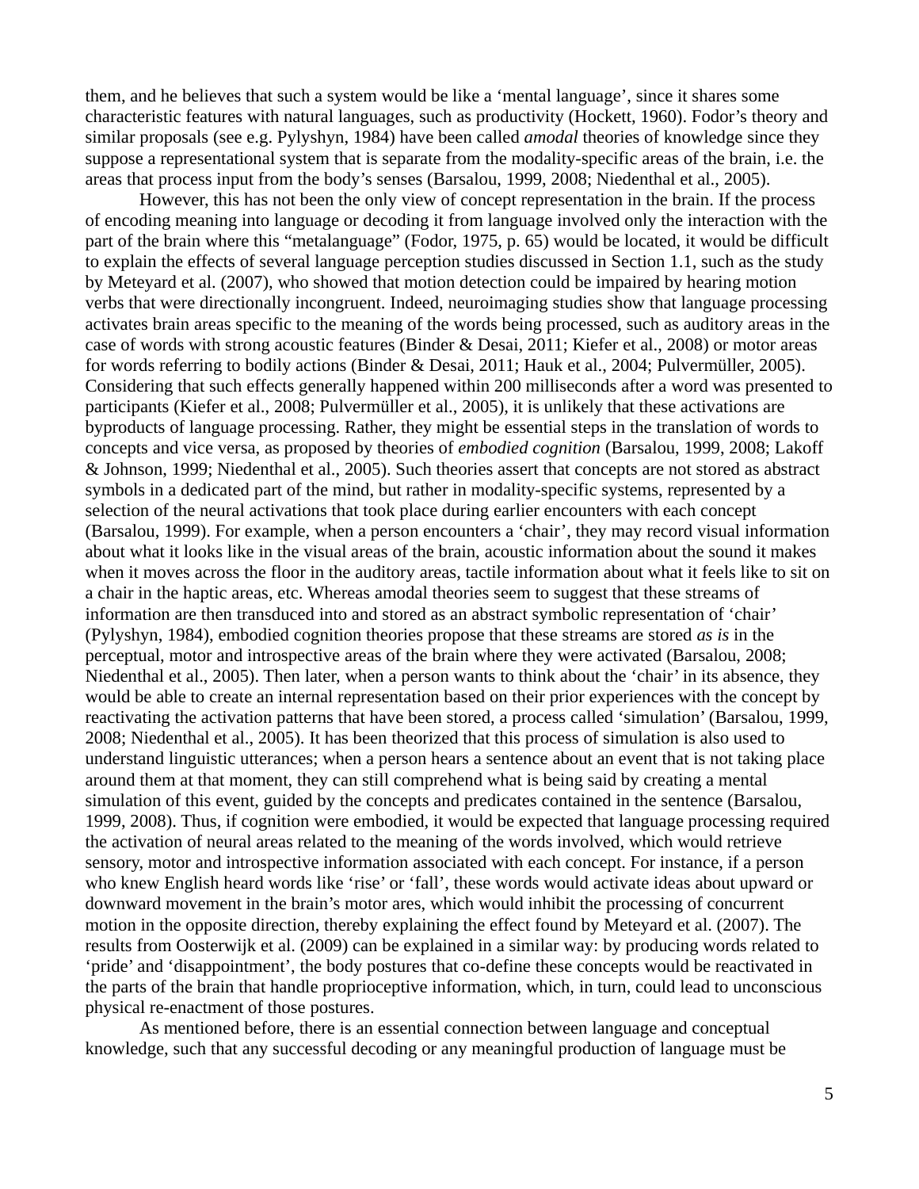them, and he believes that such a system would be like a 'mental language', since it shares some characteristic features with natural languages, such as productivity (Hockett, 1960). Fodor's theory and similar proposals (see e.g. Pylyshyn, 1984) have been called *amodal* theories of knowledge since they suppose a representational system that is separate from the modality-specific areas of the brain, i.e. the areas that process input from the body's senses (Barsalou, 1999, 2008; Niedenthal et al., 2005).

However, this has not been the only view of concept representation in the brain. If the process of encoding meaning into language or decoding it from language involved only the interaction with the part of the brain where this "metalanguage" (Fodor, 1975, p. 65) would be located, it would be difficult to explain the effects of several language perception studies discussed in Section 1.1, such as the study by Meteyard et al. (2007), who showed that motion detection could be impaired by hearing motion verbs that were directionally incongruent. Indeed, neuroimaging studies show that language processing activates brain areas specific to the meaning of the words being processed, such as auditory areas in the case of words with strong acoustic features (Binder & Desai, 2011; Kiefer et al., 2008) or motor areas for words referring to bodily actions (Binder & Desai, 2011; Hauk et al., 2004; Pulvermüller, 2005). Considering that such effects generally happened within 200 milliseconds after a word was presented to participants (Kiefer et al., 2008; Pulvermüller et al., 2005), it is unlikely that these activations are byproducts of language processing. Rather, they might be essential steps in the translation of words to concepts and vice versa, as proposed by theories of *embodied cognition* (Barsalou, 1999, 2008; Lakoff & Johnson, 1999; Niedenthal et al., 2005). Such theories assert that concepts are not stored as abstract symbols in a dedicated part of the mind, but rather in modality-specific systems, represented by a selection of the neural activations that took place during earlier encounters with each concept (Barsalou, 1999). For example, when a person encounters a 'chair', they may record visual information about what it looks like in the visual areas of the brain, acoustic information about the sound it makes when it moves across the floor in the auditory areas, tactile information about what it feels like to sit on a chair in the haptic areas, etc. Whereas amodal theories seem to suggest that these streams of information are then transduced into and stored as an abstract symbolic representation of 'chair' (Pylyshyn, 1984), embodied cognition theories propose that these streams are stored *as is* in the perceptual, motor and introspective areas of the brain where they were activated (Barsalou, 2008; Niedenthal et al., 2005). Then later, when a person wants to think about the 'chair' in its absence, they would be able to create an internal representation based on their prior experiences with the concept by reactivating the activation patterns that have been stored, a process called 'simulation' (Barsalou, 1999, 2008; Niedenthal et al., 2005). It has been theorized that this process of simulation is also used to understand linguistic utterances; when a person hears a sentence about an event that is not taking place around them at that moment, they can still comprehend what is being said by creating a mental simulation of this event, guided by the concepts and predicates contained in the sentence (Barsalou, 1999, 2008). Thus, if cognition were embodied, it would be expected that language processing required the activation of neural areas related to the meaning of the words involved, which would retrieve sensory, motor and introspective information associated with each concept. For instance, if a person who knew English heard words like 'rise' or 'fall', these words would activate ideas about upward or downward movement in the brain's motor ares, which would inhibit the processing of concurrent motion in the opposite direction, thereby explaining the effect found by Meteyard et al. (2007). The results from Oosterwijk et al. (2009) can be explained in a similar way: by producing words related to 'pride' and 'disappointment', the body postures that co-define these concepts would be reactivated in the parts of the brain that handle proprioceptive information, which, in turn, could lead to unconscious physical re-enactment of those postures.

As mentioned before, there is an essential connection between language and conceptual knowledge, such that any successful decoding or any meaningful production of language must be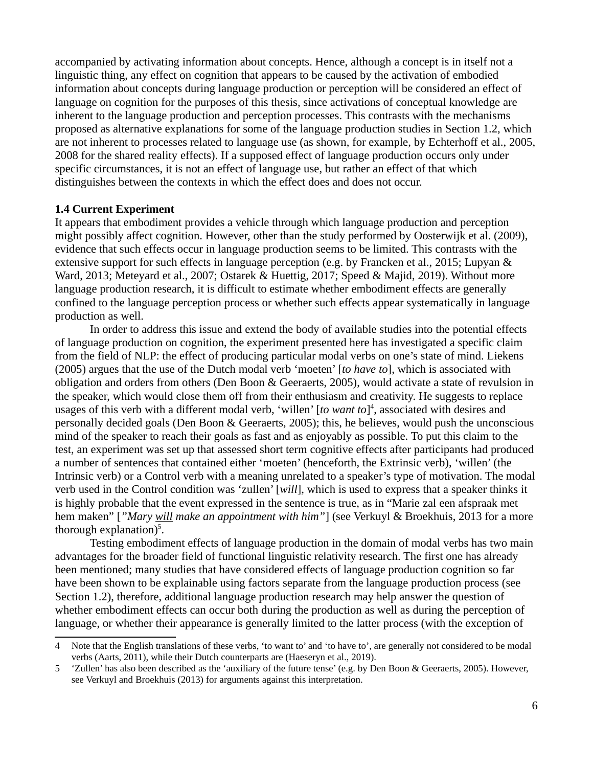accompanied by activating information about concepts. Hence, although a concept is in itself not a linguistic thing, any effect on cognition that appears to be caused by the activation of embodied information about concepts during language production or perception will be considered an effect of language on cognition for the purposes of this thesis, since activations of conceptual knowledge are inherent to the language production and perception processes. This contrasts with the mechanisms proposed as alternative explanations for some of the language production studies in Section 1.2, which are not inherent to processes related to language use (as shown, for example, by Echterhoff et al., 2005, 2008 for the shared reality effects). If a supposed effect of language production occurs only under specific circumstances, it is not an effect of language use, but rather an effect of that which distinguishes between the contexts in which the effect does and does not occur.

### 1.4 Current Experiment

It appears that embodiment provides a vehicle through which language production and perception might possibly affect cognition. However, other than the study performed by Oosterwijk et al. (2009), evidence that such effects occur in language production seems to be limited. This contrasts with the extensive support for such effects in language perception (e.g. by Francken et al., 2015; Lupyan & Ward, 2013; Meteyard et al., 2007; Ostarek & Huettig, 2017; Speed & Majid, 2019). Without more language production research, it is difficult to estimate whether embodiment effects are generally confined to the language perception process or whether such effects appear systematically in language production as well.

In order to address this issue and extend the body of available studies into the potential effects of language production on cognition, the experiment presented here has investigated a specific claim from the field of NLP: the effect of producing particular modal verbs on one's state of mind. Liekens (2005) argues that the use of the Dutch modal verb 'moeten' [*to have to*], which is associated with obligation and orders from others (Den Boon & Geeraerts, 2005), would activate a state of revulsion in the speaker, which would close them off from their enthusiasm and creativity. He suggests to replace usages of this verb with a different modal verb, 'willen' [*to want to*][4], associated with desires and personally decided goals (Den Boon & Geeraerts, 2005); this, he believes, would push the unconscious mind of the speaker to reach their goals as fast and as enjoyably as possible. To put this claim to the test, an experiment was set up that assessed short term cognitive effects after participants had produced a number of sentences that contained either 'moeten' (henceforth, the Extrinsic verb), 'willen' (the Intrinsic verb) or a Control verb with a meaning unrelated to a speaker's type of motivation. The modal verb used in the Control condition was 'zullen' [*will*], which is used to express that a speaker thinks it is highly probable that the event expressed in the sentence is true, as in "Marie <u>zal</u> een afspraak met hem maken" [*"Mary <u>will</u> make an appointment with him"*] (see Verkuyl & Broekhuis, 2013 for a more thorough explanation)[5].

Testing embodiment effects of language production in the domain of modal verbs has two main advantages for the broader field of functional linguistic relativity research. The first one has already been mentioned; many studies that have considered effects of language production cognition so far have been shown to be explainable using factors separate from the language production process (see Section 1.2), therefore, additional language production research may help answer the question of whether embodiment effects can occur both during the production as well as during the perception of language, or whether their appearance is generally limited to the latter process (with the exception of

---

4 Note that the English translations of these verbs, 'to want to' and 'to have to', are generally not considered to be modal verbs (Aarts, 2011), while their Dutch counterparts are (Haeseryn et al., 2019).

5 'Zullen' has also been described as the 'auxiliary of the future tense' (e.g. by Den Boon & Geeraerts, 2005). However, see Verkuyl and Broekhuis (2013) for arguments against this interpretation.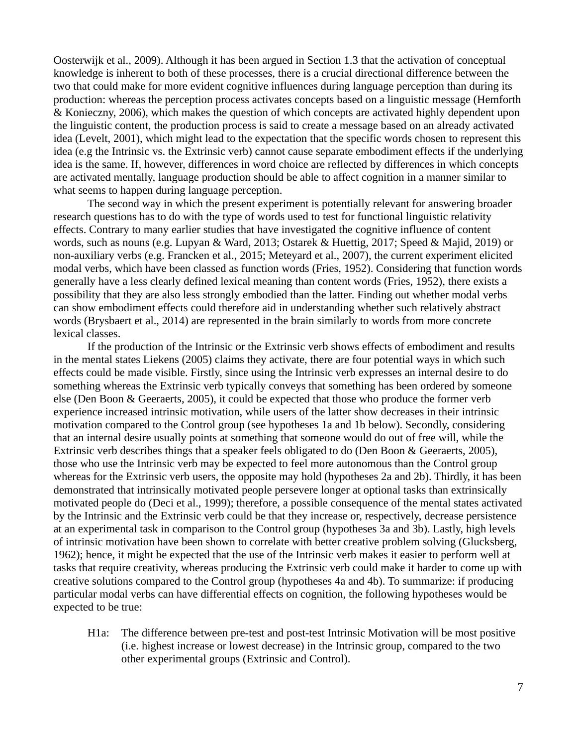Oosterwijk et al., 2009). Although it has been argued in Section 1.3 that the activation of conceptual knowledge is inherent to both of these processes, there is a crucial directional difference between the two that could make for more evident cognitive influences during language perception than during its production: whereas the perception process activates concepts based on a linguistic message (Hemforth & Konieczny, 2006), which makes the question of which concepts are activated highly dependent upon the linguistic content, the production process is said to create a message based on an already activated idea (Levelt, 2001), which might lead to the expectation that the specific words chosen to represent this idea (e.g the Intrinsic vs. the Extrinsic verb) cannot cause separate embodiment effects if the underlying idea is the same. If, however, differences in word choice are reflected by differences in which concepts are activated mentally, language production should be able to affect cognition in a manner similar to what seems to happen during language perception.

The second way in which the present experiment is potentially relevant for answering broader research questions has to do with the type of words used to test for functional linguistic relativity effects. Contrary to many earlier studies that have investigated the cognitive influence of content words, such as nouns (e.g. Lupyan & Ward, 2013; Ostarek & Huettig, 2017; Speed & Majid, 2019) or non-auxiliary verbs (e.g. Francken et al., 2015; Meteyard et al., 2007), the current experiment elicited modal verbs, which have been classed as function words (Fries, 1952). Considering that function words generally have a less clearly defined lexical meaning than content words (Fries, 1952), there exists a possibility that they are also less strongly embodied than the latter. Finding out whether modal verbs can show embodiment effects could therefore aid in understanding whether such relatively abstract words (Brysbaert et al., 2014) are represented in the brain similarly to words from more concrete lexical classes.

If the production of the Intrinsic or the Extrinsic verb shows effects of embodiment and results in the mental states Liekens (2005) claims they activate, there are four potential ways in which such effects could be made visible. Firstly, since using the Intrinsic verb expresses an internal desire to do something whereas the Extrinsic verb typically conveys that something has been ordered by someone else (Den Boon & Geeraerts, 2005), it could be expected that those who produce the former verb experience increased intrinsic motivation, while users of the latter show decreases in their intrinsic motivation compared to the Control group (see hypotheses 1a and 1b below). Secondly, considering that an internal desire usually points at something that someone would do out of free will, while the Extrinsic verb describes things that a speaker feels obligated to do (Den Boon & Geeraerts, 2005), those who use the Intrinsic verb may be expected to feel more autonomous than the Control group whereas for the Extrinsic verb users, the opposite may hold (hypotheses 2a and 2b). Thirdly, it has been demonstrated that intrinsically motivated people persevere longer at optional tasks than extrinsically motivated people do (Deci et al., 1999); therefore, a possible consequence of the mental states activated by the Intrinsic and the Extrinsic verb could be that they increase or, respectively, decrease persistence at an experimental task in comparison to the Control group (hypotheses 3a and 3b). Lastly, high levels of intrinsic motivation have been shown to correlate with better creative problem solving (Glucksberg, 1962); hence, it might be expected that the use of the Intrinsic verb makes it easier to perform well at tasks that require creativity, whereas producing the Extrinsic verb could make it harder to come up with creative solutions compared to the Control group (hypotheses 4a and 4b). To summarize: if producing particular modal verbs can have differential effects on cognition, the following hypotheses would be expected to be true:

H1a: The difference between pre-test and post-test Intrinsic Motivation will be most positive (i.e. highest increase or lowest decrease) in the Intrinsic group, compared to the two other experimental groups (Extrinsic and Control).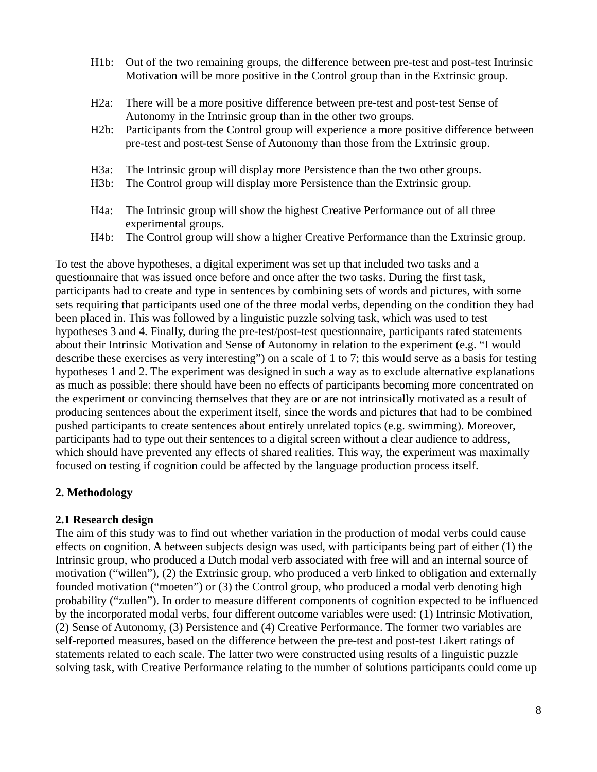H1b: Out of the two remaining groups, the difference between pre-test and post-test Intrinsic Motivation will be more positive in the Control group than in the Extrinsic group.

H2a: There will be a more positive difference between pre-test and post-test Sense of Autonomy in the Intrinsic group than in the other two groups.
H2b: Participants from the Control group will experience a more positive difference between pre-test and post-test Sense of Autonomy than those from the Extrinsic group.

H3a: The Intrinsic group will display more Persistence than the two other groups.
H3b: The Control group will display more Persistence than the Extrinsic group.

H4a: The Intrinsic group will show the highest Creative Performance out of all three experimental groups.
H4b: The Control group will show a higher Creative Performance than the Extrinsic group.

To test the above hypotheses, a digital experiment was set up that included two tasks and a questionnaire that was issued once before and once after the two tasks. During the first task, participants had to create and type in sentences by combining sets of words and pictures, with some sets requiring that participants used one of the three modal verbs, depending on the condition they had been placed in. This was followed by a linguistic puzzle solving task, which was used to test hypotheses 3 and 4. Finally, during the pre-test/post-test questionnaire, participants rated statements about their Intrinsic Motivation and Sense of Autonomy in relation to the experiment (e.g. "I would describe these exercises as very interesting") on a scale of 1 to 7; this would serve as a basis for testing hypotheses 1 and 2. The experiment was designed in such a way as to exclude alternative explanations as much as possible: there should have been no effects of participants becoming more concentrated on the experiment or convincing themselves that they are or are not intrinsically motivated as a result of producing sentences about the experiment itself, since the words and pictures that had to be combined pushed participants to create sentences about entirely unrelated topics (e.g. swimming). Moreover, participants had to type out their sentences to a digital screen without a clear audience to address, which should have prevented any effects of shared realities. This way, the experiment was maximally focused on testing if cognition could be affected by the language production process itself.

## 2. Methodology

### 2.1 Research design

The aim of this study was to find out whether variation in the production of modal verbs could cause effects on cognition. A between subjects design was used, with participants being part of either (1) the Intrinsic group, who produced a Dutch modal verb associated with free will and an internal source of motivation ("willen"), (2) the Extrinsic group, who produced a verb linked to obligation and externally founded motivation ("moeten") or (3) the Control group, who produced a modal verb denoting high probability ("zullen"). In order to measure different components of cognition expected to be influenced by the incorporated modal verbs, four different outcome variables were used: (1) Intrinsic Motivation, (2) Sense of Autonomy, (3) Persistence and (4) Creative Performance. The former two variables are self-reported measures, based on the difference between the pre-test and post-test Likert ratings of statements related to each scale. The latter two were constructed using results of a linguistic puzzle solving task, with Creative Performance relating to the number of solutions participants could come up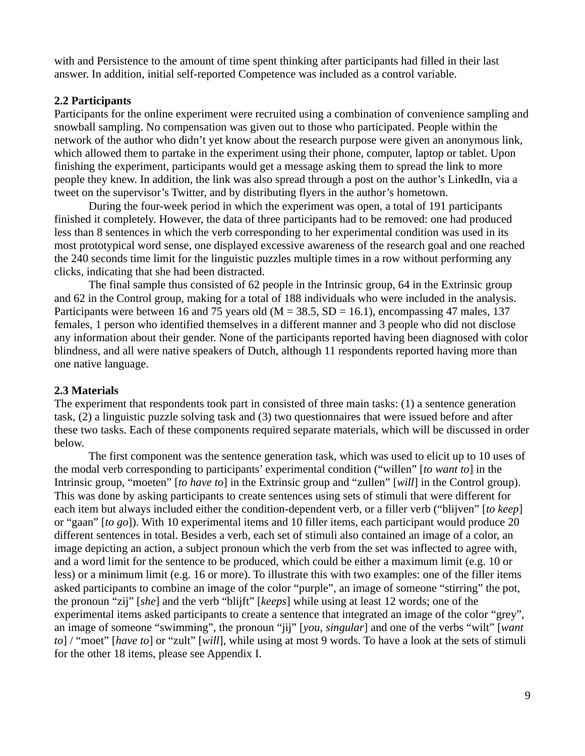with and Persistence to the amount of time spent thinking after participants had filled in their last answer. In addition, initial self-reported Competence was included as a control variable.

**2.2 Participants**

Participants for the online experiment were recruited using a combination of convenience sampling and snowball sampling. No compensation was given out to those who participated. People within the network of the author who didn't yet know about the research purpose were given an anonymous link, which allowed them to partake in the experiment using their phone, computer, laptop or tablet. Upon finishing the experiment, participants would get a message asking them to spread the link to more people they knew. In addition, the link was also spread through a post on the author's LinkedIn, via a tweet on the supervisor's Twitter, and by distributing flyers in the author's hometown.

During the four-week period in which the experiment was open, a total of 191 participants finished it completely. However, the data of three participants had to be removed: one had produced less than 8 sentences in which the verb corresponding to her experimental condition was used in its most prototypical word sense, one displayed excessive awareness of the research goal and one reached the 240 seconds time limit for the linguistic puzzles multiple times in a row without performing any clicks, indicating that she had been distracted.

The final sample thus consisted of 62 people in the Intrinsic group, 64 in the Extrinsic group and 62 in the Control group, making for a total of 188 individuals who were included in the analysis. Participants were between 16 and 75 years old (M = 38.5, SD = 16.1), encompassing 47 males, 137 females, 1 person who identified themselves in a different manner and 3 people who did not disclose any information about their gender. None of the participants reported having been diagnosed with color blindness, and all were native speakers of Dutch, although 11 respondents reported having more than one native language.

**2.3 Materials**

The experiment that respondents took part in consisted of three main tasks: (1) a sentence generation task, (2) a linguistic puzzle solving task and (3) two questionnaires that were issued before and after these two tasks. Each of these components required separate materials, which will be discussed in order below.

The first component was the sentence generation task, which was used to elicit up to 10 uses of the modal verb corresponding to participants' experimental condition ("willen" [*to want to*] in the Intrinsic group, "moeten" [*to have to*] in the Extrinsic group and "zullen" [*will*] in the Control group). This was done by asking participants to create sentences using sets of stimuli that were different for each item but always included either the condition-dependent verb, or a filler verb ("blijven" [*to keep*] or "gaan" [*to go*]). With 10 experimental items and 10 filler items, each participant would produce 20 different sentences in total. Besides a verb, each set of stimuli also contained an image of a color, an image depicting an action, a subject pronoun which the verb from the set was inflected to agree with, and a word limit for the sentence to be produced, which could be either a maximum limit (e.g. 10 or less) or a minimum limit (e.g. 16 or more). To illustrate this with two examples: one of the filler items asked participants to combine an image of the color "purple", an image of someone "stirring" the pot, the pronoun "zij" [*she*] and the verb "blijft" [*keeps*] while using at least 12 words; one of the experimental items asked participants to create a sentence that integrated an image of the color "grey", an image of someone "swimming", the pronoun "jij" [*you, singular*] and one of the verbs "wilt" [*want to*] / "moet" [*have to*] or "zult" [*will*], while using at most 9 words. To have a look at the sets of stimuli for the other 18 items, please see Appendix I.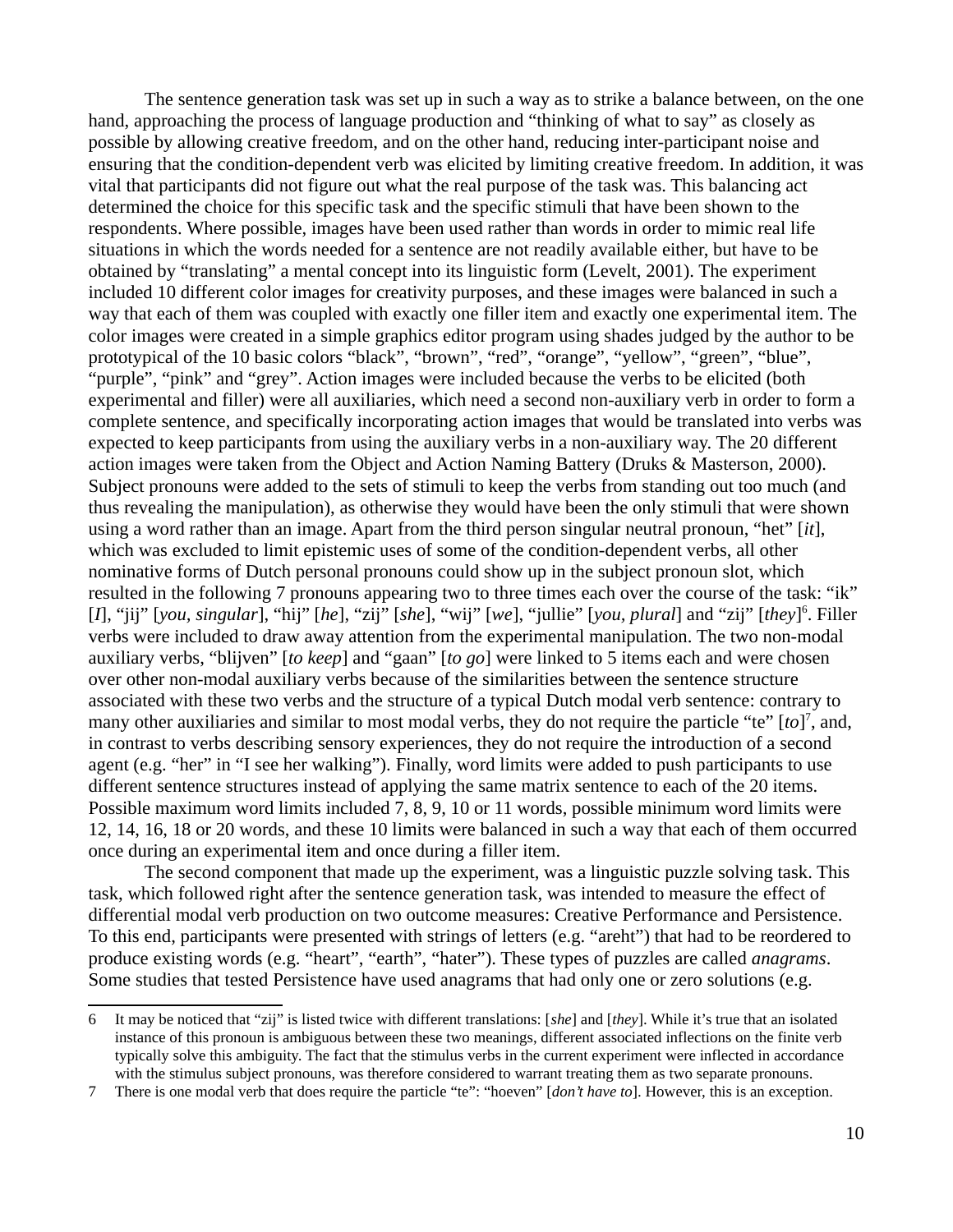The sentence generation task was set up in such a way as to strike a balance between, on the one hand, approaching the process of language production and "thinking of what to say" as closely as possible by allowing creative freedom, and on the other hand, reducing inter-participant noise and ensuring that the condition-dependent verb was elicited by limiting creative freedom. In addition, it was vital that participants did not figure out what the real purpose of the task was. This balancing act determined the choice for this specific task and the specific stimuli that have been shown to the respondents. Where possible, images have been used rather than words in order to mimic real life situations in which the words needed for a sentence are not readily available either, but have to be obtained by "translating" a mental concept into its linguistic form (Levelt, 2001). The experiment included 10 different color images for creativity purposes, and these images were balanced in such a way that each of them was coupled with exactly one filler item and exactly one experimental item. The color images were created in a simple graphics editor program using shades judged by the author to be prototypical of the 10 basic colors "black", "brown", "red", "orange", "yellow", "green", "blue", "purple", "pink" and "grey". Action images were included because the verbs to be elicited (both experimental and filler) were all auxiliaries, which need a second non-auxiliary verb in order to form a complete sentence, and specifically incorporating action images that would be translated into verbs was expected to keep participants from using the auxiliary verbs in a non-auxiliary way. The 20 different action images were taken from the Object and Action Naming Battery (Druks & Masterson, 2000). Subject pronouns were added to the sets of stimuli to keep the verbs from standing out too much (and thus revealing the manipulation), as otherwise they would have been the only stimuli that were shown using a word rather than an image. Apart from the third person singular neutral pronoun, "het" [*it*], which was excluded to limit epistemic uses of some of the condition-dependent verbs, all other nominative forms of Dutch personal pronouns could show up in the subject pronoun slot, which resulted in the following 7 pronouns appearing two to three times each over the course of the task: "ik" [*I*], "jij" [*you, singular*], "hij" [*he*], "zij" [*she*], "wij" [*we*], "jullie" [*you, plural*] and "zij" [*they*][6]. Filler verbs were included to draw away attention from the experimental manipulation. The two non-modal auxiliary verbs, "blijven" [*to keep*] and "gaan" [*to go*] were linked to 5 items each and were chosen over other non-modal auxiliary verbs because of the similarities between the sentence structure associated with these two verbs and the structure of a typical Dutch modal verb sentence: contrary to many other auxiliaries and similar to most modal verbs, they do not require the particle "te" [*to*][7], and, in contrast to verbs describing sensory experiences, they do not require the introduction of a second agent (e.g. "her" in "I see her walking"). Finally, word limits were added to push participants to use different sentence structures instead of applying the same matrix sentence to each of the 20 items. Possible maximum word limits included 7, 8, 9, 10 or 11 words, possible minimum word limits were 12, 14, 16, 18 or 20 words, and these 10 limits were balanced in such a way that each of them occurred once during an experimental item and once during a filler item.

The second component that made up the experiment, was a linguistic puzzle solving task. This task, which followed right after the sentence generation task, was intended to measure the effect of differential modal verb production on two outcome measures: Creative Performance and Persistence. To this end, participants were presented with strings of letters (e.g. "areht") that had to be reordered to produce existing words (e.g. "heart", "earth", "hater"). These types of puzzles are called *anagrams*. Some studies that tested Persistence have used anagrams that had only one or zero solutions (e.g.

---

6 It may be noticed that "zij" is listed twice with different translations: [*she*] and [*they*]. While it's true that an isolated instance of this pronoun is ambiguous between these two meanings, different associated inflections on the finite verb typically solve this ambiguity. The fact that the stimulus verbs in the current experiment were inflected in accordance with the stimulus subject pronouns, was therefore considered to warrant treating them as two separate pronouns.

7 There is one modal verb that does require the particle "te": "hoeven" [*don't have to*]. However, this is an exception.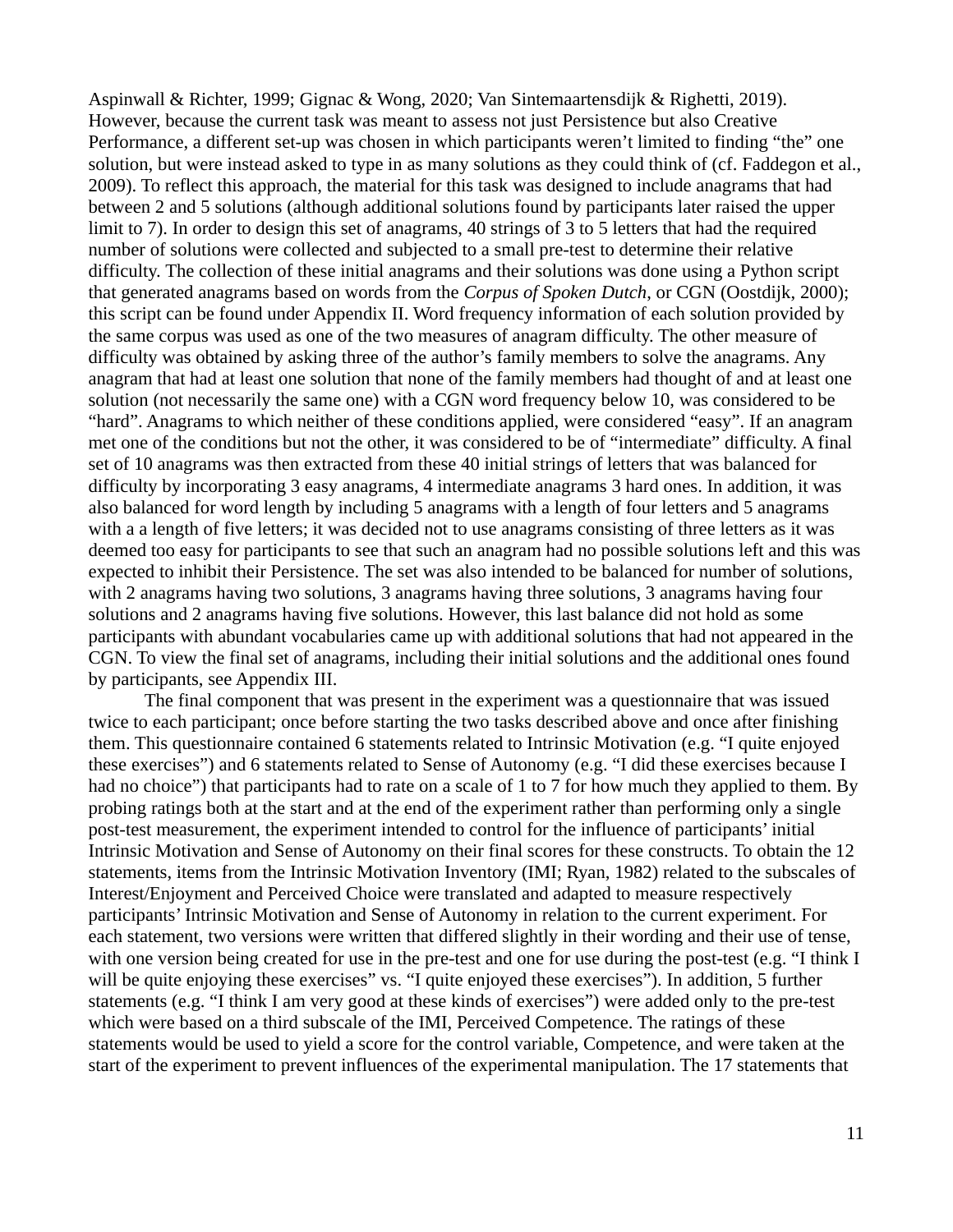Aspinwall & Richter, 1999; Gignac & Wong, 2020; Van Sintemaartensdijk & Righetti, 2019). However, because the current task was meant to assess not just Persistence but also Creative Performance, a different set-up was chosen in which participants weren't limited to finding "the" one solution, but were instead asked to type in as many solutions as they could think of (cf. Faddegon et al., 2009). To reflect this approach, the material for this task was designed to include anagrams that had between 2 and 5 solutions (although additional solutions found by participants later raised the upper limit to 7). In order to design this set of anagrams, 40 strings of 3 to 5 letters that had the required number of solutions were collected and subjected to a small pre-test to determine their relative difficulty. The collection of these initial anagrams and their solutions was done using a Python script that generated anagrams based on words from the *Corpus of Spoken Dutch*, or CGN (Oostdijk, 2000); this script can be found under Appendix II. Word frequency information of each solution provided by the same corpus was used as one of the two measures of anagram difficulty. The other measure of difficulty was obtained by asking three of the author's family members to solve the anagrams. Any anagram that had at least one solution that none of the family members had thought of and at least one solution (not necessarily the same one) with a CGN word frequency below 10, was considered to be "hard". Anagrams to which neither of these conditions applied, were considered "easy". If an anagram met one of the conditions but not the other, it was considered to be of "intermediate" difficulty. A final set of 10 anagrams was then extracted from these 40 initial strings of letters that was balanced for difficulty by incorporating 3 easy anagrams, 4 intermediate anagrams 3 hard ones. In addition, it was also balanced for word length by including 5 anagrams with a length of four letters and 5 anagrams with a a length of five letters; it was decided not to use anagrams consisting of three letters as it was deemed too easy for participants to see that such an anagram had no possible solutions left and this was expected to inhibit their Persistence. The set was also intended to be balanced for number of solutions, with 2 anagrams having two solutions, 3 anagrams having three solutions, 3 anagrams having four solutions and 2 anagrams having five solutions. However, this last balance did not hold as some participants with abundant vocabularies came up with additional solutions that had not appeared in the CGN. To view the final set of anagrams, including their initial solutions and the additional ones found by participants, see Appendix III.

The final component that was present in the experiment was a questionnaire that was issued twice to each participant; once before starting the two tasks described above and once after finishing them. This questionnaire contained 6 statements related to Intrinsic Motivation (e.g. "I quite enjoyed these exercises") and 6 statements related to Sense of Autonomy (e.g. "I did these exercises because I had no choice") that participants had to rate on a scale of 1 to 7 for how much they applied to them. By probing ratings both at the start and at the end of the experiment rather than performing only a single post-test measurement, the experiment intended to control for the influence of participants' initial Intrinsic Motivation and Sense of Autonomy on their final scores for these constructs. To obtain the 12 statements, items from the Intrinsic Motivation Inventory (IMI; Ryan, 1982) related to the subscales of Interest/Enjoyment and Perceived Choice were translated and adapted to measure respectively participants' Intrinsic Motivation and Sense of Autonomy in relation to the current experiment. For each statement, two versions were written that differed slightly in their wording and their use of tense, with one version being created for use in the pre-test and one for use during the post-test (e.g. "I think I will be quite enjoying these exercises" vs. "I quite enjoyed these exercises"). In addition, 5 further statements (e.g. "I think I am very good at these kinds of exercises") were added only to the pre-test which were based on a third subscale of the IMI, Perceived Competence. The ratings of these statements would be used to yield a score for the control variable, Competence, and were taken at the start of the experiment to prevent influences of the experimental manipulation. The 17 statements that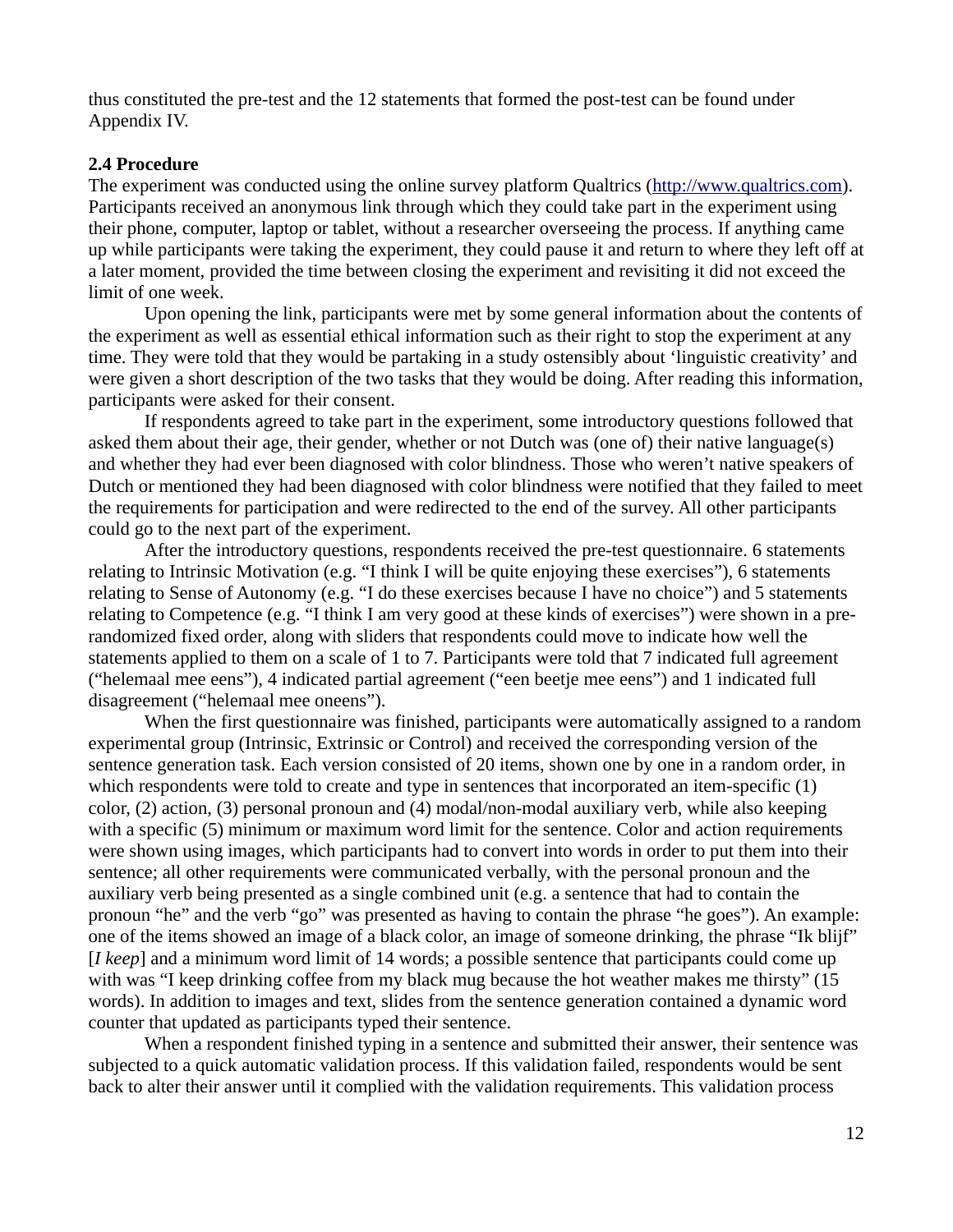thus constituted the pre-test and the 12 statements that formed the post-test can be found under Appendix IV.

**2.4 Procedure**

The experiment was conducted using the online survey platform Qualtrics (http://www.qualtrics.com). Participants received an anonymous link through which they could take part in the experiment using their phone, computer, laptop or tablet, without a researcher overseeing the process. If anything came up while participants were taking the experiment, they could pause it and return to where they left off at a later moment, provided the time between closing the experiment and revisiting it did not exceed the limit of one week.

Upon opening the link, participants were met by some general information about the contents of the experiment as well as essential ethical information such as their right to stop the experiment at any time. They were told that they would be partaking in a study ostensibly about 'linguistic creativity' and were given a short description of the two tasks that they would be doing. After reading this information, participants were asked for their consent.

If respondents agreed to take part in the experiment, some introductory questions followed that asked them about their age, their gender, whether or not Dutch was (one of) their native language(s) and whether they had ever been diagnosed with color blindness. Those who weren't native speakers of Dutch or mentioned they had been diagnosed with color blindness were notified that they failed to meet the requirements for participation and were redirected to the end of the survey. All other participants could go to the next part of the experiment.

After the introductory questions, respondents received the pre-test questionnaire. 6 statements relating to Intrinsic Motivation (e.g. "I think I will be quite enjoying these exercises"), 6 statements relating to Sense of Autonomy (e.g. "I do these exercises because I have no choice") and 5 statements relating to Competence (e.g. "I think I am very good at these kinds of exercises") were shown in a pre-randomized fixed order, along with sliders that respondents could move to indicate how well the statements applied to them on a scale of 1 to 7. Participants were told that 7 indicated full agreement ("helemaal mee eens"), 4 indicated partial agreement ("een beetje mee eens") and 1 indicated full disagreement ("helemaal mee oneens").

When the first questionnaire was finished, participants were automatically assigned to a random experimental group (Intrinsic, Extrinsic or Control) and received the corresponding version of the sentence generation task. Each version consisted of 20 items, shown one by one in a random order, in which respondents were told to create and type in sentences that incorporated an item-specific (1) color, (2) action, (3) personal pronoun and (4) modal/non-modal auxiliary verb, while also keeping with a specific (5) minimum or maximum word limit for the sentence. Color and action requirements were shown using images, which participants had to convert into words in order to put them into their sentence; all other requirements were communicated verbally, with the personal pronoun and the auxiliary verb being presented as a single combined unit (e.g. a sentence that had to contain the pronoun "he" and the verb "go" was presented as having to contain the phrase "he goes"). An example: one of the items showed an image of a black color, an image of someone drinking, the phrase "Ik blijf" [*I keep*] and a minimum word limit of 14 words; a possible sentence that participants could come up with was "I keep drinking coffee from my black mug because the hot weather makes me thirsty" (15 words). In addition to images and text, slides from the sentence generation contained a dynamic word counter that updated as participants typed their sentence.

When a respondent finished typing in a sentence and submitted their answer, their sentence was subjected to a quick automatic validation process. If this validation failed, respondents would be sent back to alter their answer until it complied with the validation requirements. This validation process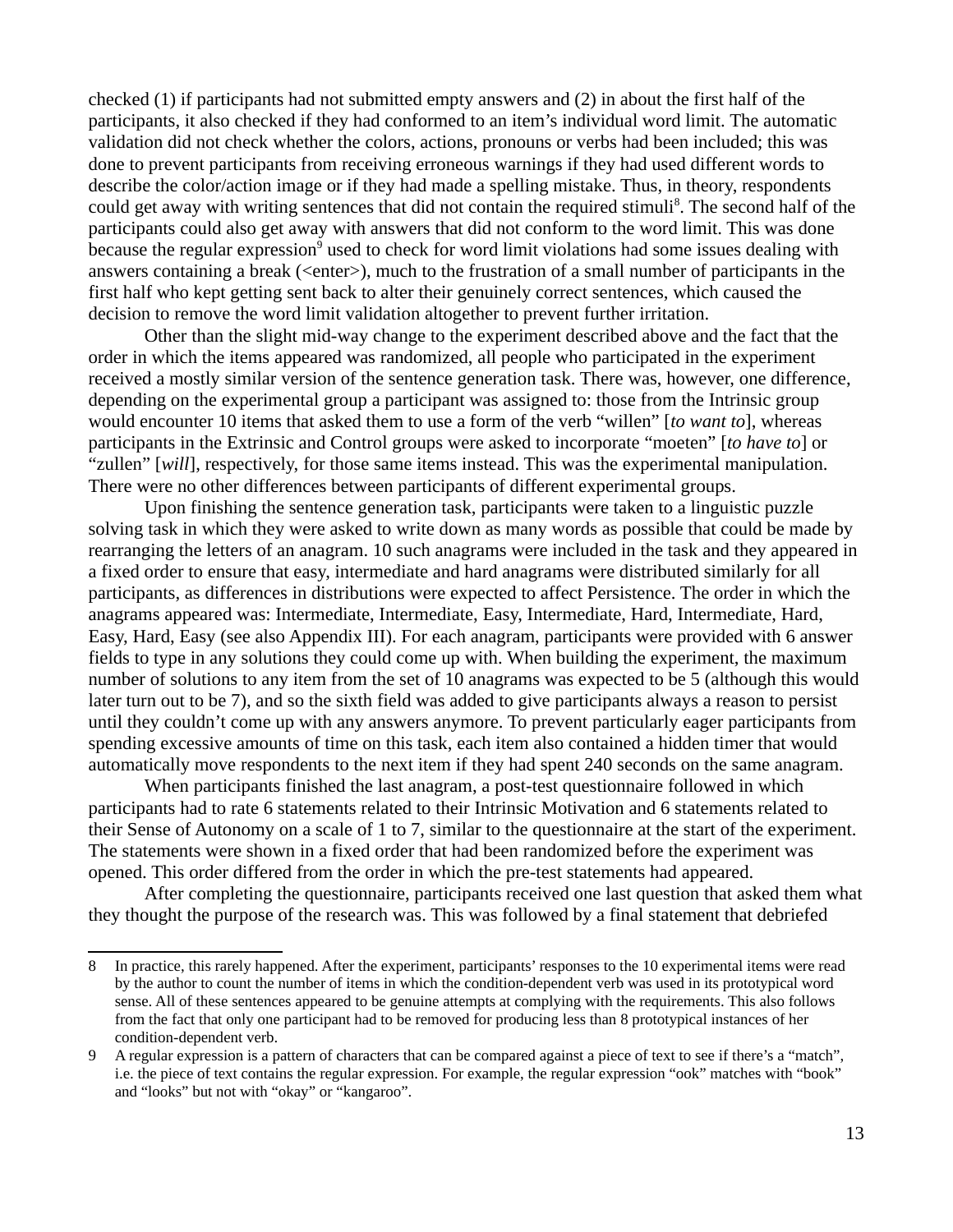checked (1) if participants had not submitted empty answers and (2) in about the first half of the participants, it also checked if they had conformed to an item's individual word limit. The automatic validation did not check whether the colors, actions, pronouns or verbs had been included; this was done to prevent participants from receiving erroneous warnings if they had used different words to describe the color/action image or if they had made a spelling mistake. Thus, in theory, respondents could get away with writing sentences that did not contain the required stimuli[8]. The second half of the participants could also get away with answers that did not conform to the word limit. This was done because the regular expression[9] used to check for word limit violations had some issues dealing with answers containing a break (<enter>), much to the frustration of a small number of participants in the first half who kept getting sent back to alter their genuinely correct sentences, which caused the decision to remove the word limit validation altogether to prevent further irritation.

Other than the slight mid-way change to the experiment described above and the fact that the order in which the items appeared was randomized, all people who participated in the experiment received a mostly similar version of the sentence generation task. There was, however, one difference, depending on the experimental group a participant was assigned to: those from the Intrinsic group would encounter 10 items that asked them to use a form of the verb "willen" [*to want to*], whereas participants in the Extrinsic and Control groups were asked to incorporate "moeten" [*to have to*] or "zullen" [*will*], respectively, for those same items instead. This was the experimental manipulation. There were no other differences between participants of different experimental groups.

Upon finishing the sentence generation task, participants were taken to a linguistic puzzle solving task in which they were asked to write down as many words as possible that could be made by rearranging the letters of an anagram. 10 such anagrams were included in the task and they appeared in a fixed order to ensure that easy, intermediate and hard anagrams were distributed similarly for all participants, as differences in distributions were expected to affect Persistence. The order in which the anagrams appeared was: Intermediate, Intermediate, Easy, Intermediate, Hard, Intermediate, Hard, Easy, Hard, Easy (see also Appendix III). For each anagram, participants were provided with 6 answer fields to type in any solutions they could come up with. When building the experiment, the maximum number of solutions to any item from the set of 10 anagrams was expected to be 5 (although this would later turn out to be 7), and so the sixth field was added to give participants always a reason to persist until they couldn't come up with any answers anymore. To prevent particularly eager participants from spending excessive amounts of time on this task, each item also contained a hidden timer that would automatically move respondents to the next item if they had spent 240 seconds on the same anagram.

When participants finished the last anagram, a post-test questionnaire followed in which participants had to rate 6 statements related to their Intrinsic Motivation and 6 statements related to their Sense of Autonomy on a scale of 1 to 7, similar to the questionnaire at the start of the experiment. The statements were shown in a fixed order that had been randomized before the experiment was opened. This order differed from the order in which the pre-test statements had appeared.

After completing the questionnaire, participants received one last question that asked them what they thought the purpose of the research was. This was followed by a final statement that debriefed

---

[8] In practice, this rarely happened. After the experiment, participants' responses to the 10 experimental items were read by the author to count the number of items in which the condition-dependent verb was used in its prototypical word sense. All of these sentences appeared to be genuine attempts at complying with the requirements. This also follows from the fact that only one participant had to be removed for producing less than 8 prototypical instances of her condition-dependent verb.

[9] A regular expression is a pattern of characters that can be compared against a piece of text to see if there's a "match", i.e. the piece of text contains the regular expression. For example, the regular expression "ook" matches with "book" and "looks" but not with "okay" or "kangaroo".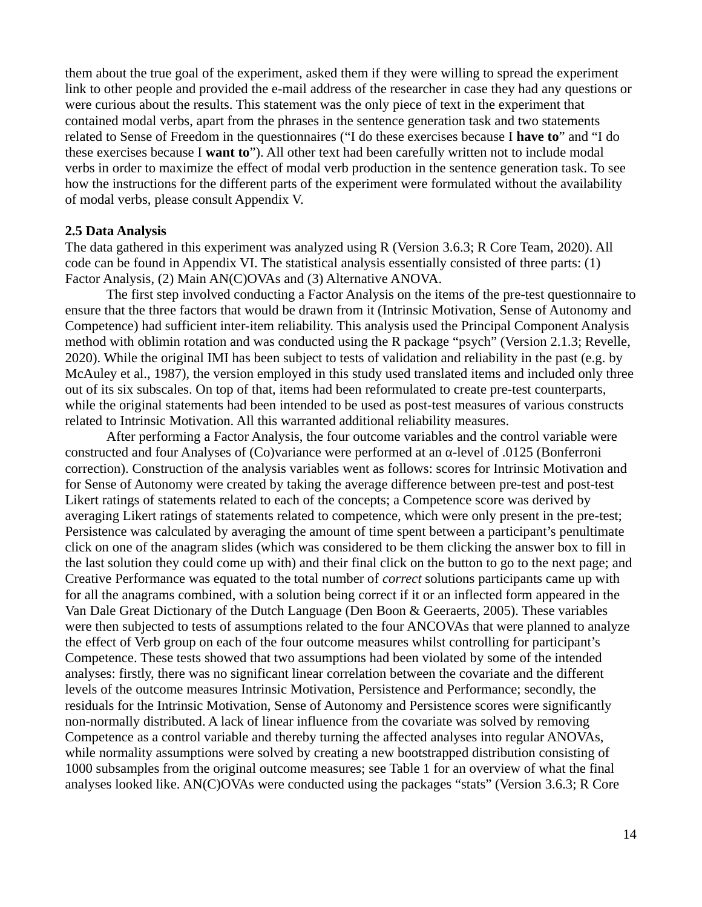them about the true goal of the experiment, asked them if they were willing to spread the experiment link to other people and provided the e-mail address of the researcher in case they had any questions or were curious about the results. This statement was the only piece of text in the experiment that contained modal verbs, apart from the phrases in the sentence generation task and two statements related to Sense of Freedom in the questionnaires ("I do these exercises because I **have to**" and "I do these exercises because I **want to**"). All other text had been carefully written not to include modal verbs in order to maximize the effect of modal verb production in the sentence generation task. To see how the instructions for the different parts of the experiment were formulated without the availability of modal verbs, please consult Appendix V.

### 2.5 Data Analysis

The data gathered in this experiment was analyzed using R (Version 3.6.3; R Core Team, 2020). All code can be found in Appendix VI. The statistical analysis essentially consisted of three parts: (1) Factor Analysis, (2) Main AN(C)OVAs and (3) Alternative ANOVA.

The first step involved conducting a Factor Analysis on the items of the pre-test questionnaire to ensure that the three factors that would be drawn from it (Intrinsic Motivation, Sense of Autonomy and Competence) had sufficient inter-item reliability. This analysis used the Principal Component Analysis method with oblimin rotation and was conducted using the R package "psych" (Version 2.1.3; Revelle, 2020). While the original IMI has been subject to tests of validation and reliability in the past (e.g. by McAuley et al., 1987), the version employed in this study used translated items and included only three out of its six subscales. On top of that, items had been reformulated to create pre-test counterparts, while the original statements had been intended to be used as post-test measures of various constructs related to Intrinsic Motivation. All this warranted additional reliability measures.

After performing a Factor Analysis, the four outcome variables and the control variable were constructed and four Analyses of (Co)variance were performed at an α-level of .0125 (Bonferroni correction). Construction of the analysis variables went as follows: scores for Intrinsic Motivation and for Sense of Autonomy were created by taking the average difference between pre-test and post-test Likert ratings of statements related to each of the concepts; a Competence score was derived by averaging Likert ratings of statements related to competence, which were only present in the pre-test; Persistence was calculated by averaging the amount of time spent between a participant's penultimate click on one of the anagram slides (which was considered to be them clicking the answer box to fill in the last solution they could come up with) and their final click on the button to go to the next page; and Creative Performance was equated to the total number of *correct* solutions participants came up with for all the anagrams combined, with a solution being correct if it or an inflected form appeared in the Van Dale Great Dictionary of the Dutch Language (Den Boon & Geeraerts, 2005). These variables were then subjected to tests of assumptions related to the four ANCOVAs that were planned to analyze the effect of Verb group on each of the four outcome measures whilst controlling for participant's Competence. These tests showed that two assumptions had been violated by some of the intended analyses: firstly, there was no significant linear correlation between the covariate and the different levels of the outcome measures Intrinsic Motivation, Persistence and Performance; secondly, the residuals for the Intrinsic Motivation, Sense of Autonomy and Persistence scores were significantly non-normally distributed. A lack of linear influence from the covariate was solved by removing Competence as a control variable and thereby turning the affected analyses into regular ANOVAs, while normality assumptions were solved by creating a new bootstrapped distribution consisting of 1000 subsamples from the original outcome measures; see Table 1 for an overview of what the final analyses looked like. AN(C)OVAs were conducted using the packages "stats" (Version 3.6.3; R Core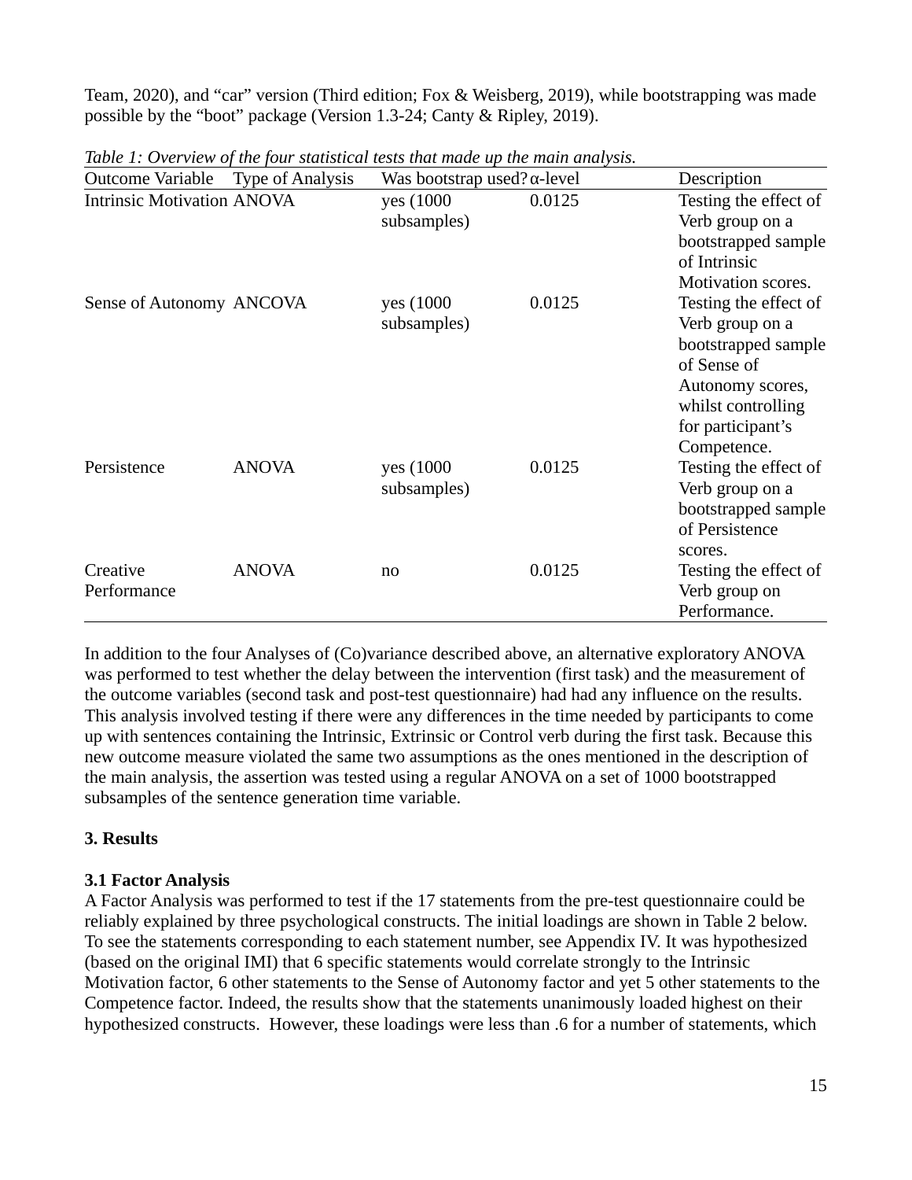Team, 2020), and "car" version (Third edition; Fox & Weisberg, 2019), while bootstrapping was made possible by the "boot" package (Version 1.3-24; Canty & Ripley, 2019).

*Table 1: Overview of the four statistical tests that made up the main analysis.*

| Outcome Variable | Type of Analysis | Was bootstrap used? | α-level | Description |
|---|---|---|---|---|
| Intrinsic Motivation | ANOVA | yes (1000 subsamples) | 0.0125 | Testing the effect of Verb group on a bootstrapped sample of Intrinsic Motivation scores. |
| Sense of Autonomy | ANCOVA | yes (1000 subsamples) | 0.0125 | Testing the effect of Verb group on a bootstrapped sample of Sense of Autonomy scores, whilst controlling for participant's Competence. |
| Persistence | ANOVA | yes (1000 subsamples) | 0.0125 | Testing the effect of Verb group on a bootstrapped sample of Persistence scores. |
| Creative Performance | ANOVA | no | 0.0125 | Testing the effect of Verb group on Performance. |

In addition to the four Analyses of (Co)variance described above, an alternative exploratory ANOVA was performed to test whether the delay between the intervention (first task) and the measurement of the outcome variables (second task and post-test questionnaire) had had any influence on the results. This analysis involved testing if there were any differences in the time needed by participants to come up with sentences containing the Intrinsic, Extrinsic or Control verb during the first task. Because this new outcome measure violated the same two assumptions as the ones mentioned in the description of the main analysis, the assertion was tested using a regular ANOVA on a set of 1000 bootstrapped subsamples of the sentence generation time variable.

## 3. Results

### 3.1 Factor Analysis

A Factor Analysis was performed to test if the 17 statements from the pre-test questionnaire could be reliably explained by three psychological constructs. The initial loadings are shown in Table 2 below. To see the statements corresponding to each statement number, see Appendix IV. It was hypothesized (based on the original IMI) that 6 specific statements would correlate strongly to the Intrinsic Motivation factor, 6 other statements to the Sense of Autonomy factor and yet 5 other statements to the Competence factor. Indeed, the results show that the statements unanimously loaded highest on their hypothesized constructs. However, these loadings were less than .6 for a number of statements, which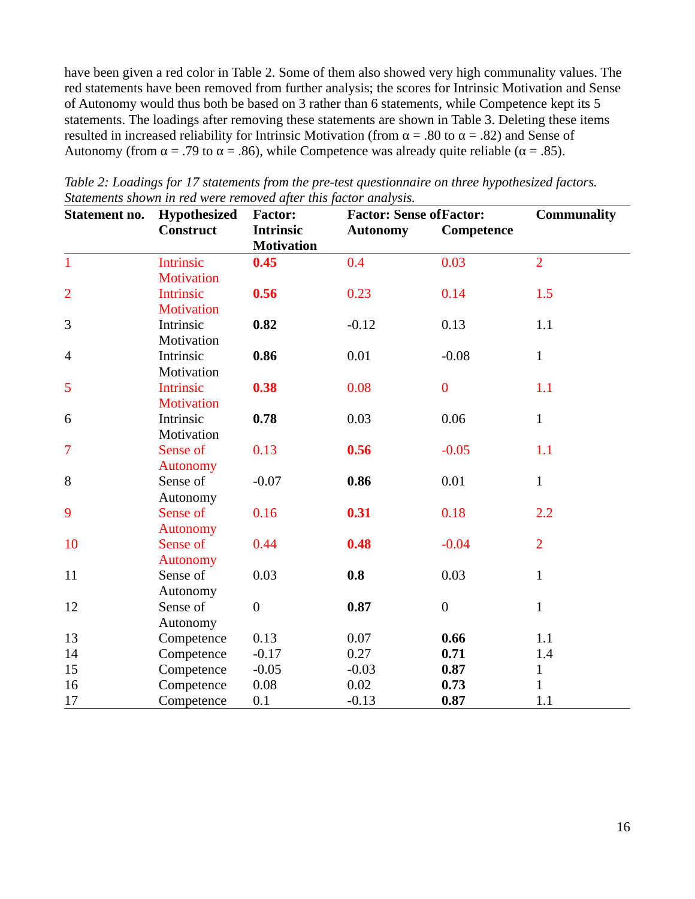have been given a red color in Table 2. Some of them also showed very high communality values. The red statements have been removed from further analysis; the scores for Intrinsic Motivation and Sense of Autonomy would thus both be based on 3 rather than 6 statements, while Competence kept its 5 statements. The loadings after removing these statements are shown in Table 3. Deleting these items resulted in increased reliability for Intrinsic Motivation (from α = .80 to α = .82) and Sense of Autonomy (from α = .79 to α = .86), while Competence was already quite reliable (α = .85).

*Table 2: Loadings for 17 statements from the pre-test questionnaire on three hypothesized factors. Statements shown in red were removed after this factor analysis.*

| Statement no. | Hypothesized Construct | Factor: Intrinsic Motivation | Factor: Sense of Autonomy | Factor: Competence | Communality |
|---|---|---|---|---|---|
| 1 | Intrinsic Motivation | **0.45** | 0.4 | 0.03 | 2 |
| 2 | Intrinsic Motivation | **0.56** | 0.23 | 0.14 | 1.5 |
| 3 | Intrinsic Motivation | **0.82** | -0.12 | 0.13 | 1.1 |
| 4 | Intrinsic Motivation | **0.86** | 0.01 | -0.08 | 1 |
| 5 | Intrinsic Motivation | **0.38** | 0.08 | 0 | 1.1 |
| 6 | Intrinsic Motivation | **0.78** | 0.03 | 0.06 | 1 |
| 7 | Sense of Autonomy | 0.13 | **0.56** | -0.05 | 1.1 |
| 8 | Sense of Autonomy | -0.07 | **0.86** | 0.01 | 1 |
| 9 | Sense of Autonomy | 0.16 | **0.31** | 0.18 | 2.2 |
| 10 | Sense of Autonomy | 0.44 | **0.48** | -0.04 | 2 |
| 11 | Sense of Autonomy | 0.03 | **0.8** | 0.03 | 1 |
| 12 | Sense of Autonomy | 0 | **0.87** | 0 | 1 |
| 13 | Competence | 0.13 | 0.07 | **0.66** | 1.1 |
| 14 | Competence | -0.17 | 0.27 | **0.71** | 1.4 |
| 15 | Competence | -0.05 | -0.03 | **0.87** | 1 |
| 16 | Competence | 0.08 | 0.02 | **0.73** | 1 |
| 17 | Competence | 0.1 | -0.13 | **0.87** | 1.1 |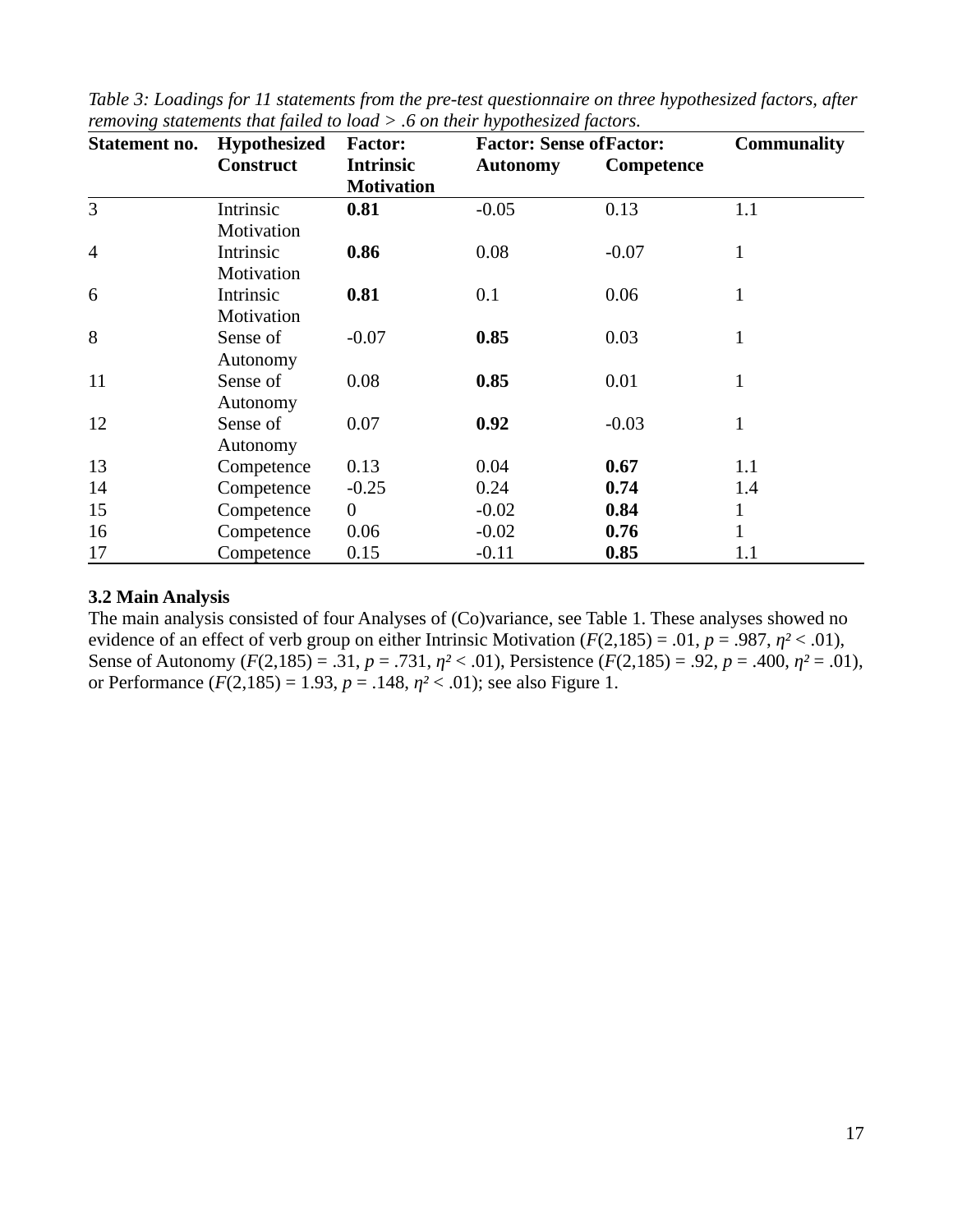*Table 3: Loadings for 11 statements from the pre-test questionnaire on three hypothesized factors, after removing statements that failed to load > .6 on their hypothesized factors.*

| Statement no. | Hypothesized Construct | Factor: Intrinsic Motivation | Factor: Sense of Autonomy | Factor: Competence | Communality |
|---|---|---|---|---|---|
| 3 | Intrinsic Motivation | **0.81** | -0.05 | 0.13 | 1.1 |
| 4 | Intrinsic Motivation | **0.86** | 0.08 | -0.07 | 1 |
| 6 | Intrinsic Motivation | **0.81** | 0.1 | 0.06 | 1 |
| 8 | Sense of Autonomy | -0.07 | **0.85** | 0.03 | 1 |
| 11 | Sense of Autonomy | 0.08 | **0.85** | 0.01 | 1 |
| 12 | Sense of Autonomy | 0.07 | **0.92** | -0.03 | 1 |
| 13 | Competence | 0.13 | 0.04 | **0.67** | 1.1 |
| 14 | Competence | -0.25 | 0.24 | **0.74** | 1.4 |
| 15 | Competence | 0 | -0.02 | **0.84** | 1 |
| 16 | Competence | 0.06 | -0.02 | **0.76** | 1 |
| 17 | Competence | 0.15 | -0.11 | **0.85** | 1.1 |

### 3.2 Main Analysis

The main analysis consisted of four Analyses of (Co)variance, see Table 1. These analyses showed no evidence of an effect of verb group on either Intrinsic Motivation ($F(2,185) = .01$, $p = .987$, $\eta^2 < .01$), Sense of Autonomy ($F(2,185) = .31$, $p = .731$, $\eta^2 < .01$), Persistence ($F(2,185) = .92$, $p = .400$, $\eta^2 = .01$), or Performance ($F(2,185) = 1.93$, $p = .148$, $\eta^2 < .01$); see also Figure 1.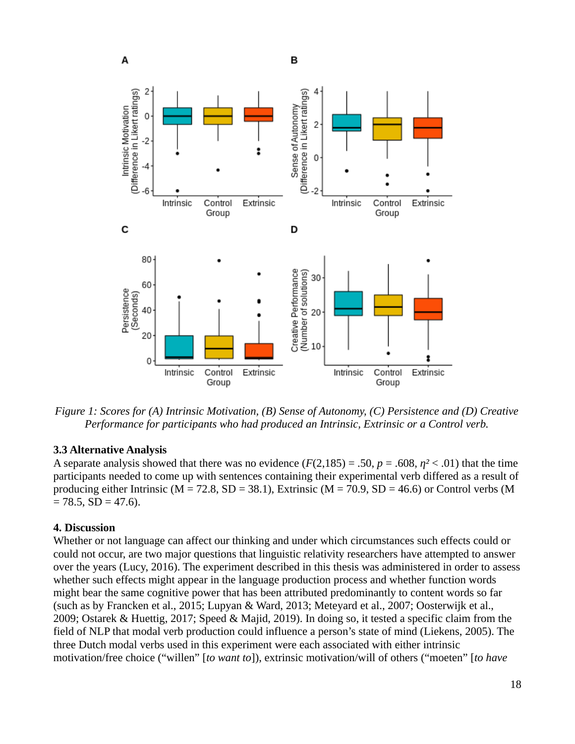*Figure 1: Scores for (A) Intrinsic Motivation, (B) Sense of Autonomy, (C) Persistence and (D) Creative Performance for participants who had produced an Intrinsic, Extrinsic or a Control verb.*

### 3.3 Alternative Analysis

A separate analysis showed that there was no evidence ($F(2,185) = .50$, $p = .608$, $\eta^2 < .01$) that the time participants needed to come up with sentences containing their experimental verb differed as a result of producing either Intrinsic (M = 72.8, SD = 38.1), Extrinsic (M = 70.9, SD = 46.6) or Control verbs (M = 78.5, SD = 47.6).

## 4. Discussion

Whether or not language can affect our thinking and under which circumstances such effects could or could not occur, are two major questions that linguistic relativity researchers have attempted to answer over the years (Lucy, 2016). The experiment described in this thesis was administered in order to assess whether such effects might appear in the language production process and whether function words might bear the same cognitive power that has been attributed predominantly to content words so far (such as by Francken et al., 2015; Lupyan & Ward, 2013; Meteyard et al., 2007; Oosterwijk et al., 2009; Ostarek & Huettig, 2017; Speed & Majid, 2019). In doing so, it tested a specific claim from the field of NLP that modal verb production could influence a person's state of mind (Liekens, 2005). The three Dutch modal verbs used in this experiment were each associated with either intrinsic motivation/free choice ("willen" [*to want to*]), extrinsic motivation/will of others ("moeten" [*to have*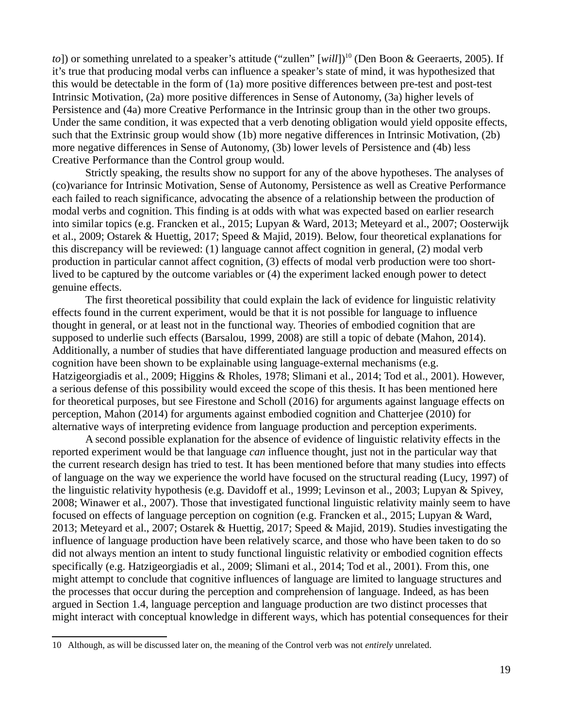*to*]) or something unrelated to a speaker's attitude ("zullen" [*will*])[10] (Den Boon & Geeraerts, 2005). If it's true that producing modal verbs can influence a speaker's state of mind, it was hypothesized that this would be detectable in the form of (1a) more positive differences between pre-test and post-test Intrinsic Motivation, (2a) more positive differences in Sense of Autonomy, (3a) higher levels of Persistence and (4a) more Creative Performance in the Intrinsic group than in the other two groups. Under the same condition, it was expected that a verb denoting obligation would yield opposite effects, such that the Extrinsic group would show (1b) more negative differences in Intrinsic Motivation, (2b) more negative differences in Sense of Autonomy, (3b) lower levels of Persistence and (4b) less Creative Performance than the Control group would.

Strictly speaking, the results show no support for any of the above hypotheses. The analyses of (co)variance for Intrinsic Motivation, Sense of Autonomy, Persistence as well as Creative Performance each failed to reach significance, advocating the absence of a relationship between the production of modal verbs and cognition. This finding is at odds with what was expected based on earlier research into similar topics (e.g. Francken et al., 2015; Lupyan & Ward, 2013; Meteyard et al., 2007; Oosterwijk et al., 2009; Ostarek & Huettig, 2017; Speed & Majid, 2019). Below, four theoretical explanations for this discrepancy will be reviewed: (1) language cannot affect cognition in general, (2) modal verb production in particular cannot affect cognition, (3) effects of modal verb production were too short-lived to be captured by the outcome variables or (4) the experiment lacked enough power to detect genuine effects.

The first theoretical possibility that could explain the lack of evidence for linguistic relativity effects found in the current experiment, would be that it is not possible for language to influence thought in general, or at least not in the functional way. Theories of embodied cognition that are supposed to underlie such effects (Barsalou, 1999, 2008) are still a topic of debate (Mahon, 2014). Additionally, a number of studies that have differentiated language production and measured effects on cognition have been shown to be explainable using language-external mechanisms (e.g. Hatzigeorgiadis et al., 2009; Higgins & Rholes, 1978; Slimani et al., 2014; Tod et al., 2001). However, a serious defense of this possibility would exceed the scope of this thesis. It has been mentioned here for theoretical purposes, but see Firestone and Scholl (2016) for arguments against language effects on perception, Mahon (2014) for arguments against embodied cognition and Chatterjee (2010) for alternative ways of interpreting evidence from language production and perception experiments.

A second possible explanation for the absence of evidence of linguistic relativity effects in the reported experiment would be that language *can* influence thought, just not in the particular way that the current research design has tried to test. It has been mentioned before that many studies into effects of language on the way we experience the world have focused on the structural reading (Lucy, 1997) of the linguistic relativity hypothesis (e.g. Davidoff et al., 1999; Levinson et al., 2003; Lupyan & Spivey, 2008; Winawer et al., 2007). Those that investigated functional linguistic relativity mainly seem to have focused on effects of language perception on cognition (e.g. Francken et al., 2015; Lupyan & Ward, 2013; Meteyard et al., 2007; Ostarek & Huettig, 2017; Speed & Majid, 2019). Studies investigating the influence of language production have been relatively scarce, and those who have been taken to do so did not always mention an intent to study functional linguistic relativity or embodied cognition effects specifically (e.g. Hatzigeorgiadis et al., 2009; Slimani et al., 2014; Tod et al., 2001). From this, one might attempt to conclude that cognitive influences of language are limited to language structures and the processes that occur during the perception and comprehension of language. Indeed, as has been argued in Section 1.4, language perception and language production are two distinct processes that might interact with conceptual knowledge in different ways, which has potential consequences for their

[10] Although, as will be discussed later on, the meaning of the Control verb was not *entirely* unrelated.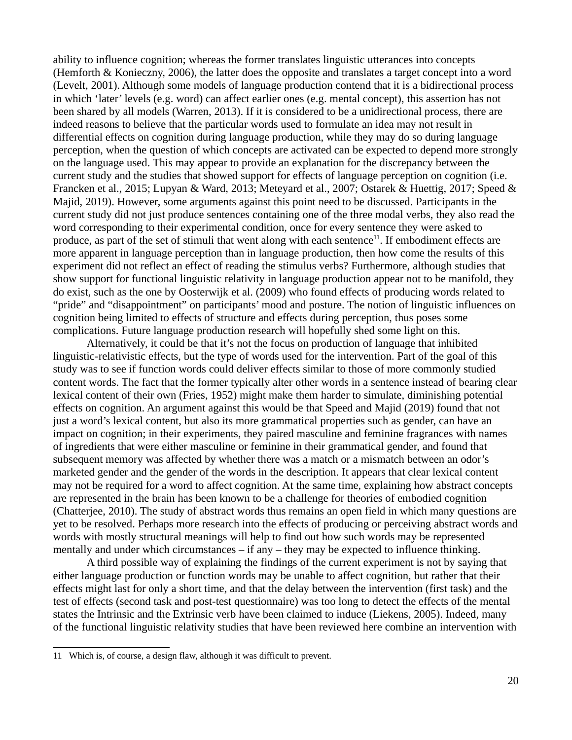ability to influence cognition; whereas the former translates linguistic utterances into concepts (Hemforth & Konieczny, 2006), the latter does the opposite and translates a target concept into a word (Levelt, 2001). Although some models of language production contend that it is a bidirectional process in which 'later' levels (e.g. word) can affect earlier ones (e.g. mental concept), this assertion has not been shared by all models (Warren, 2013). If it is considered to be a unidirectional process, there are indeed reasons to believe that the particular words used to formulate an idea may not result in differential effects on cognition during language production, while they may do so during language perception, when the question of which concepts are activated can be expected to depend more strongly on the language used. This may appear to provide an explanation for the discrepancy between the current study and the studies that showed support for effects of language perception on cognition (i.e. Francken et al., 2015; Lupyan & Ward, 2013; Meteyard et al., 2007; Ostarek & Huettig, 2017; Speed & Majid, 2019). However, some arguments against this point need to be discussed. Participants in the current study did not just produce sentences containing one of the three modal verbs, they also read the word corresponding to their experimental condition, once for every sentence they were asked to produce, as part of the set of stimuli that went along with each sentence[11]. If embodiment effects are more apparent in language perception than in language production, then how come the results of this experiment did not reflect an effect of reading the stimulus verbs? Furthermore, although studies that show support for functional linguistic relativity in language production appear not to be manifold, they do exist, such as the one by Oosterwijk et al. (2009) who found effects of producing words related to "pride" and "disappointment" on participants' mood and posture. The notion of linguistic influences on cognition being limited to effects of structure and effects during perception, thus poses some complications. Future language production research will hopefully shed some light on this.

Alternatively, it could be that it's not the focus on production of language that inhibited linguistic-relativistic effects, but the type of words used for the intervention. Part of the goal of this study was to see if function words could deliver effects similar to those of more commonly studied content words. The fact that the former typically alter other words in a sentence instead of bearing clear lexical content of their own (Fries, 1952) might make them harder to simulate, diminishing potential effects on cognition. An argument against this would be that Speed and Majid (2019) found that not just a word's lexical content, but also its more grammatical properties such as gender, can have an impact on cognition; in their experiments, they paired masculine and feminine fragrances with names of ingredients that were either masculine or feminine in their grammatical gender, and found that subsequent memory was affected by whether there was a match or a mismatch between an odor's marketed gender and the gender of the words in the description. It appears that clear lexical content may not be required for a word to affect cognition. At the same time, explaining how abstract concepts are represented in the brain has been known to be a challenge for theories of embodied cognition (Chatterjee, 2010). The study of abstract words thus remains an open field in which many questions are yet to be resolved. Perhaps more research into the effects of producing or perceiving abstract words and words with mostly structural meanings will help to find out how such words may be represented mentally and under which circumstances – if any – they may be expected to influence thinking.

A third possible way of explaining the findings of the current experiment is not by saying that either language production or function words may be unable to affect cognition, but rather that their effects might last for only a short time, and that the delay between the intervention (first task) and the test of effects (second task and post-test questionnaire) was too long to detect the effects of the mental states the Intrinsic and the Extrinsic verb have been claimed to induce (Liekens, 2005). Indeed, many of the functional linguistic relativity studies that have been reviewed here combine an intervention with

[11] Which is, of course, a design flaw, although it was difficult to prevent.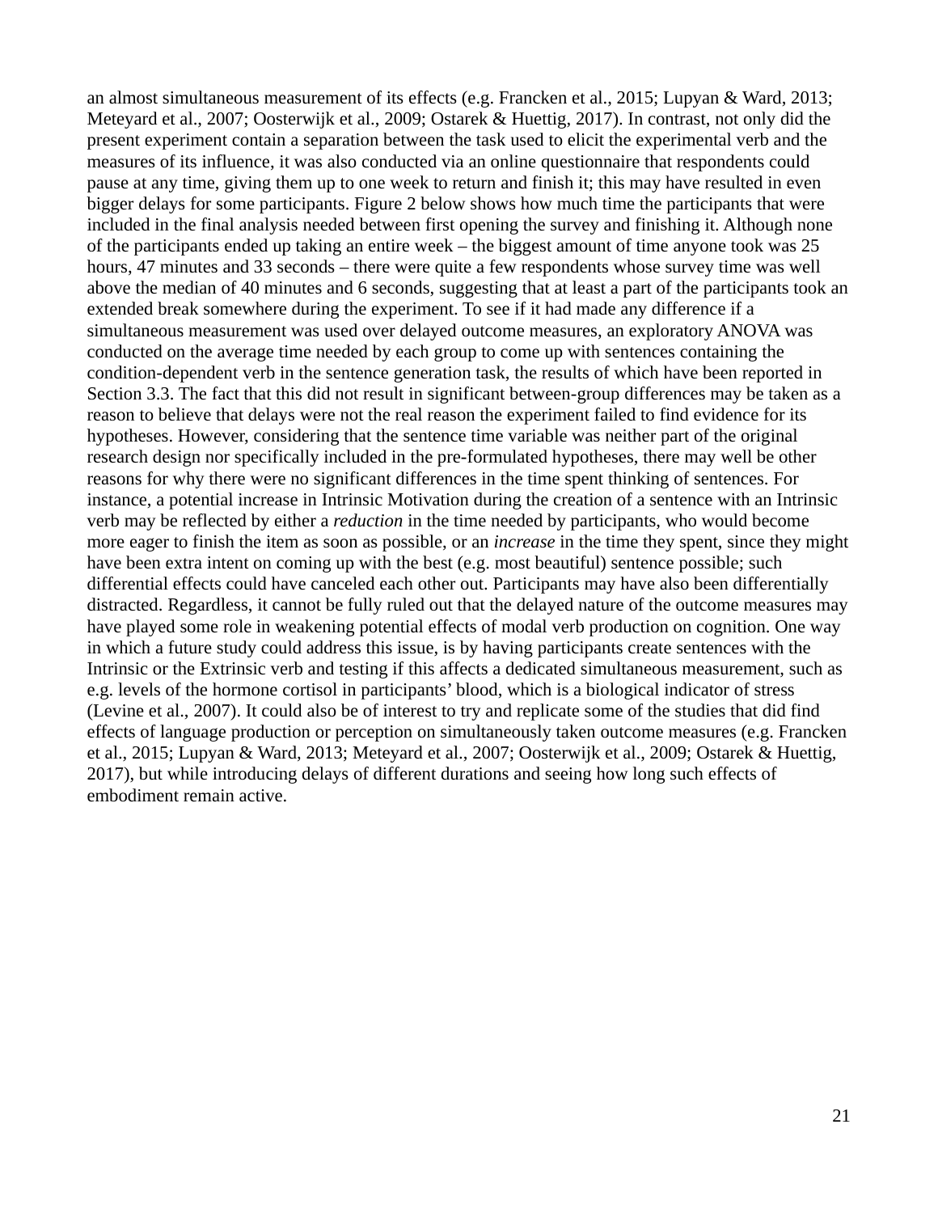an almost simultaneous measurement of its effects (e.g. Francken et al., 2015; Lupyan & Ward, 2013; Meteyard et al., 2007; Oosterwijk et al., 2009; Ostarek & Huettig, 2017). In contrast, not only did the present experiment contain a separation between the task used to elicit the experimental verb and the measures of its influence, it was also conducted via an online questionnaire that respondents could pause at any time, giving them up to one week to return and finish it; this may have resulted in even bigger delays for some participants. Figure 2 below shows how much time the participants that were included in the final analysis needed between first opening the survey and finishing it. Although none of the participants ended up taking an entire week – the biggest amount of time anyone took was 25 hours, 47 minutes and 33 seconds – there were quite a few respondents whose survey time was well above the median of 40 minutes and 6 seconds, suggesting that at least a part of the participants took an extended break somewhere during the experiment. To see if it had made any difference if a simultaneous measurement was used over delayed outcome measures, an exploratory ANOVA was conducted on the average time needed by each group to come up with sentences containing the condition-dependent verb in the sentence generation task, the results of which have been reported in Section 3.3. The fact that this did not result in significant between-group differences may be taken as a reason to believe that delays were not the real reason the experiment failed to find evidence for its hypotheses. However, considering that the sentence time variable was neither part of the original research design nor specifically included in the pre-formulated hypotheses, there may well be other reasons for why there were no significant differences in the time spent thinking of sentences. For instance, a potential increase in Intrinsic Motivation during the creation of a sentence with an Intrinsic verb may be reflected by either a *reduction* in the time needed by participants, who would become more eager to finish the item as soon as possible, or an *increase* in the time they spent, since they might have been extra intent on coming up with the best (e.g. most beautiful) sentence possible; such differential effects could have canceled each other out. Participants may have also been differentially distracted. Regardless, it cannot be fully ruled out that the delayed nature of the outcome measures may have played some role in weakening potential effects of modal verb production on cognition. One way in which a future study could address this issue, is by having participants create sentences with the Intrinsic or the Extrinsic verb and testing if this affects a dedicated simultaneous measurement, such as e.g. levels of the hormone cortisol in participants' blood, which is a biological indicator of stress (Levine et al., 2007). It could also be of interest to try and replicate some of the studies that did find effects of language production or perception on simultaneously taken outcome measures (e.g. Francken et al., 2015; Lupyan & Ward, 2013; Meteyard et al., 2007; Oosterwijk et al., 2009; Ostarek & Huettig, 2017), but while introducing delays of different durations and seeing how long such effects of embodiment remain active.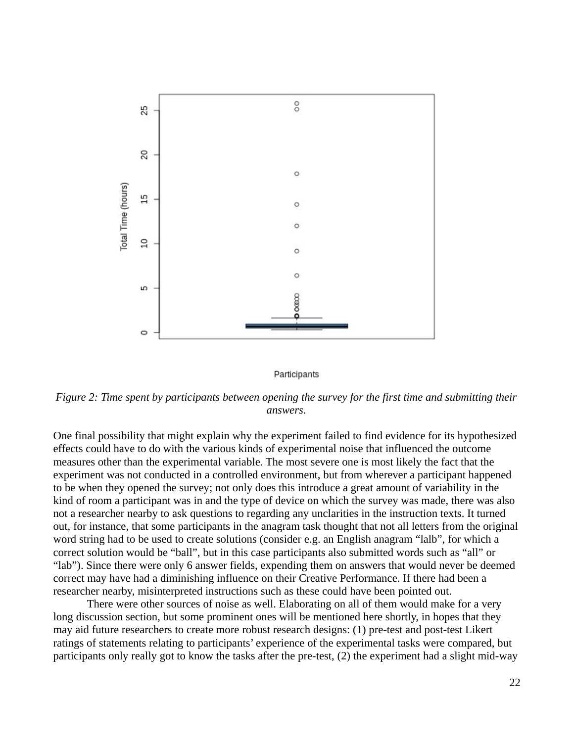*Figure 2: Time spent by participants between opening the survey for the first time and submitting their answers.*

One final possibility that might explain why the experiment failed to find evidence for its hypothesized effects could have to do with the various kinds of experimental noise that influenced the outcome measures other than the experimental variable. The most severe one is most likely the fact that the experiment was not conducted in a controlled environment, but from wherever a participant happened to be when they opened the survey; not only does this introduce a great amount of variability in the kind of room a participant was in and the type of device on which the survey was made, there was also not a researcher nearby to ask questions to regarding any unclarities in the instruction texts. It turned out, for instance, that some participants in the anagram task thought that not all letters from the original word string had to be used to create solutions (consider e.g. an English anagram “lalb”, for which a correct solution would be “ball”, but in this case participants also submitted words such as “all” or “lab”). Since there were only 6 answer fields, expending them on answers that would never be deemed correct may have had a diminishing influence on their Creative Performance. If there had been a researcher nearby, misinterpreted instructions such as these could have been pointed out.

There were other sources of noise as well. Elaborating on all of them would make for a very long discussion section, but some prominent ones will be mentioned here shortly, in hopes that they may aid future researchers to create more robust research designs: (1) pre-test and post-test Likert ratings of statements relating to participants’ experience of the experimental tasks were compared, but participants only really got to know the tasks after the pre-test, (2) the experiment had a slight mid-way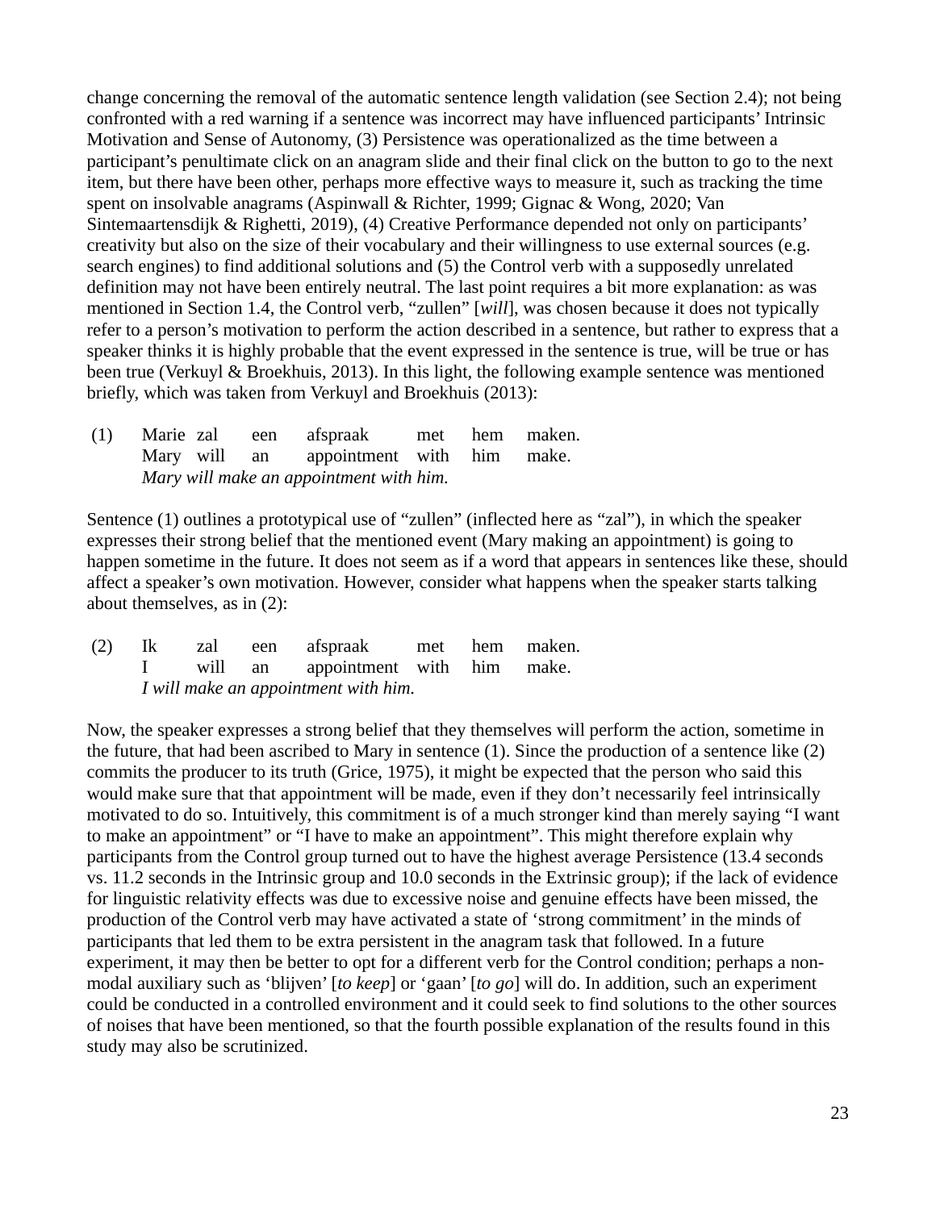change concerning the removal of the automatic sentence length validation (see Section 2.4); not being confronted with a red warning if a sentence was incorrect may have influenced participants' Intrinsic Motivation and Sense of Autonomy, (3) Persistence was operationalized as the time between a participant's penultimate click on an anagram slide and their final click on the button to go to the next item, but there have been other, perhaps more effective ways to measure it, such as tracking the time spent on insolvable anagrams (Aspinwall & Richter, 1999; Gignac & Wong, 2020; Van Sintemaartensdijk & Righetti, 2019), (4) Creative Performance depended not only on participants' creativity but also on the size of their vocabulary and their willingness to use external sources (e.g. search engines) to find additional solutions and (5) the Control verb with a supposedly unrelated definition may not have been entirely neutral. The last point requires a bit more explanation: as was mentioned in Section 1.4, the Control verb, "zullen" [*will*], was chosen because it does not typically refer to a person's motivation to perform the action described in a sentence, but rather to express that a speaker thinks it is highly probable that the event expressed in the sentence is true, will be true or has been true (Verkuyl & Broekhuis, 2013). In this light, the following example sentence was mentioned briefly, which was taken from Verkuyl and Broekhuis (2013):

| (1) | Marie | zal | een | afspraak | met | hem | maken. |
|---|---|---|---|---|---|---|---|
| | Mary | will | an | appointment | with | him | make. |
| | *Mary will make an appointment with him.* | | | | | | |

Sentence (1) outlines a prototypical use of "zullen" (inflected here as "zal"), in which the speaker expresses their strong belief that the mentioned event (Mary making an appointment) is going to happen sometime in the future. It does not seem as if a word that appears in sentences like these, should affect a speaker's own motivation. However, consider what happens when the speaker starts talking about themselves, as in (2):

| (2) | Ik | zal | een | afspraak | met | hem | maken. |
|---|---|---|---|---|---|---|---|
| | I | will | an | appointment | with | him | make. |
| | *I will make an appointment with him.* | | | | | | |

Now, the speaker expresses a strong belief that they themselves will perform the action, sometime in the future, that had been ascribed to Mary in sentence (1). Since the production of a sentence like (2) commits the producer to its truth (Grice, 1975), it might be expected that the person who said this would make sure that that appointment will be made, even if they don't necessarily feel intrinsically motivated to do so. Intuitively, this commitment is of a much stronger kind than merely saying "I want to make an appointment" or "I have to make an appointment". This might therefore explain why participants from the Control group turned out to have the highest average Persistence (13.4 seconds vs. 11.2 seconds in the Intrinsic group and 10.0 seconds in the Extrinsic group); if the lack of evidence for linguistic relativity effects was due to excessive noise and genuine effects have been missed, the production of the Control verb may have activated a state of 'strong commitment' in the minds of participants that led them to be extra persistent in the anagram task that followed. In a future experiment, it may then be better to opt for a different verb for the Control condition; perhaps a non-modal auxiliary such as 'blijven' [*to keep*] or 'gaan' [*to go*] will do. In addition, such an experiment could be conducted in a controlled environment and it could seek to find solutions to the other sources of noises that have been mentioned, so that the fourth possible explanation of the results found in this study may also be scrutinized.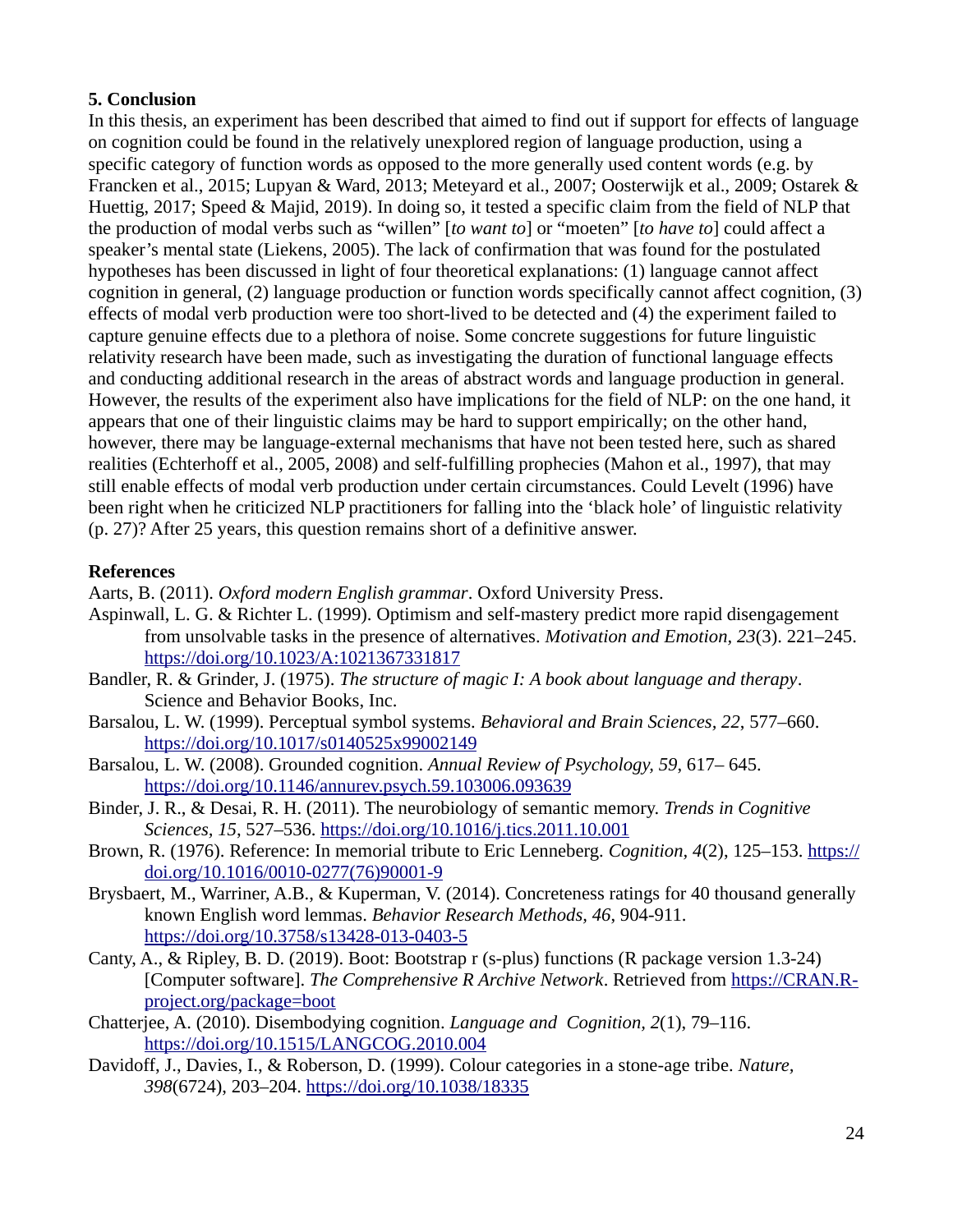## 5. Conclusion

In this thesis, an experiment has been described that aimed to find out if support for effects of language on cognition could be found in the relatively unexplored region of language production, using a specific category of function words as opposed to the more generally used content words (e.g. by Francken et al., 2015; Lupyan & Ward, 2013; Meteyard et al., 2007; Oosterwijk et al., 2009; Ostarek & Huettig, 2017; Speed & Majid, 2019). In doing so, it tested a specific claim from the field of NLP that the production of modal verbs such as "willen" [*to want to*] or "moeten" [*to have to*] could affect a speaker's mental state (Liekens, 2005). The lack of confirmation that was found for the postulated hypotheses has been discussed in light of four theoretical explanations: (1) language cannot affect cognition in general, (2) language production or function words specifically cannot affect cognition, (3) effects of modal verb production were too short-lived to be detected and (4) the experiment failed to capture genuine effects due to a plethora of noise. Some concrete suggestions for future linguistic relativity research have been made, such as investigating the duration of functional language effects and conducting additional research in the areas of abstract words and language production in general. However, the results of the experiment also have implications for the field of NLP: on the one hand, it appears that one of their linguistic claims may be hard to support empirically; on the other hand, however, there may be language-external mechanisms that have not been tested here, such as shared realities (Echterhoff et al., 2005, 2008) and self-fulfilling prophecies (Mahon et al., 1997), that may still enable effects of modal verb production under certain circumstances. Could Levelt (1996) have been right when he criticized NLP practitioners for falling into the 'black hole' of linguistic relativity (p. 27)? After 25 years, this question remains short of a definitive answer.

## References

Aarts, B. (2011). *Oxford modern English grammar*. Oxford University Press.

Aspinwall, L. G. & Richter L. (1999). Optimism and self-mastery predict more rapid disengagement from unsolvable tasks in the presence of alternatives. *Motivation and Emotion*, *23*(3). 221–245. https://doi.org/10.1023/A:1021367331817

Bandler, R. & Grinder, J. (1975). *The structure of magic I: A book about language and therapy*. Science and Behavior Books, Inc.

Barsalou, L. W. (1999). Perceptual symbol systems. *Behavioral and Brain Sciences, 22*, 577–660. https://doi.org/10.1017/s0140525x99002149

Barsalou, L. W. (2008). Grounded cognition. *Annual Review of Psychology, 59*, 617– 645. https://doi.org/10.1146/annurev.psych.59.103006.093639

Binder, J. R., & Desai, R. H. (2011). The neurobiology of semantic memory. *Trends in Cognitive Sciences*, *15*, 527–536. https://doi.org/10.1016/j.tics.2011.10.001

Brown, R. (1976). Reference: In memorial tribute to Eric Lenneberg. *Cognition*, *4*(2), 125–153. https://doi.org/10.1016/0010-0277(76)90001-9

Brysbaert, M., Warriner, A.B., & Kuperman, V. (2014). Concreteness ratings for 40 thousand generally known English word lemmas. *Behavior Research Methods*, *46*, 904-911. https://doi.org/10.3758/s13428-013-0403-5

Canty, A., & Ripley, B. D. (2019). Boot: Bootstrap r (s-plus) functions (R package version 1.3-24) [Computer software]. *The Comprehensive R Archive Network*. Retrieved from https://CRAN.R-project.org/package=boot

Chatterjee, A. (2010). Disembodying cognition. *Language and Cognition*, *2*(1), 79–116. https://doi.org/10.1515/LANGCOG.2010.004

Davidoff, J., Davies, I., & Roberson, D. (1999). Colour categories in a stone-age tribe. *Nature*, *398*(6724), 203–204. https://doi.org/10.1038/18335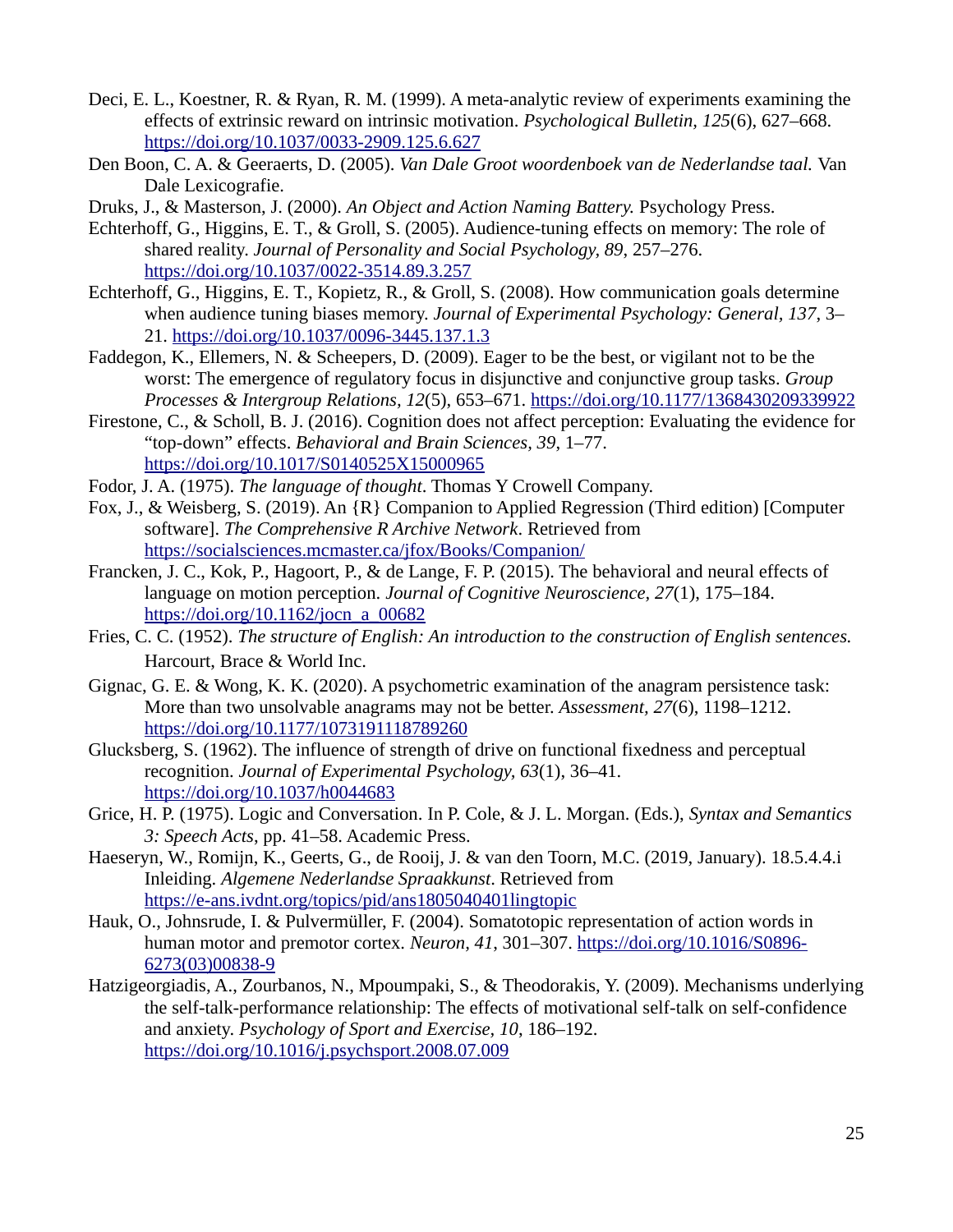Deci, E. L., Koestner, R. & Ryan, R. M. (1999). A meta-analytic review of experiments examining the effects of extrinsic reward on intrinsic motivation. *Psychological Bulletin, 125*(6), 627–668. https://doi.org/10.1037/0033-2909.125.6.627

Den Boon, C. A. & Geeraerts, D. (2005). *Van Dale Groot woordenboek van de Nederlandse taal.* Van Dale Lexicografie.

Druks, J., & Masterson, J. (2000). *An Object and Action Naming Battery.* Psychology Press.

Echterhoff, G., Higgins, E. T., & Groll, S. (2005). Audience-tuning effects on memory: The role of shared reality. *Journal of Personality and Social Psychology, 89*, 257–276. https://doi.org/10.1037/0022-3514.89.3.257

Echterhoff, G., Higgins, E. T., Kopietz, R., & Groll, S. (2008). How communication goals determine when audience tuning biases memory. *Journal of Experimental Psychology: General, 137*, 3–21. https://doi.org/10.1037/0096-3445.137.1.3

Faddegon, K., Ellemers, N. & Scheepers, D. (2009). Eager to be the best, or vigilant not to be the worst: The emergence of regulatory focus in disjunctive and conjunctive group tasks. *Group Processes & Intergroup Relations, 12*(5), 653–671. https://doi.org/10.1177/1368430209339922

Firestone, C., & Scholl, B. J. (2016). Cognition does not affect perception: Evaluating the evidence for "top-down" effects. *Behavioral and Brain Sciences, 39*, 1–77. https://doi.org/10.1017/S0140525X15000965

Fodor, J. A. (1975). *The language of thought*. Thomas Y Crowell Company.

Fox, J., & Weisberg, S. (2019). An {R} Companion to Applied Regression (Third edition) [Computer software]. *The Comprehensive R Archive Network*. Retrieved from https://socialsciences.mcmaster.ca/jfox/Books/Companion/

Francken, J. C., Kok, P., Hagoort, P., & de Lange, F. P. (2015). The behavioral and neural effects of language on motion perception. *Journal of Cognitive Neuroscience, 27*(1), 175–184. https://doi.org/10.1162/jocn_a_00682

Fries, C. C. (1952). *The structure of English: An introduction to the construction of English sentences.* Harcourt, Brace & World Inc.

Gignac, G. E. & Wong, K. K. (2020). A psychometric examination of the anagram persistence task: More than two unsolvable anagrams may not be better. *Assessment, 27*(6), 1198–1212. https://doi.org/10.1177/1073191118789260

Glucksberg, S. (1962). The influence of strength of drive on functional fixedness and perceptual recognition. *Journal of Experimental Psychology, 63*(1), 36–41. https://doi.org/10.1037/h0044683

Grice, H. P. (1975). Logic and Conversation. In P. Cole, & J. L. Morgan. (Eds.), *Syntax and Semantics 3: Speech Acts*, pp. 41–58. Academic Press.

Haeseryn, W., Romijn, K., Geerts, G., de Rooij, J. & van den Toorn, M.C. (2019, January). 18.5.4.4.i Inleiding. *Algemene Nederlandse Spraakkunst*. Retrieved from https://e-ans.ivdnt.org/topics/pid/ans1805040401lingtopic

Hauk, O., Johnsrude, I. & Pulvermüller, F. (2004). Somatotopic representation of action words in human motor and premotor cortex. *Neuron, 41*, 301–307. https://doi.org/10.1016/S0896-6273(03)00838-9

Hatzigeorgiadis, A., Zourbanos, N., Mpoumpaki, S., & Theodorakis, Y. (2009). Mechanisms underlying the self-talk-performance relationship: The effects of motivational self-talk on self-confidence and anxiety. *Psychology of Sport and Exercise, 10*, 186–192. https://doi.org/10.1016/j.psychsport.2008.07.009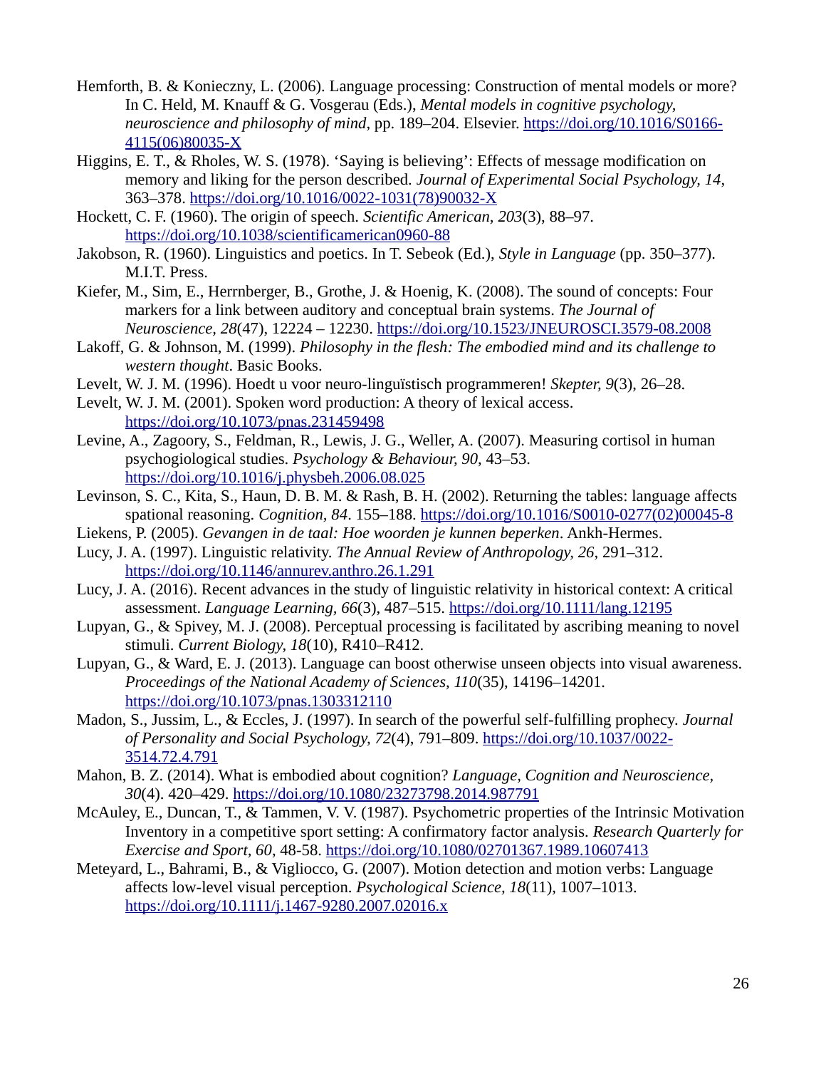Hemforth, B. & Konieczny, L. (2006). Language processing: Construction of mental models or more? In C. Held, M. Knauff & G. Vosgerau (Eds.), *Mental models in cognitive psychology, neuroscience and philosophy of mind*, pp. 189–204. Elsevier. https://doi.org/10.1016/S0166-4115(06)80035-X

Higgins, E. T., & Rholes, W. S. (1978). ‘Saying is believing’: Effects of message modification on memory and liking for the person described. *Journal of Experimental Social Psychology, 14*, 363–378. https://doi.org/10.1016/0022-1031(78)90032-X

Hockett, C. F. (1960). The origin of speech. *Scientific American, 203*(3), 88–97. https://doi.org/10.1038/scientificamerican0960-88

Jakobson, R. (1960). Linguistics and poetics. In T. Sebeok (Ed.), *Style in Language* (pp. 350–377). M.I.T. Press.

Kiefer, M., Sim, E., Herrnberger, B., Grothe, J. & Hoenig, K. (2008). The sound of concepts: Four markers for a link between auditory and conceptual brain systems. *The Journal of Neuroscience, 28*(47), 12224 – 12230. https://doi.org/10.1523/JNEUROSCI.3579-08.2008

Lakoff, G. & Johnson, M. (1999). *Philosophy in the flesh: The embodied mind and its challenge to western thought*. Basic Books.

Levelt, W. J. M. (1996). Hoedt u voor neuro-linguïstisch programmeren! *Skepter, 9*(3), 26–28.

Levelt, W. J. M. (2001). Spoken word production: A theory of lexical access. https://doi.org/10.1073/pnas.231459498

Levine, A., Zagoory, S., Feldman, R., Lewis, J. G., Weller, A. (2007). Measuring cortisol in human psychogiological studies. *Psychology & Behaviour, 90*, 43–53. https://doi.org/10.1016/j.physbeh.2006.08.025

Levinson, S. C., Kita, S., Haun, D. B. M. & Rash, B. H. (2002). Returning the tables: language affects spational reasoning. *Cognition, 84*. 155–188. https://doi.org/10.1016/S0010-0277(02)00045-8

Liekens, P. (2005). *Gevangen in de taal: Hoe woorden je kunnen beperken*. Ankh-Hermes.

Lucy, J. A. (1997). Linguistic relativity. *The Annual Review of Anthropology, 26*, 291–312. https://doi.org/10.1146/annurev.anthro.26.1.291

Lucy, J. A. (2016). Recent advances in the study of linguistic relativity in historical context: A critical assessment. *Language Learning, 66*(3), 487–515. https://doi.org/10.1111/lang.12195

Lupyan, G., & Spivey, M. J. (2008). Perceptual processing is facilitated by ascribing meaning to novel stimuli. *Current Biology, 18*(10), R410–R412.

Lupyan, G., & Ward, E. J. (2013). Language can boost otherwise unseen objects into visual awareness. *Proceedings of the National Academy of Sciences, 110*(35), 14196–14201. https://doi.org/10.1073/pnas.1303312110

Madon, S., Jussim, L., & Eccles, J. (1997). In search of the powerful self-fulfilling prophecy. *Journal of Personality and Social Psychology, 72*(4), 791–809. https://doi.org/10.1037/0022-3514.72.4.791

Mahon, B. Z. (2014). What is embodied about cognition? *Language, Cognition and Neuroscience, 30*(4). 420–429. https://doi.org/10.1080/23273798.2014.987791

McAuley, E., Duncan, T., & Tammen, V. V. (1987). Psychometric properties of the Intrinsic Motivation Inventory in a competitive sport setting: A confirmatory factor analysis. *Research Quarterly for Exercise and Sport, 60*, 48-58. https://doi.org/10.1080/02701367.1989.10607413

Meteyard, L., Bahrami, B., & Vigliocco, G. (2007). Motion detection and motion verbs: Language affects low-level visual perception. *Psychological Science, 18*(11), 1007–1013. https://doi.org/10.1111/j.1467-9280.2007.02016.x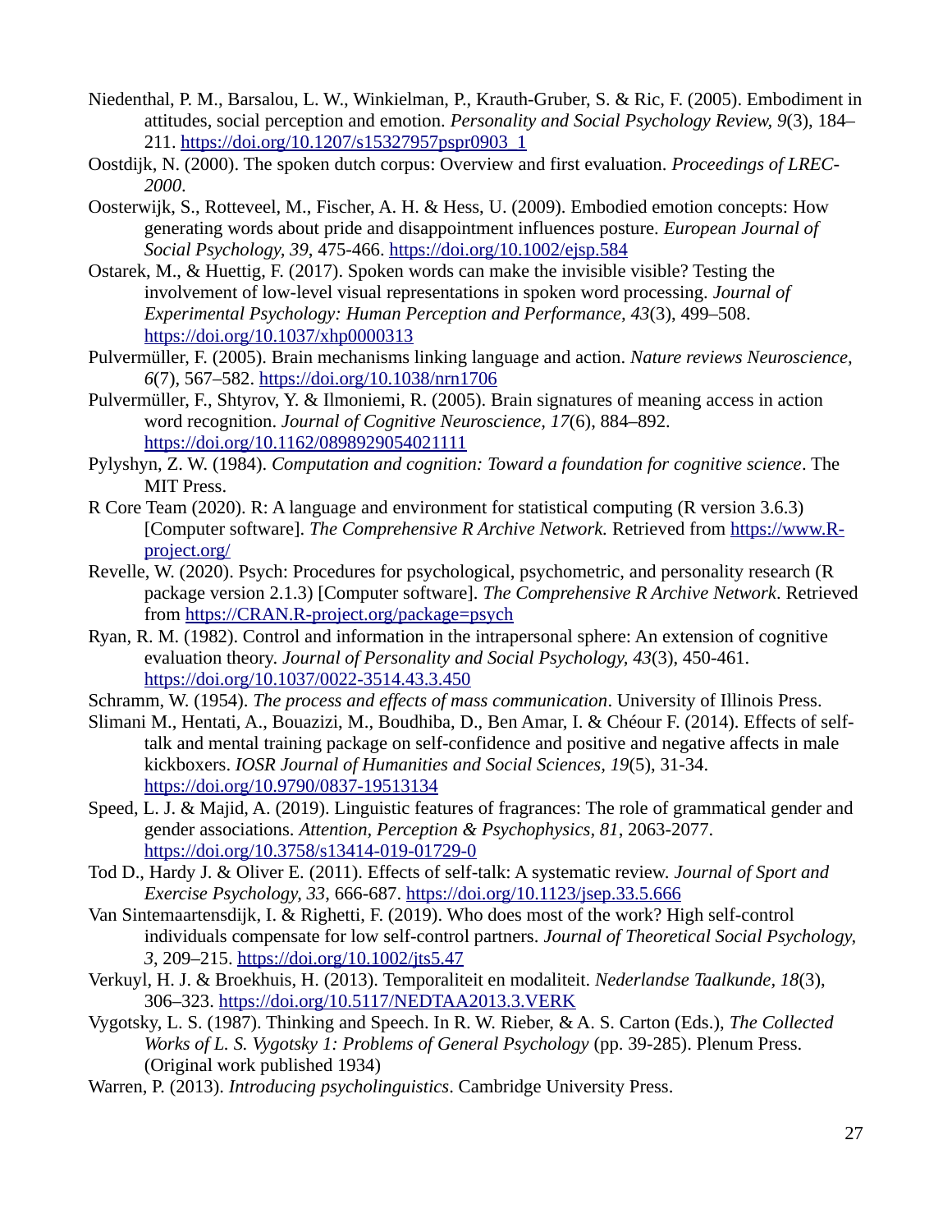Niedenthal, P. M., Barsalou, L. W., Winkielman, P., Krauth-Gruber, S. & Ric, F. (2005). Embodiment in attitudes, social perception and emotion. *Personality and Social Psychology Review, 9*(3), 184–211. https://doi.org/10.1207/s15327957pspr0903_1

Oostdijk, N. (2000). The spoken dutch corpus: Overview and first evaluation. *Proceedings of LREC-2000*.

Oosterwijk, S., Rotteveel, M., Fischer, A. H. & Hess, U. (2009). Embodied emotion concepts: How generating words about pride and disappointment influences posture. *European Journal of Social Psychology, 39*, 475-466. https://doi.org/10.1002/ejsp.584

Ostarek, M., & Huettig, F. (2017). Spoken words can make the invisible visible? Testing the involvement of low-level visual representations in spoken word processing. *Journal of Experimental Psychology: Human Perception and Performance, 43*(3), 499–508. https://doi.org/10.1037/xhp0000313

Pulvermüller, F. (2005). Brain mechanisms linking language and action. *Nature reviews Neuroscience, 6*(7), 567–582. https://doi.org/10.1038/nrn1706

Pulvermüller, F., Shtyrov, Y. & Ilmoniemi, R. (2005). Brain signatures of meaning access in action word recognition. *Journal of Cognitive Neuroscience, 17*(6), 884–892. https://doi.org/10.1162/0898929054021111

Pylyshyn, Z. W. (1984). *Computation and cognition: Toward a foundation for cognitive science*. The MIT Press.

R Core Team (2020). R: A language and environment for statistical computing (R version 3.6.3) [Computer software]. *The Comprehensive R Archive Network.* Retrieved from https://www.R-project.org/

Revelle, W. (2020). Psych: Procedures for psychological, psychometric, and personality research (R package version 2.1.3) [Computer software]. *The Comprehensive R Archive Network*. Retrieved from https://CRAN.R-project.org/package=psych

Ryan, R. M. (1982). Control and information in the intrapersonal sphere: An extension of cognitive evaluation theory. *Journal of Personality and Social Psychology, 43*(3), 450-461. https://doi.org/10.1037/0022-3514.43.3.450

Schramm, W. (1954). *The process and effects of mass communication*. University of Illinois Press.

Slimani M., Hentati, A., Bouazizi, M., Boudhiba, D., Ben Amar, I. & Chéour F. (2014). Effects of self-talk and mental training package on self-confidence and positive and negative affects in male kickboxers. *IOSR Journal of Humanities and Social Sciences, 19*(5), 31-34. https://doi.org/10.9790/0837-19513134

Speed, L. J. & Majid, A. (2019). Linguistic features of fragrances: The role of grammatical gender and gender associations. *Attention, Perception & Psychophysics*, *81*, 2063-2077. https://doi.org/10.3758/s13414-019-01729-0

Tod D., Hardy J. & Oliver E. (2011). Effects of self-talk: A systematic review. *Journal of Sport and Exercise Psychology, 33*, 666-687. https://doi.org/10.1123/jsep.33.5.666

Van Sintemaartensdijk, I. & Righetti, F. (2019). Who does most of the work? High self-control individuals compensate for low self-control partners. *Journal of Theoretical Social Psychology, 3*, 209–215. https://doi.org/10.1002/jts5.47

Verkuyl, H. J. & Broekhuis, H. (2013). Temporaliteit en modaliteit. *Nederlandse Taalkunde*, *18*(3), 306–323. https://doi.org/10.5117/NEDTAA2013.3.VERK

Vygotsky, L. S. (1987). Thinking and Speech. In R. W. Rieber, & A. S. Carton (Eds.), *The Collected Works of L. S. Vygotsky 1: Problems of General Psychology* (pp. 39-285). Plenum Press. (Original work published 1934)

Warren, P. (2013). *Introducing psycholinguistics*. Cambridge University Press.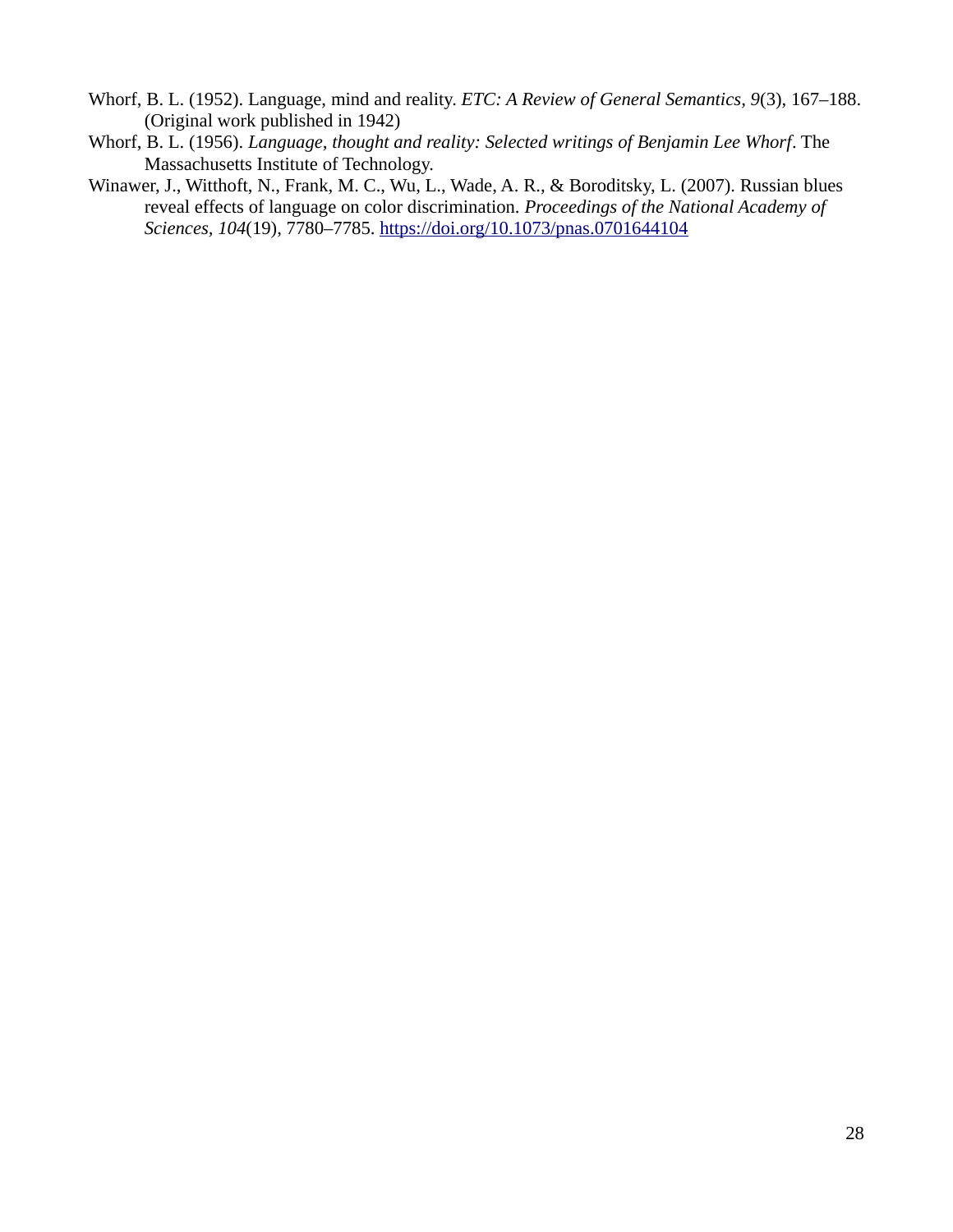Whorf, B. L. (1952). Language, mind and reality. *ETC: A Review of General Semantics, 9*(3), 167–188. (Original work published in 1942)

Whorf, B. L. (1956). *Language, thought and reality: Selected writings of Benjamin Lee Whorf*. The Massachusetts Institute of Technology.

Winawer, J., Witthoft, N., Frank, M. C., Wu, L., Wade, A. R., & Boroditsky, L. (2007). Russian blues reveal effects of language on color discrimination. *Proceedings of the National Academy of Sciences, 104*(19), 7780–7785. https://doi.org/10.1073/pnas.0701644104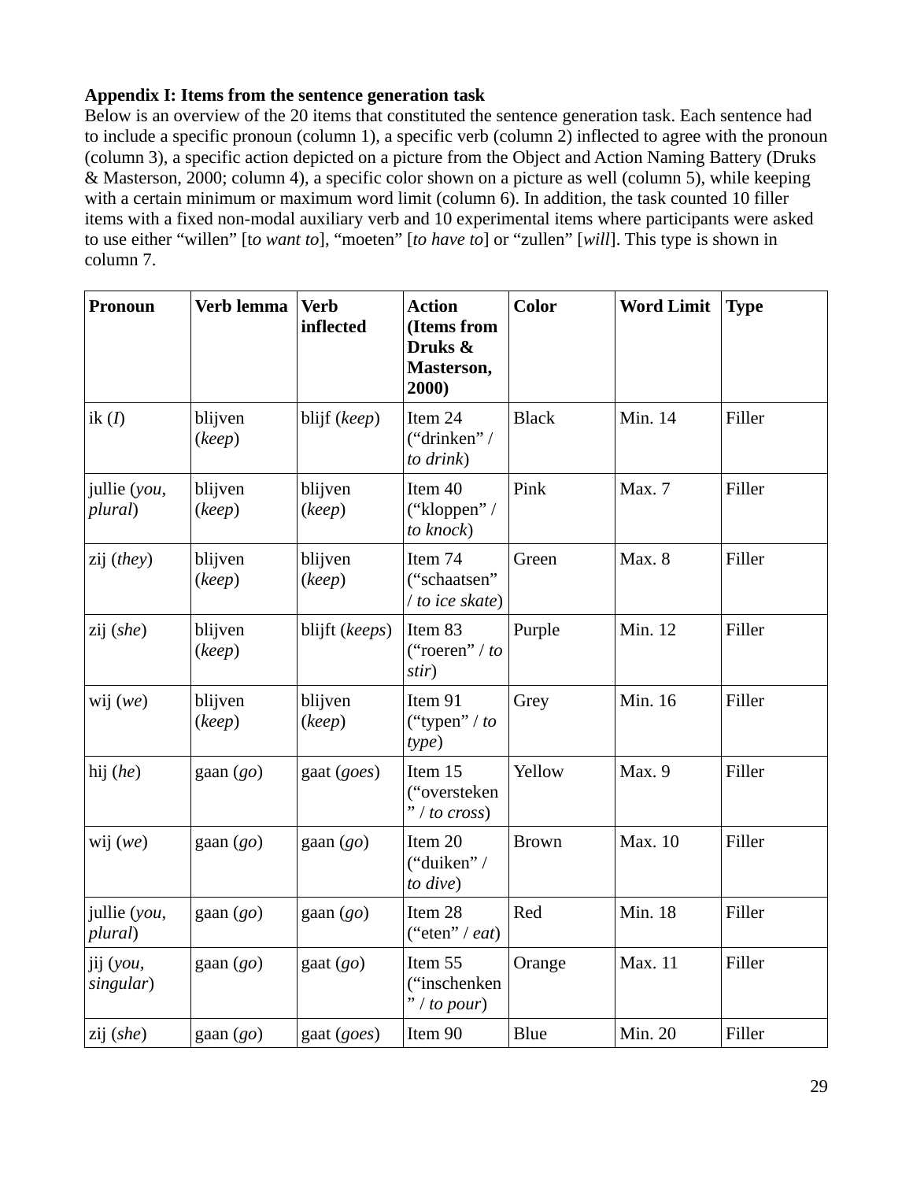**Appendix I: Items from the sentence generation task**

Below is an overview of the 20 items that constituted the sentence generation task. Each sentence had to include a specific pronoun (column 1), a specific verb (column 2) inflected to agree with the pronoun (column 3), a specific action depicted on a picture from the Object and Action Naming Battery (Druks & Masterson, 2000; column 4), a specific color shown on a picture as well (column 5), while keeping with a certain minimum or maximum word limit (column 6). In addition, the task counted 10 filler items with a fixed non-modal auxiliary verb and 10 experimental items where participants were asked to use either "willen" [t*o want to*], "moeten" [*to have to*] or "zullen" [*will*]. This type is shown in column 7.

| **Pronoun** | **Verb lemma** | **Verb inflected** | **Action (Items from Druks & Masterson, 2000)** | **Color** | **Word Limit** | **Type** |
|---|---|---|---|---|---|---|
| ik (*I*) | blijven (*keep*) | blijf (*keep*) | Item 24 ("drinken" / *to drink*) | Black | Min. 14 | Filler |
| jullie (*you, plural*) | blijven (*keep*) | blijven (*keep*) | Item 40 ("kloppen" / *to knock*) | Pink | Max. 7 | Filler |
| zij (*they*) | blijven (*keep*) | blijven (*keep*) | Item 74 ("schaatsen" / *to ice skate*) | Green | Max. 8 | Filler |
| zij (*she*) | blijven (*keep*) | blijft (*keeps*) | Item 83 ("roeren" / *to stir*) | Purple | Min. 12 | Filler |
| wij (*we*) | blijven (*keep*) | blijven (*keep*) | Item 91 ("typen" / *to type*) | Grey | Min. 16 | Filler |
| hij (*he*) | gaan (*go*) | gaat (*goes*) | Item 15 ("oversteken" / *to cross*) | Yellow | Max. 9 | Filler |
| wij (*we*) | gaan (*go*) | gaan (*go*) | Item 20 ("duiken" / *to dive*) | Brown | Max. 10 | Filler |
| jullie (*you, plural*) | gaan (*go*) | gaan (*go*) | Item 28 ("eten" / *eat*) | Red | Min. 18 | Filler |
| jij (*you, singular*) | gaan (*go*) | gaat (*go*) | Item 55 ("inschenken" / *to pour*) | Orange | Max. 11 | Filler |
| zij (*she*) | gaan (*go*) | gaat (*goes*) | Item 90 | Blue | Min. 20 | Filler |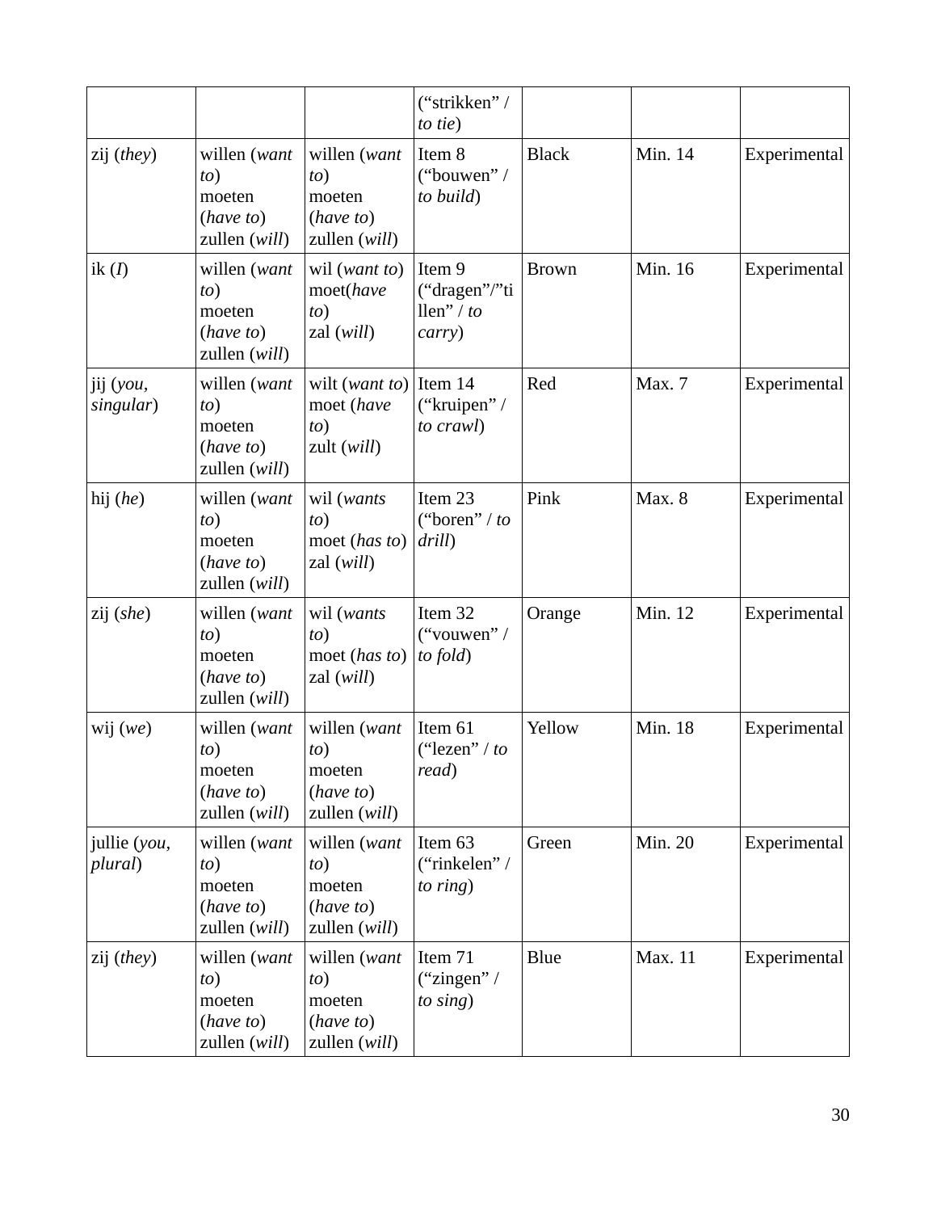| | | | (“strikken” / *to tie*) | | | |
|---|---|---|---|---|---|---|
| zij (*they*) | willen (*want to*)<br>moeten (*have to*)<br>zullen (*will*) | willen (*want to*)<br>moeten (*have to*)<br>zullen (*will*) | Item 8 (“bouwen” / *to build*) | Black | Min. 14 | Experimental |
| ik (*I*) | willen (*want to*)<br>moeten (*have to*)<br>zullen (*will*) | wil (*want to*)<br>moet(*have to*)<br>zal (*will*) | Item 9 (“dragen”/”tillen” / *to carry*) | Brown | Min. 16 | Experimental |
| jij (*you, singular*) | willen (*want to*)<br>moeten (*have to*)<br>zullen (*will*) | wilt (*want to*)<br>moet (*have to*)<br>zult (*will*) | Item 14 (“kruipen” / *to crawl*) | Red | Max. 7 | Experimental |
| hij (*he*) | willen (*want to*)<br>moeten (*have to*)<br>zullen (*will*) | wil (*wants to*)<br>moet (*has to*)<br>zal (*will*) | Item 23 (“boren” / *to drill*) | Pink | Max. 8 | Experimental |
| zij (*she*) | willen (*want to*)<br>moeten (*have to*)<br>zullen (*will*) | wil (*wants to*)<br>moet (*has to*)<br>zal (*will*) | Item 32 (“vouwen” / *to fold*) | Orange | Min. 12 | Experimental |
| wij (*we*) | willen (*want to*)<br>moeten (*have to*)<br>zullen (*will*) | willen (*want to*)<br>moeten (*have to*)<br>zullen (*will*) | Item 61 (“lezen” / *to read*) | Yellow | Min. 18 | Experimental |
| jullie (*you, plural*) | willen (*want to*)<br>moeten (*have to*)<br>zullen (*will*) | willen (*want to*)<br>moeten (*have to*)<br>zullen (*will*) | Item 63 (“rinkelen” / *to ring*) | Green | Min. 20 | Experimental |
| zij (*they*) | willen (*want to*)<br>moeten (*have to*)<br>zullen (*will*) | willen (*want to*)<br>moeten (*have to*)<br>zullen (*will*) | Item 71 (“zingen” / *to sing*) | Blue | Max. 11 | Experimental |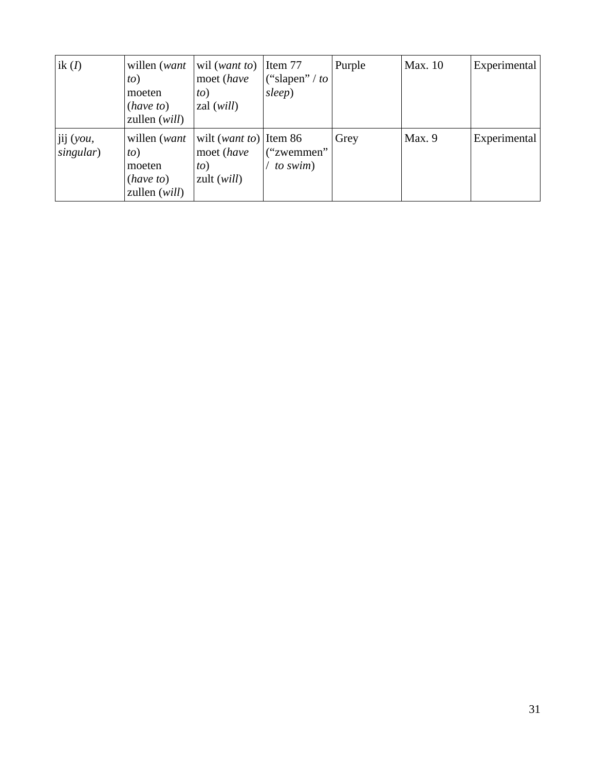| ik (*I*) | willen (*want to*)<br>moeten (*have to*)<br>zullen (*will*) | wil (*want to*)<br>moet (*have to*)<br>zal (*will*) | Item 77 ("slapen" / *to sleep*) | Purple | Max. 10 | Experimental |
|---|---|---|---|---|---|---|
| jij (*you, singular*) | willen (*want to*)<br>moeten (*have to*)<br>zullen (*will*) | wilt (*want to*)<br>moet (*have to*)<br>zult (*will*) | Item 86 ("zwemmen" / *to swim*) | Grey | Max. 9 | Experimental |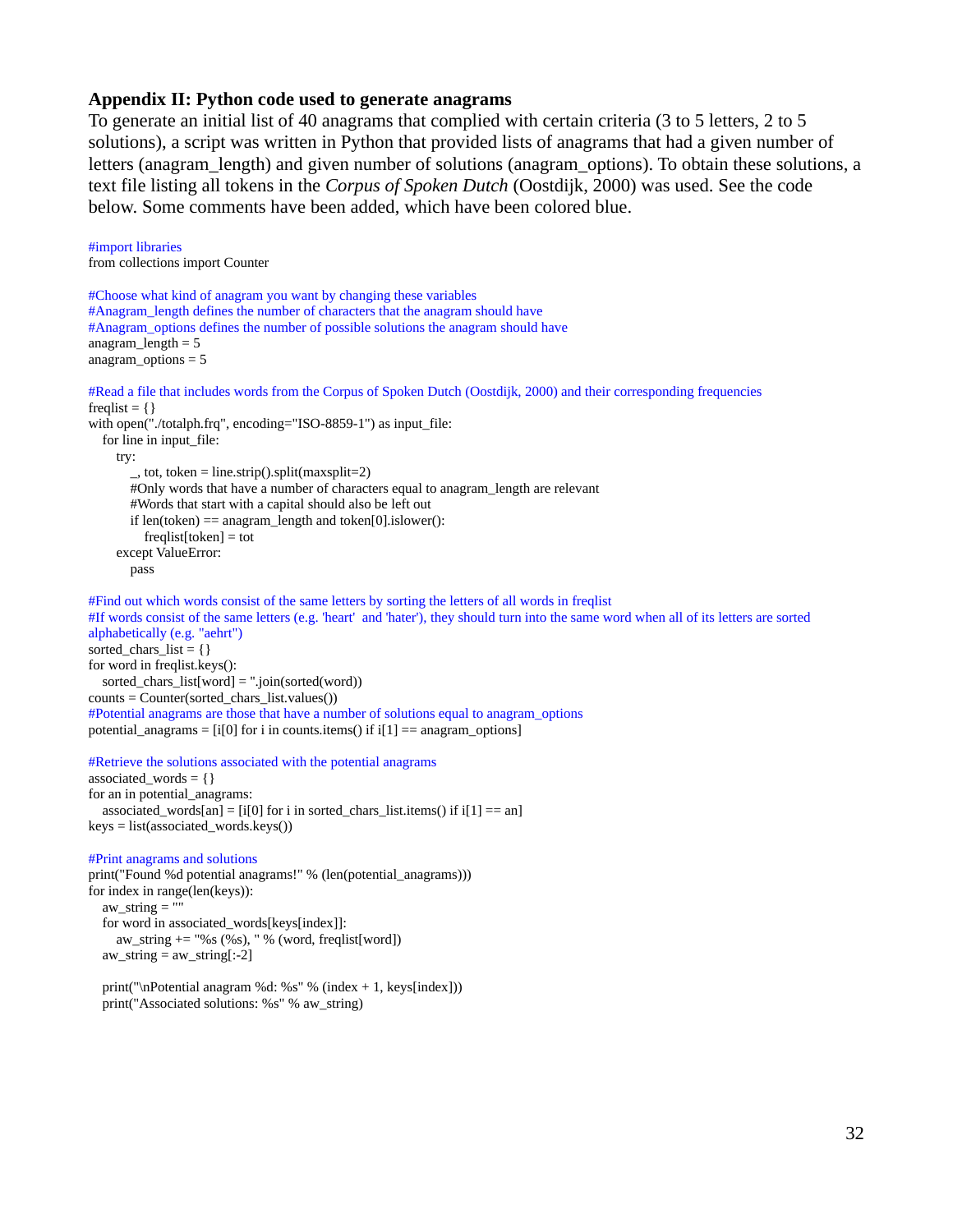## Appendix II: Python code used to generate anagrams

To generate an initial list of 40 anagrams that complied with certain criteria (3 to 5 letters, 2 to 5 solutions), a script was written in Python that provided lists of anagrams that had a given number of letters (anagram_length) and given number of solutions (anagram_options). To obtain these solutions, a text file listing all tokens in the *Corpus of Spoken Dutch* (Oostdijk, 2000) was used. See the code below. Some comments have been added, which have been colored blue.

```
#import libraries
from collections import Counter

#Choose what kind of anagram you want by changing these variables
#Anagram_length defines the number of characters that the anagram should have
#Anagram_options defines the number of possible solutions the anagram should have
anagram_length = 5
anagram_options = 5

#Read a file that includes words from the Corpus of Spoken Dutch (Oostdijk, 2000) and their corresponding frequencies
freqlist = {}
with open("./totalph.frq", encoding="ISO-8859-1") as input_file:
    for line in input_file:
        try:
            _, tot, token = line.strip().split(maxsplit=2)
            #Only words that have a number of characters equal to anagram_length are relevant
            #Words that start with a capital should also be left out
            if len(token) == anagram_length and token[0].islower():
                freqlist[token] = tot
        except ValueError:
            pass

#Find out which words consist of the same letters by sorting the letters of all words in freqlist
#If words consist of the same letters (e.g. 'heart' and 'hater'), they should turn into the same word when all of its letters are sorted alphabetically (e.g. "aehrt")
sorted_chars_list = {}
for word in freqlist.keys():
    sorted_chars_list[word] = ''.join(sorted(word))
counts = Counter(sorted_chars_list.values())
#Potential anagrams are those that have a number of solutions equal to anagram_options
potential_anagrams = [i[0] for i in counts.items() if i[1] == anagram_options]

#Retrieve the solutions associated with the potential anagrams
associated_words = {}
for an in potential_anagrams:
    associated_words[an] = [i[0] for i in sorted_chars_list.items() if i[1] == an]
keys = list(associated_words.keys())

#Print anagrams and solutions
print("Found %d potential anagrams!" % (len(potential_anagrams)))
for index in range(len(keys)):
    aw_string = ""
    for word in associated_words[keys[index]]:
        aw_string += "%s (%s), " % (word, freqlist[word])
    aw_string = aw_string[:-2]

    print("\nPotential anagram %d: %s" % (index + 1, keys[index]))
    print("Associated solutions: %s" % aw_string)
```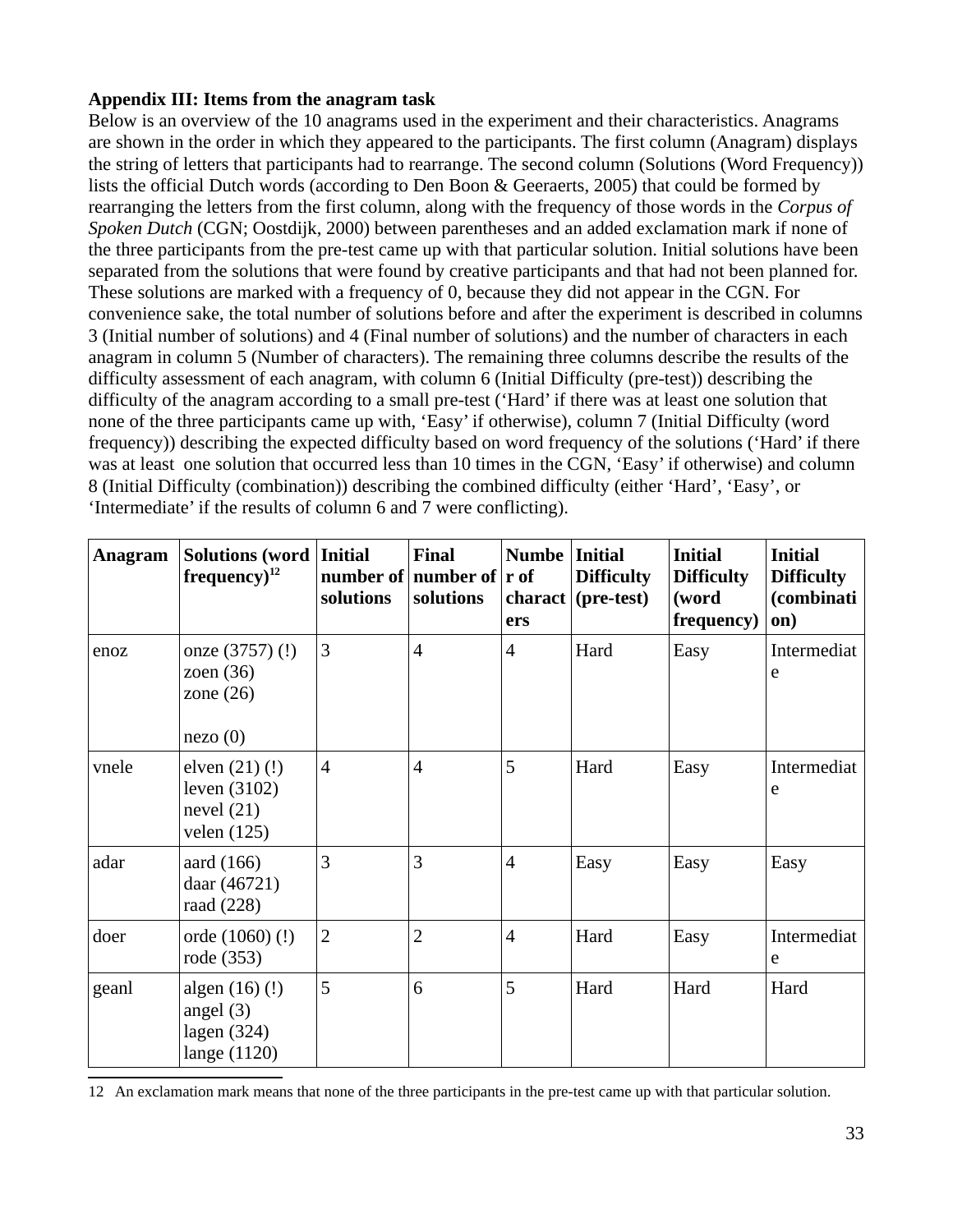**Appendix III: Items from the anagram task**

Below is an overview of the 10 anagrams used in the experiment and their characteristics. Anagrams are shown in the order in which they appeared to the participants. The first column (Anagram) displays the string of letters that participants had to rearrange. The second column (Solutions (Word Frequency)) lists the official Dutch words (according to Den Boon & Geeraerts, 2005) that could be formed by rearranging the letters from the first column, along with the frequency of those words in the *Corpus of Spoken Dutch* (CGN; Oostdijk, 2000) between parentheses and an added exclamation mark if none of the three participants from the pre-test came up with that particular solution. Initial solutions have been separated from the solutions that were found by creative participants and that had not been planned for. These solutions are marked with a frequency of 0, because they did not appear in the CGN. For convenience sake, the total number of solutions before and after the experiment is described in columns 3 (Initial number of solutions) and 4 (Final number of solutions) and the number of characters in each anagram in column 5 (Number of characters). The remaining three columns describe the results of the difficulty assessment of each anagram, with column 6 (Initial Difficulty (pre-test)) describing the difficulty of the anagram according to a small pre-test ('Hard' if there was at least one solution that none of the three participants came up with, 'Easy' if otherwise), column 7 (Initial Difficulty (word frequency)) describing the expected difficulty based on word frequency of the solutions ('Hard' if there was at least one solution that occurred less than 10 times in the CGN, 'Easy' if otherwise) and column 8 (Initial Difficulty (combination)) describing the combined difficulty (either 'Hard', 'Easy', or 'Intermediate' if the results of column 6 and 7 were conflicting).

| Anagram | Solutions (word frequency)[12] | Initial number of solutions | Final number of solutions | Number of characters | Initial Difficulty (pre-test) | Initial Difficulty (word frequency) | Initial Difficulty (combination) |
|---|---|---|---|---|---|---|---|
| enoz | onze (3757) (!)<br>zoen (36)<br>zone (26)<br><br>nezo (0) | 3 | 4 | 4 | Hard | Easy | Intermediate |
| vnele | elven (21) (!)<br>leven (3102)<br>nevel (21)<br>velen (125) | 4 | 4 | 5 | Hard | Easy | Intermediate |
| adar | aard (166)<br>daar (46721)<br>raad (228) | 3 | 3 | 4 | Easy | Easy | Easy |
| doer | orde (1060) (!)<br>rode (353) | 2 | 2 | 4 | Hard | Easy | Intermediate |
| geanl | algen (16) (!)<br>angel (3)<br>lagen (324)<br>lange (1120) | 5 | 6 | 5 | Hard | Hard | Hard |

12 An exclamation mark means that none of the three participants in the pre-test came up with that particular solution.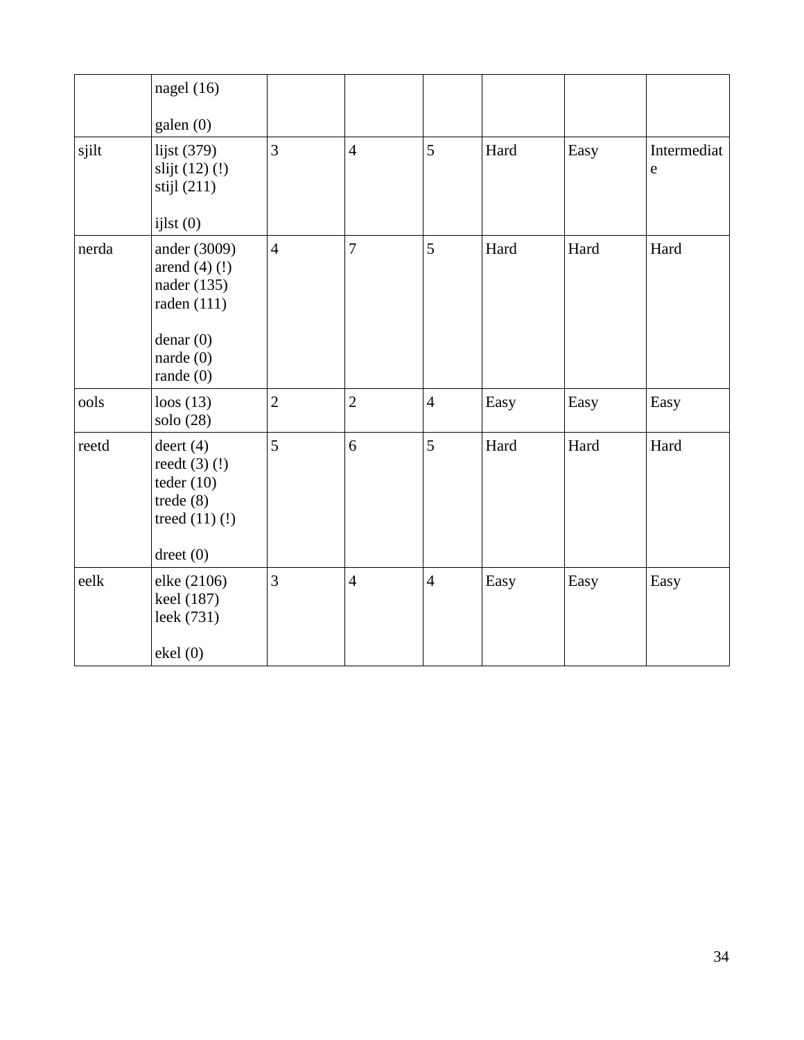|  |  |  |  |  |  |  |  |
|---|---|---|---|---|---|---|---|
|  | nagel (16)<br><br>galen (0) |  |  |  |  |  |  |
| sjilt | lijst (379)<br>slijt (12) (!)<br>stijl (211)<br><br>ijlst (0) | 3 | 4 | 5 | Hard | Easy | Intermediate |
| nerda | ander (3009)<br>arend (4) (!)<br>nader (135)<br>raden (111)<br><br>denar (0)<br>narde (0)<br>rande (0) | 4 | 7 | 5 | Hard | Hard | Hard |
| ools | loos (13)<br>solo (28) | 2 | 2 | 4 | Easy | Easy | Easy |
| reetd | deert (4)<br>reedt (3) (!)<br>teder (10)<br>trede (8)<br>treed (11) (!)<br><br>dreet (0) | 5 | 6 | 5 | Hard | Hard | Hard |
| eelk | elke (2106)<br>keel (187)<br>leek (731)<br><br>ekel (0) | 3 | 4 | 4 | Easy | Easy | Easy |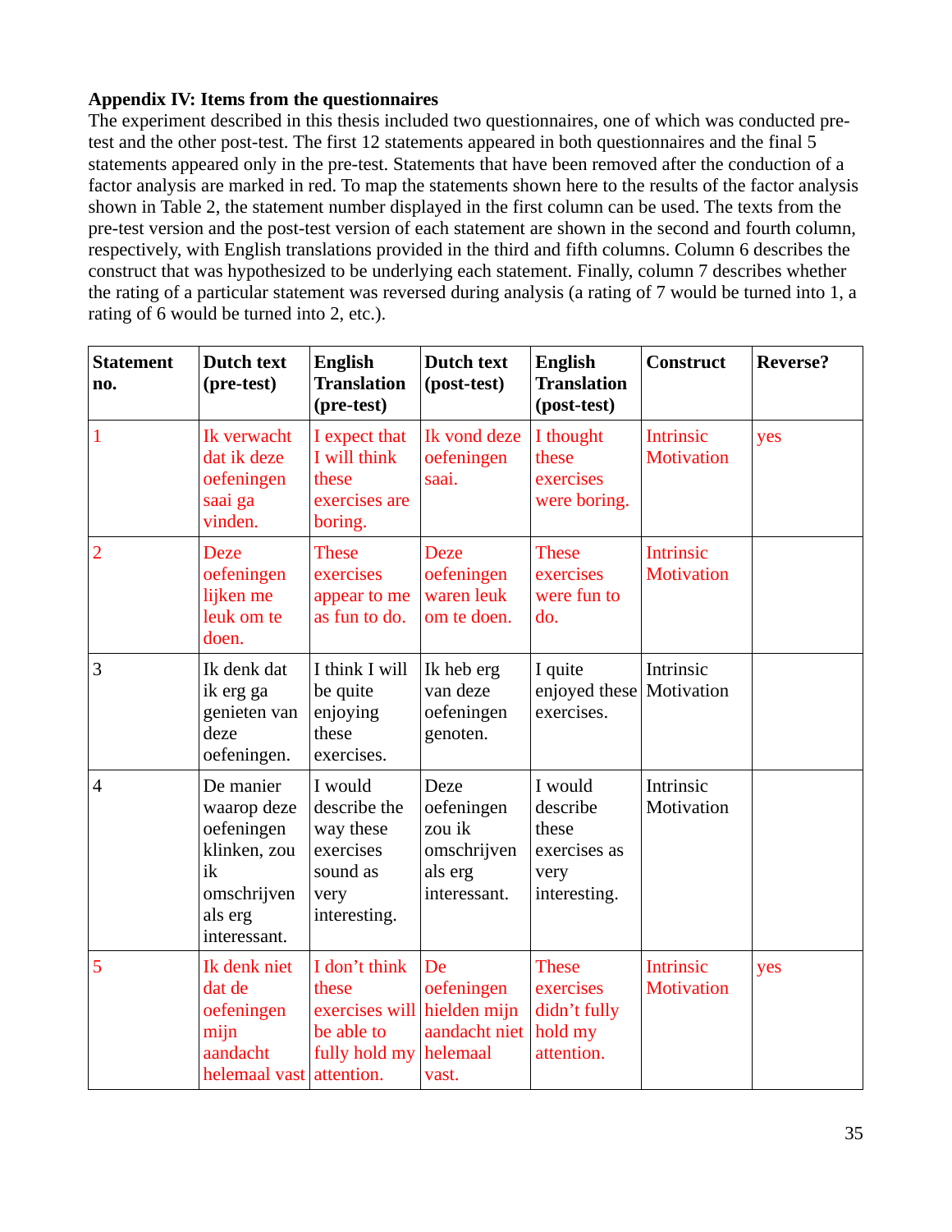**Appendix IV: Items from the questionnaires**

The experiment described in this thesis included two questionnaires, one of which was conducted pre-test and the other post-test. The first 12 statements appeared in both questionnaires and the final 5 statements appeared only in the pre-test. Statements that have been removed after the conduction of a factor analysis are marked in red. To map the statements shown here to the results of the factor analysis shown in Table 2, the statement number displayed in the first column can be used. The texts from the pre-test version and the post-test version of each statement are shown in the second and fourth column, respectively, with English translations provided in the third and fifth columns. Column 6 describes the construct that was hypothesized to be underlying each statement. Finally, column 7 describes whether the rating of a particular statement was reversed during analysis (a rating of 7 would be turned into 1, a rating of 6 would be turned into 2, etc.).

| Statement no. | Dutch text (pre-test) | English Translation (pre-test) | Dutch text (post-test) | English Translation (post-test) | Construct | Reverse? |
|---|---|---|---|---|---|---|
| 1 | Ik verwacht dat ik deze oefeningen saai ga vinden. | I expect that I will think these exercises are boring. | Ik vond deze oefeningen saai. | I thought these exercises were boring. | Intrinsic Motivation | yes |
| 2 | Deze oefeningen lijken me leuk om te doen. | These exercises appear to me as fun to do. | Deze oefeningen waren leuk om te doen. | These exercises were fun to do. | Intrinsic Motivation | |
| 3 | Ik denk dat ik erg ga genieten van deze oefeningen. | I think I will be quite enjoying these exercises. | Ik heb erg van deze oefeningen genoten. | I quite enjoyed these exercises. | Intrinsic Motivation | |
| 4 | De manier waarop deze oefeningen klinken, zou ik omschrijven als erg interessant. | I would describe the way these exercises sound as very interesting. | Deze oefeningen zou ik omschrijven als erg interessant. | I would describe these exercises as very interesting. | Intrinsic Motivation | |
| 5 | Ik denk niet dat de oefeningen mijn aandacht helemaal vast | I don't think these exercises will be able to fully hold my attention. | De oefeningen hielden mijn aandacht niet helemaal vast. | These exercises didn't fully hold my attention. | Intrinsic Motivation | yes |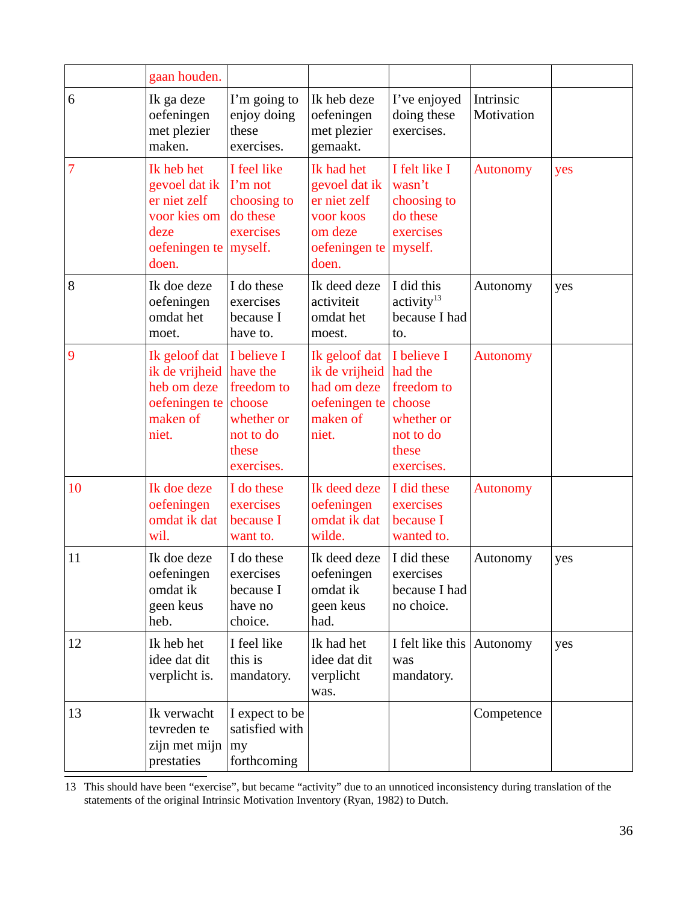| | gaan houden. | | | | | |
|---|---|---|---|---|---|---|
| 6 | Ik ga deze oefeningen met plezier maken. | I'm going to enjoy doing these exercises. | Ik heb deze oefeningen met plezier gemaakt. | I've enjoyed doing these exercises. | Intrinsic Motivation | |
| 7 | Ik heb het gevoel dat ik er niet zelf voor kies om deze oefeningen te doen. | I feel like I'm not choosing to do these exercises myself. | Ik had het gevoel dat ik er niet zelf voor koos om deze oefeningen te doen. | I felt like I wasn't choosing to do these exercises myself. | Autonomy | yes |
| 8 | Ik doe deze oefeningen omdat het moet. | I do these exercises because I have to. | Ik deed deze activiteit omdat het moest. | I did this activity[13] because I had to. | Autonomy | yes |
| 9 | Ik geloof dat ik de vrijheid heb om deze oefeningen te maken of niet. | I believe I have the freedom to choose whether or not to do these exercises. | Ik geloof dat ik de vrijheid had om deze oefeningen te maken of niet. | I believe I had the freedom to choose whether or not to do these exercises. | Autonomy | |
| 10 | Ik doe deze oefeningen omdat ik dat wil. | I do these exercises because I want to. | Ik deed deze oefeningen omdat ik dat wilde. | I did these exercises because I wanted to. | Autonomy | |
| 11 | Ik doe deze oefeningen omdat ik geen keus heb. | I do these exercises because I have no choice. | Ik deed deze oefeningen omdat ik geen keus had. | I did these exercises because I had no choice. | Autonomy | yes |
| 12 | Ik heb het idee dat dit verplicht is. | I feel like this is mandatory. | Ik had het idee dat dit verplicht was. | I felt like this was mandatory. | Autonomy | yes |
| 13 | Ik verwacht tevreden te zijn met mijn prestaties | I expect to be satisfied with my forthcoming | | | Competence | |

13 This should have been "exercise", but became "activity" due to an unnoticed inconsistency during translation of the statements of the original Intrinsic Motivation Inventory (Ryan, 1982) to Dutch.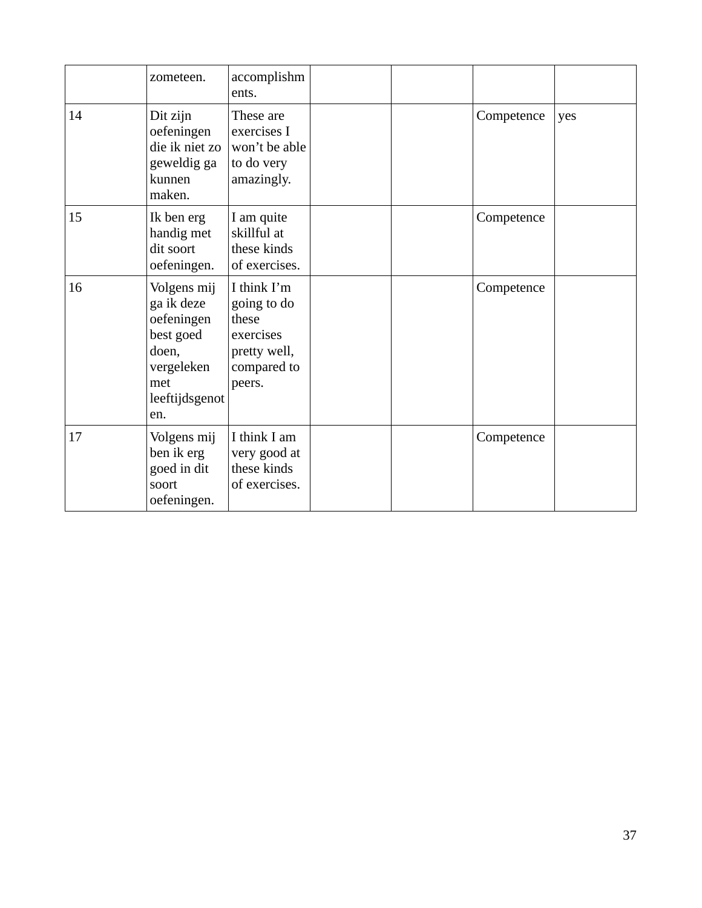| | | | | | | |
|---|---|---|---|---|---|---|
| | zometeen. | accomplishments. | | | | |
| 14 | Dit zijn oefeningen die ik niet zo geweldig ga kunnen maken. | These are exercises I won't be able to do very amazingly. | | | Competence | yes |
| 15 | Ik ben erg handig met dit soort oefeningen. | I am quite skillful at these kinds of exercises. | | | Competence | |
| 16 | Volgens mij ga ik deze oefeningen best goed doen, vergeleken met leeftijdsgenoten. | I think I'm going to do these exercises pretty well, compared to peers. | | | Competence | |
| 17 | Volgens mij ben ik erg goed in dit soort oefeningen. | I think I am very good at these kinds of exercises. | | | Competence | |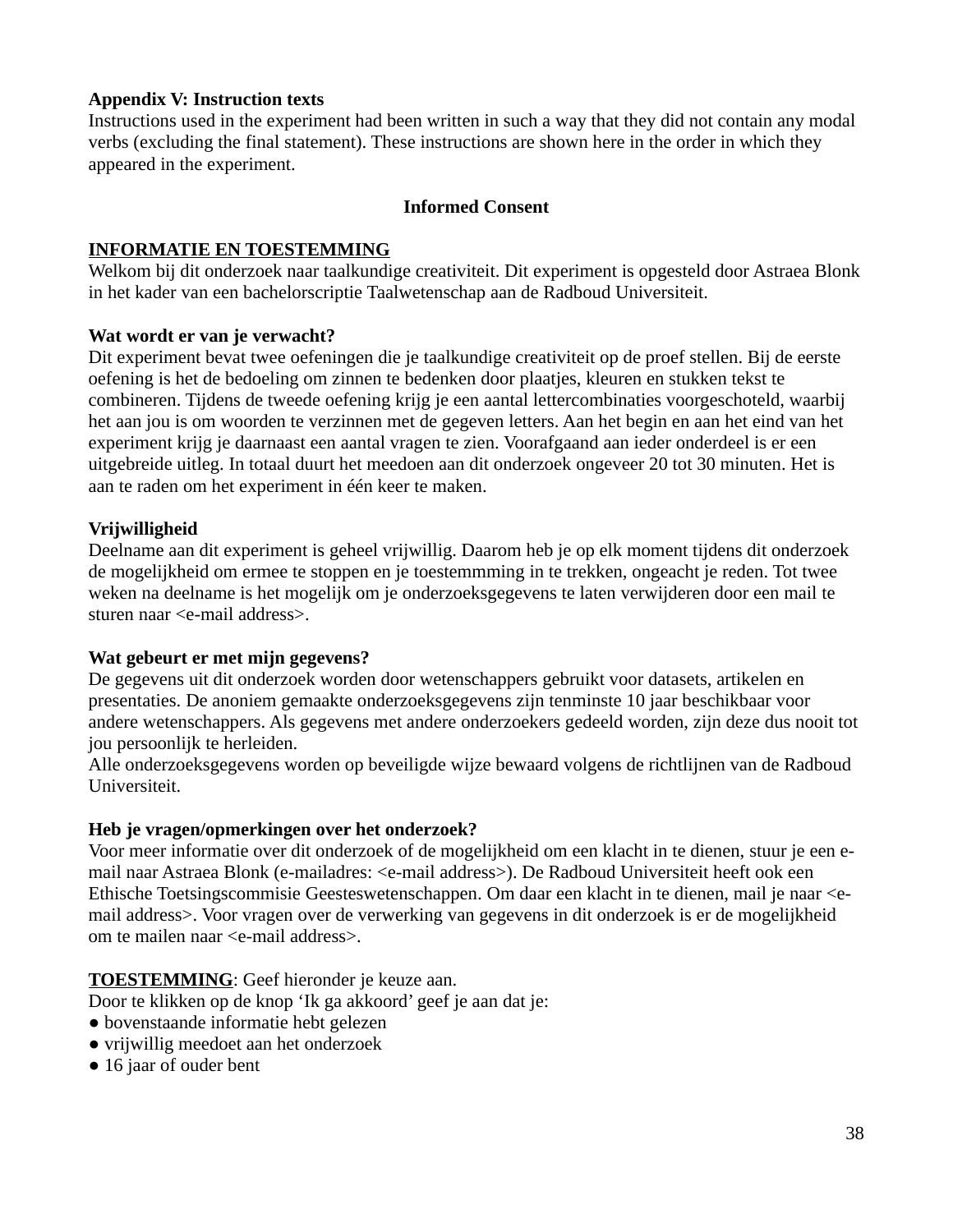**Appendix V: Instruction texts**

Instructions used in the experiment had been written in such a way that they did not contain any modal verbs (excluding the final statement). These instructions are shown here in the order in which they appeared in the experiment.

**Informed Consent**

**<u>INFORMATIE EN TOESTEMMING</u>**

Welkom bij dit onderzoek naar taalkundige creativiteit. Dit experiment is opgesteld door Astraea Blonk in het kader van een bachelorscriptie Taalwetenschap aan de Radboud Universiteit.

**Wat wordt er van je verwacht?**

Dit experiment bevat twee oefeningen die je taalkundige creativiteit op de proef stellen. Bij de eerste oefening is het de bedoeling om zinnen te bedenken door plaatjes, kleuren en stukken tekst te combineren. Tijdens de tweede oefening krijg je een aantal lettercombinaties voorgeschoteld, waarbij het aan jou is om woorden te verzinnen met de gegeven letters. Aan het begin en aan het eind van het experiment krijg je daarnaast een aantal vragen te zien. Voorafgaand aan ieder onderdeel is er een uitgebreide uitleg. In totaal duurt het meedoen aan dit onderzoek ongeveer 20 tot 30 minuten. Het is aan te raden om het experiment in één keer te maken.

**Vrijwilligheid**

Deelname aan dit experiment is geheel vrijwillig. Daarom heb je op elk moment tijdens dit onderzoek de mogelijkheid om ermee te stoppen en je toestemmming in te trekken, ongeacht je reden. Tot twee weken na deelname is het mogelijk om je onderzoeksgegevens te laten verwijderen door een mail te sturen naar <e-mail address>.

**Wat gebeurt er met mijn gegevens?**

De gegevens uit dit onderzoek worden door wetenschappers gebruikt voor datasets, artikelen en presentaties. De anoniem gemaakte onderzoeksgegevens zijn tenminste 10 jaar beschikbaar voor andere wetenschappers. Als gegevens met andere onderzoekers gedeeld worden, zijn deze dus nooit tot jou persoonlijk te herleiden.
Alle onderzoeksgegevens worden op beveiligde wijze bewaard volgens de richtlijnen van de Radboud Universiteit.

**Heb je vragen/opmerkingen over het onderzoek?**

Voor meer informatie over dit onderzoek of de mogelijkheid om een klacht in te dienen, stuur je een e-mail naar Astraea Blonk (e-mailadres: <e-mail address>). De Radboud Universiteit heeft ook een Ethische Toetsingscommisie Geesteswetenschappen. Om daar een klacht in te dienen, mail je naar <e-mail address>. Voor vragen over de verwerking van gegevens in dit onderzoek is er de mogelijkheid om te mailen naar <e-mail address>.

**<u>TOESTEMMING</u>**: Geef hieronder je keuze aan.
Door te klikken op de knop 'Ik ga akkoord' geef je aan dat je:

- bovenstaande informatie hebt gelezen
- vrijwillig meedoet aan het onderzoek
- 16 jaar of ouder bent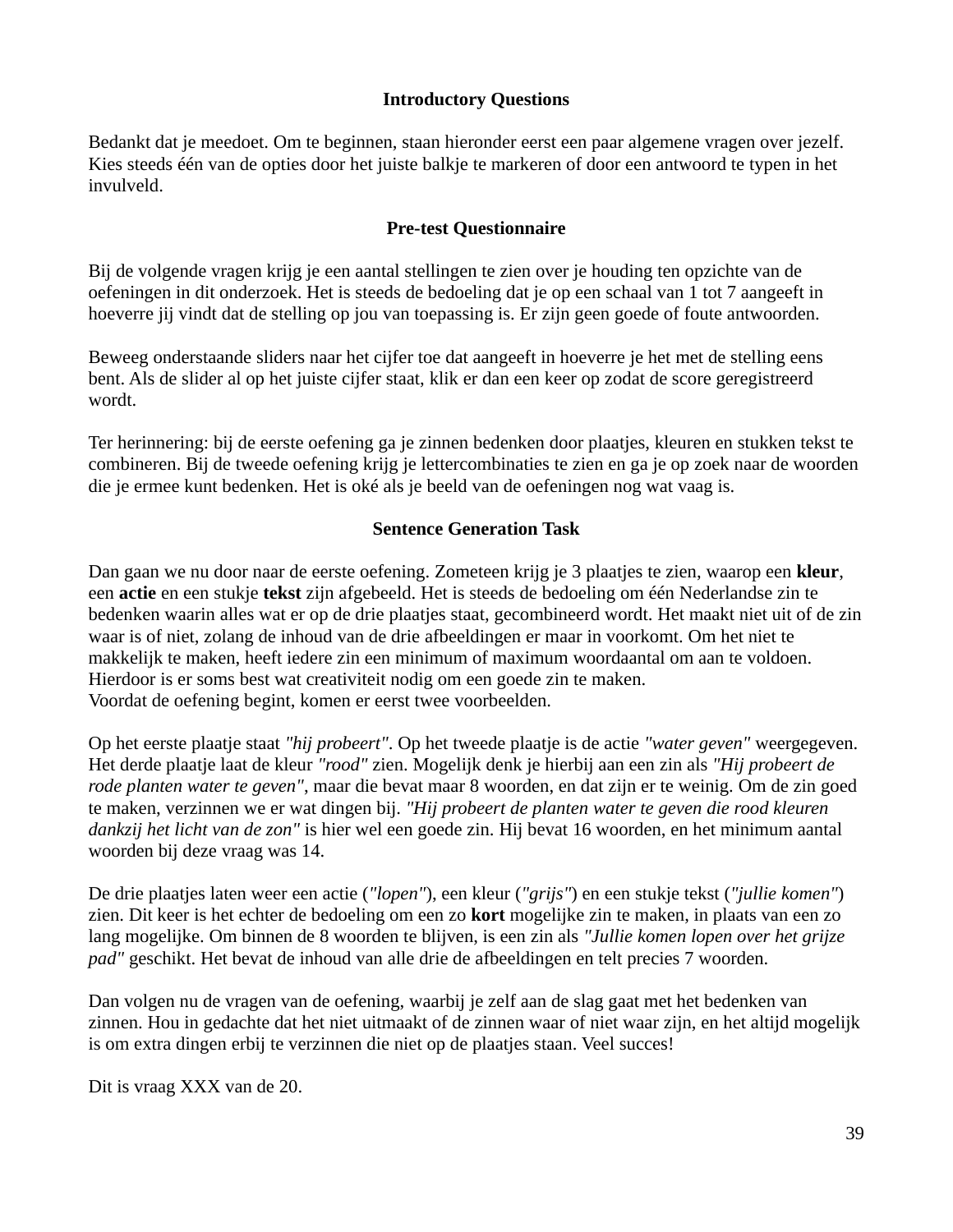### Introductory Questions

Bedankt dat je meedoet. Om te beginnen, staan hieronder eerst een paar algemene vragen over jezelf. Kies steeds één van de opties door het juiste balkje te markeren of door een antwoord te typen in het invulveld.

### Pre-test Questionnaire

Bij de volgende vragen krijg je een aantal stellingen te zien over je houding ten opzichte van de oefeningen in dit onderzoek. Het is steeds de bedoeling dat je op een schaal van 1 tot 7 aangeeft in hoeverre jij vindt dat de stelling op jou van toepassing is. Er zijn geen goede of foute antwoorden.

Beweeg onderstaande sliders naar het cijfer toe dat aangeeft in hoeverre je het met de stelling eens bent. Als de slider al op het juiste cijfer staat, klik er dan een keer op zodat de score geregistreerd wordt.

Ter herinnering: bij de eerste oefening ga je zinnen bedenken door plaatjes, kleuren en stukken tekst te combineren. Bij de tweede oefening krijg je lettercombinaties te zien en ga je op zoek naar de woorden die je ermee kunt bedenken. Het is oké als je beeld van de oefeningen nog wat vaag is.

### Sentence Generation Task

Dan gaan we nu door naar de eerste oefening. Zometeen krijg je 3 plaatjes te zien, waarop een **kleur**, een **actie** en een stukje **tekst** zijn afgebeeld. Het is steeds de bedoeling om één Nederlandse zin te bedenken waarin alles wat er op de drie plaatjes staat, gecombineerd wordt. Het maakt niet uit of de zin waar is of niet, zolang de inhoud van de drie afbeeldingen er maar in voorkomt. Om het niet te makkelijk te maken, heeft iedere zin een minimum of maximum woordaantal om aan te voldoen. Hierdoor is er soms best wat creativiteit nodig om een goede zin te maken.
Voordat de oefening begint, komen er eerst twee voorbeelden.

Op het eerste plaatje staat *"hij probeert"*. Op het tweede plaatje is de actie *"water geven"* weergegeven. Het derde plaatje laat de kleur *"rood"* zien. Mogelijk denk je hierbij aan een zin als *"Hij probeert de rode planten water te geven"*, maar die bevat maar 8 woorden, en dat zijn er te weinig. Om de zin goed te maken, verzinnen we er wat dingen bij. *"Hij probeert de planten water te geven die rood kleuren dankzij het licht van de zon"* is hier wel een goede zin. Hij bevat 16 woorden, en het minimum aantal woorden bij deze vraag was 14.

De drie plaatjes laten weer een actie (*"lopen"*), een kleur (*"grijs"*) en een stukje tekst (*"jullie komen"*) zien. Dit keer is het echter de bedoeling om een zo **kort** mogelijke zin te maken, in plaats van een zo lang mogelijke. Om binnen de 8 woorden te blijven, is een zin als *"Jullie komen lopen over het grijze pad"* geschikt. Het bevat de inhoud van alle drie de afbeeldingen en telt precies 7 woorden.

Dan volgen nu de vragen van de oefening, waarbij je zelf aan de slag gaat met het bedenken van zinnen. Hou in gedachte dat het niet uitmaakt of de zinnen waar of niet waar zijn, en het altijd mogelijk is om extra dingen erbij te verzinnen die niet op de plaatjes staan. Veel succes!

Dit is vraag XXX van de 20.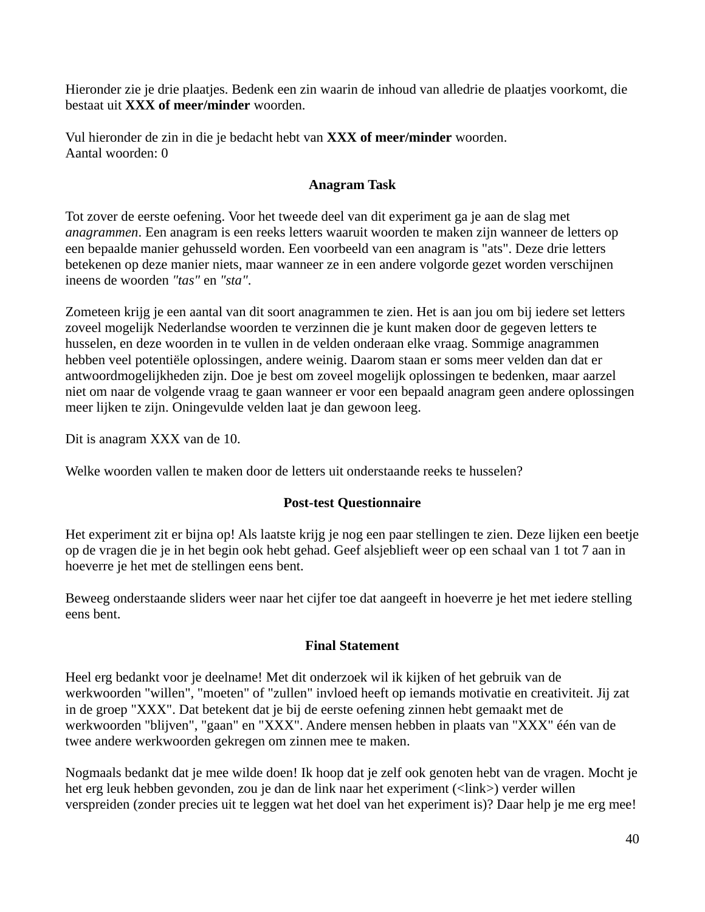Hieronder zie je drie plaatjes. Bedenk een zin waarin de inhoud van alledrie de plaatjes voorkomt, die bestaat uit **XXX of meer/minder** woorden.

Vul hieronder de zin in die je bedacht hebt van **XXX of meer/minder** woorden.
Aantal woorden: 0

## Anagram Task

Tot zover de eerste oefening. Voor het tweede deel van dit experiment ga je aan de slag met *anagrammen*. Een anagram is een reeks letters waaruit woorden te maken zijn wanneer de letters op een bepaalde manier gehusseld worden. Een voorbeeld van een anagram is "ats". Deze drie letters betekenen op deze manier niets, maar wanneer ze in een andere volgorde gezet worden verschijnen ineens de woorden *"tas"* en *"sta"*.

Zometeen krijg je een aantal van dit soort anagrammen te zien. Het is aan jou om bij iedere set letters zoveel mogelijk Nederlandse woorden te verzinnen die je kunt maken door de gegeven letters te husselen, en deze woorden in te vullen in de velden onderaan elke vraag. Sommige anagrammen hebben veel potentiële oplossingen, andere weinig. Daarom staan er soms meer velden dan dat er antwoordmogelijkheden zijn. Doe je best om zoveel mogelijk oplossingen te bedenken, maar aarzel niet om naar de volgende vraag te gaan wanneer er voor een bepaald anagram geen andere oplossingen meer lijken te zijn. Oningevulde velden laat je dan gewoon leeg.

Dit is anagram XXX van de 10.

Welke woorden vallen te maken door de letters uit onderstaande reeks te husselen?

## Post-test Questionnaire

Het experiment zit er bijna op! Als laatste krijg je nog een paar stellingen te zien. Deze lijken een beetje op de vragen die je in het begin ook hebt gehad. Geef alsjeblieft weer op een schaal van 1 tot 7 aan in hoeverre je het met de stellingen eens bent.

Beweeg onderstaande sliders weer naar het cijfer toe dat aangeeft in hoeverre je het met iedere stelling eens bent.

## Final Statement

Heel erg bedankt voor je deelname! Met dit onderzoek wil ik kijken of het gebruik van de werkwoorden "willen", "moeten" of "zullen" invloed heeft op iemands motivatie en creativiteit. Jij zat in de groep "XXX". Dat betekent dat je bij de eerste oefening zinnen hebt gemaakt met de werkwoorden "blijven", "gaan" en "XXX". Andere mensen hebben in plaats van "XXX" één van de twee andere werkwoorden gekregen om zinnen mee te maken.

Nogmaals bedankt dat je mee wilde doen! Ik hoop dat je zelf ook genoten hebt van de vragen. Mocht je het erg leuk hebben gevonden, zou je dan de link naar het experiment (<link>) verder willen verspreiden (zonder precies uit te leggen wat het doel van het experiment is)? Daar help je me erg mee!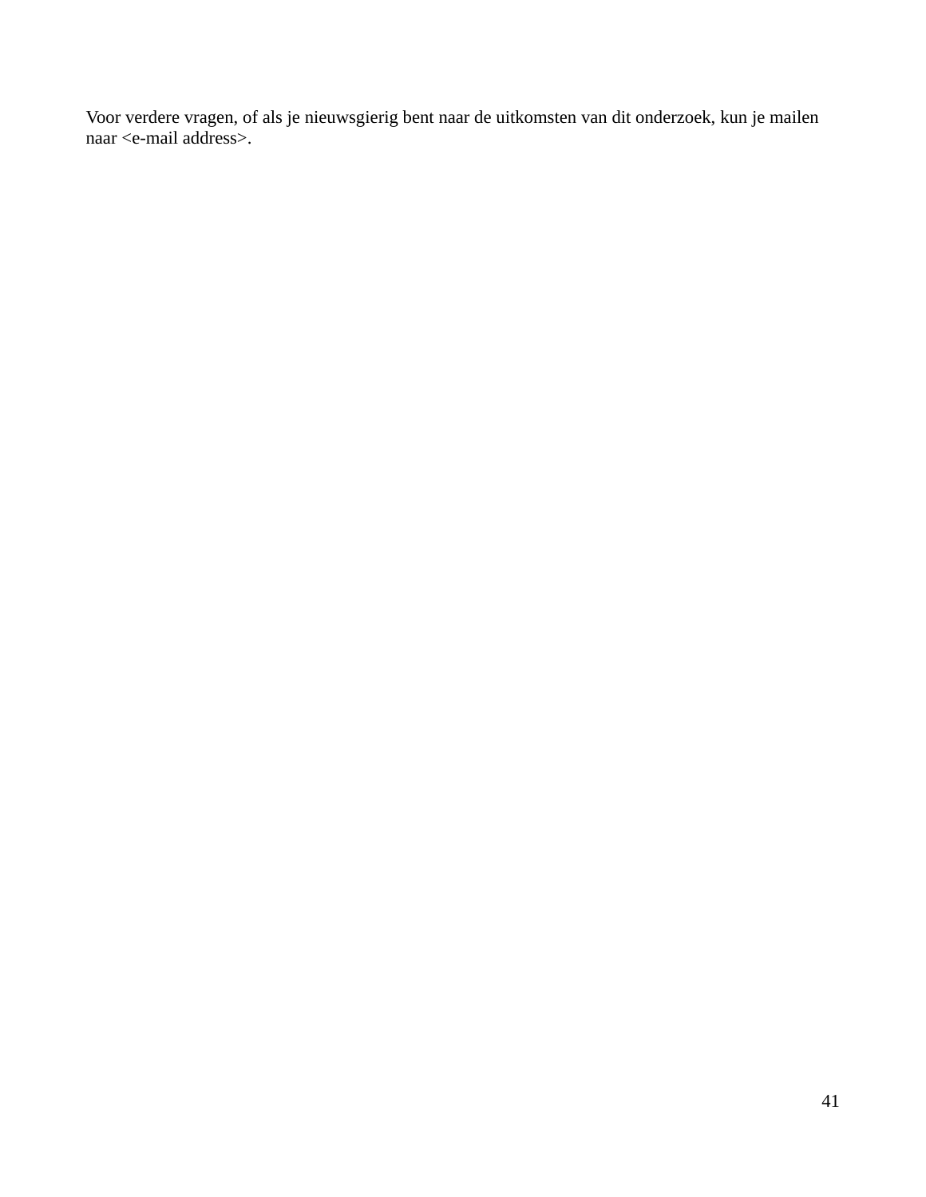Voor verdere vragen, of als je nieuwsgierig bent naar de uitkomsten van dit onderzoek, kun je mailen naar <e-mail address>.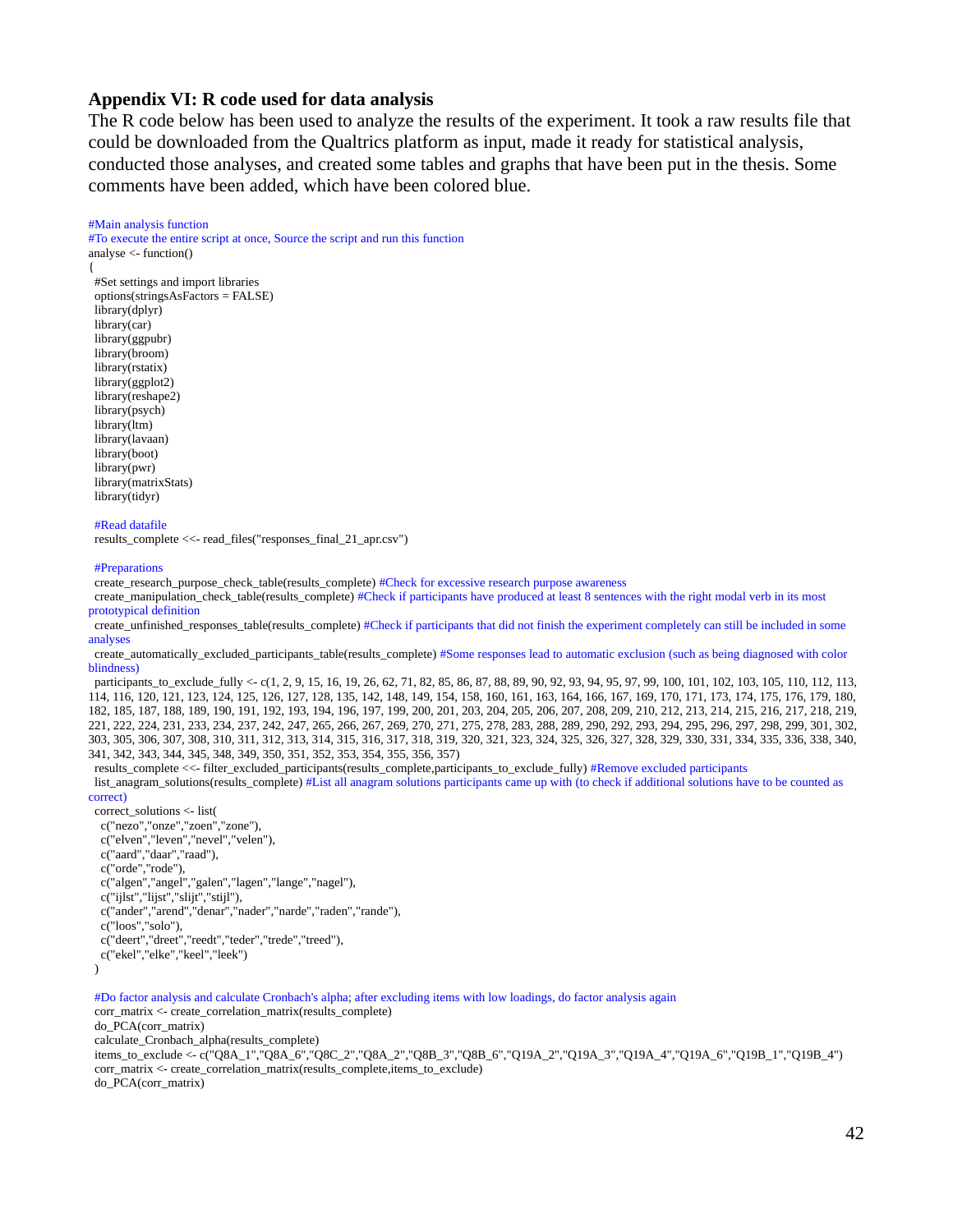## Appendix VI: R code used for data analysis

The R code below has been used to analyze the results of the experiment. It took a raw results file that could be downloaded from the Qualtrics platform as input, made it ready for statistical analysis, conducted those analyses, and created some tables and graphs that have been put in the thesis. Some comments have been added, which have been colored blue.

```
#Main analysis function
#To execute the entire script at once, Source the script and run this function
analyse <- function()
{
  #Set settings and import libraries
  options(stringsAsFactors = FALSE)
  library(dplyr)
  library(car)
  library(ggpubr)
  library(broom)
  library(rstatix)
  library(ggplot2)
  library(reshape2)
  library(psych)
  library(ltm)
  library(lavaan)
  library(boot)
  library(pwr)
  library(matrixStats)
  library(tidyr)

  #Read datafile
  results_complete <<- read_files("responses_final_21_apr.csv")

  #Preparations
  create_research_purpose_check_table(results_complete) #Check for excessive research purpose awareness
  create_manipulation_check_table(results_complete) #Check if participants have produced at least 8 sentences with the right modal verb in its most prototypical definition
  create_unfinished_responses_table(results_complete) #Check if participants that did not finish the experiment completely can still be included in some analyses
  create_automatically_excluded_participants_table(results_complete) #Some responses lead to automatic exclusion (such as being diagnosed with color blindness)
  participants_to_exclude_fully <- c(1, 2, 9, 15, 16, 19, 26, 62, 71, 82, 85, 86, 87, 88, 89, 90, 92, 93, 94, 95, 97, 99, 100, 101, 102, 103, 105, 110, 112, 113, 114, 116, 120, 121, 123, 124, 125, 126, 127, 128, 135, 142, 148, 149, 154, 158, 160, 161, 163, 164, 166, 167, 169, 170, 171, 173, 174, 175, 176, 179, 180, 182, 185, 187, 188, 189, 190, 191, 192, 193, 194, 196, 197, 199, 200, 201, 203, 204, 205, 206, 207, 208, 209, 210, 212, 213, 214, 215, 216, 217, 218, 219, 221, 222, 224, 231, 233, 234, 237, 242, 247, 265, 266, 267, 269, 270, 271, 275, 278, 283, 288, 289, 290, 292, 293, 294, 295, 296, 297, 298, 299, 301, 302, 303, 305, 306, 307, 308, 310, 311, 312, 313, 314, 315, 316, 317, 318, 319, 320, 321, 323, 324, 325, 326, 327, 328, 329, 330, 331, 334, 335, 336, 338, 340, 341, 342, 343, 344, 345, 348, 349, 350, 351, 352, 353, 354, 355, 356, 357)
  results_complete <<- filter_excluded_participants(results_complete,participants_to_exclude_fully) #Remove excluded participants
  list_anagram_solutions(results_complete) #List all anagram solutions participants came up with (to check if additional solutions have to be counted as correct)
  correct_solutions <- list(
    c("nezo","onze","zoen","zone"),
    c("elven","leven","nevel","velen"),
    c("aard","daar","raad"),
    c("orde","rode"),
    c("algen","angel","galen","lagen","lange","nagel"),
    c("ijlst","lijst","slijt","stijl"),
    c("ander","arend","denar","nader","narde","raden","rande"),
    c("loos","solo"),
    c("deert","dreet","reedt","teder","trede","treed"),
    c("ekel","elke","keel","leek")
  )

  #Do factor analysis and calculate Cronbach's alpha; after excluding items with low loadings, do factor analysis again
  corr_matrix <- create_correlation_matrix(results_complete)
  do_PCA(corr_matrix)
  calculate_Cronbach_alpha(results_complete)
  items_to_exclude <- c("Q8A_1","Q8A_6","Q8C_2","Q8A_2","Q8B_3","Q8B_6","Q19A_2","Q19A_3","Q19A_4","Q19A_6","Q19B_1","Q19B_4")
  corr_matrix <- create_correlation_matrix(results_complete,items_to_exclude)
  do_PCA(corr_matrix)
```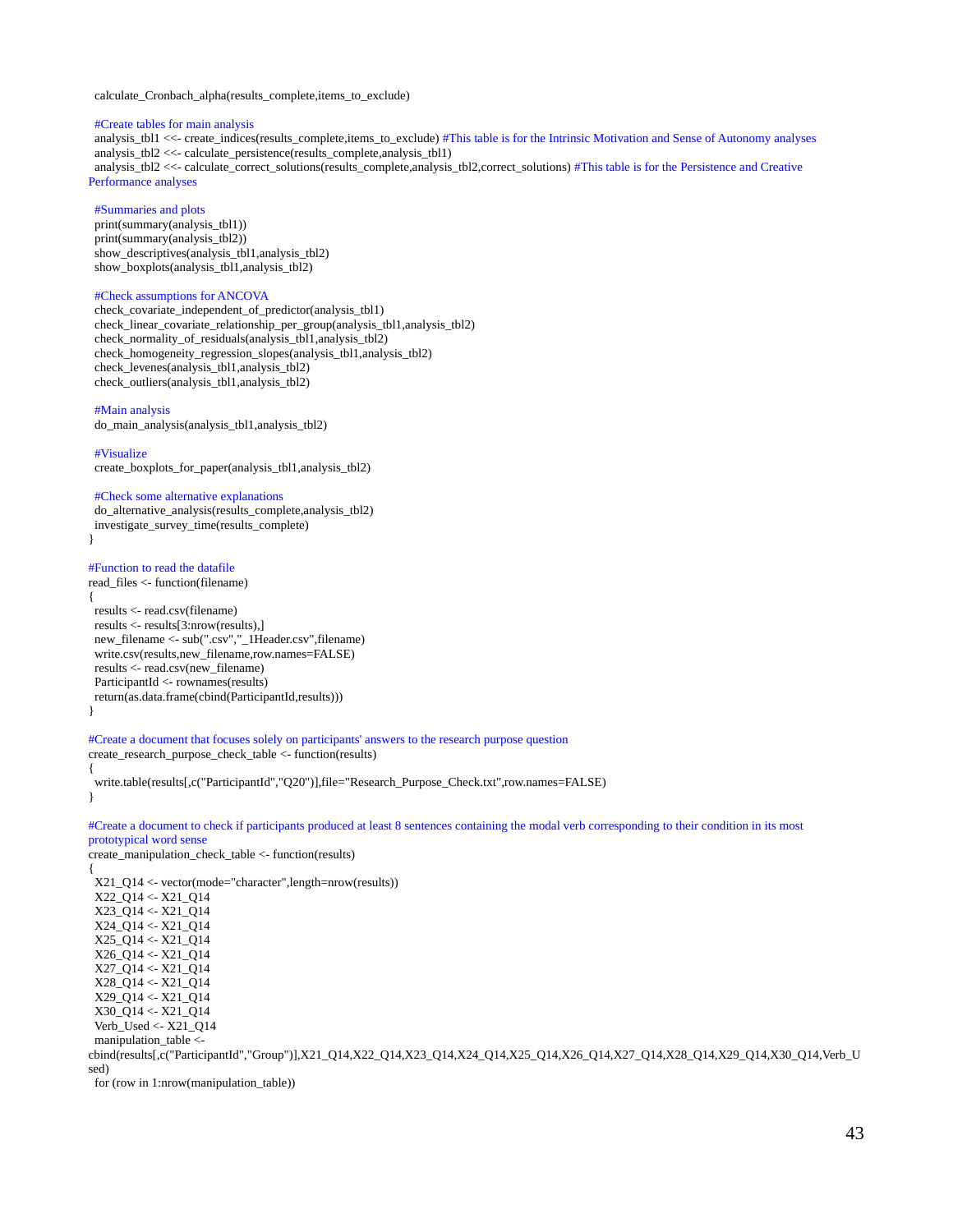```
  calculate_Cronbach_alpha(results_complete,items_to_exclude)

  #Create tables for main analysis
  analysis_tbl1 <<- create_indices(results_complete,items_to_exclude) #This table is for the Intrinsic Motivation and Sense of Autonomy analyses
  analysis_tbl2 <<- calculate_persistence(results_complete,analysis_tbl1)
  analysis_tbl2 <<- calculate_correct_solutions(results_complete,analysis_tbl2,correct_solutions) #This table is for the Persistence and Creative
Performance analyses

  #Summaries and plots
  print(summary(analysis_tbl1))
  print(summary(analysis_tbl2))
  show_descriptives(analysis_tbl1,analysis_tbl2)
  show_boxplots(analysis_tbl1,analysis_tbl2)

  #Check assumptions for ANCOVA
  check_covariate_independent_of_predictor(analysis_tbl1)
  check_linear_covariate_relationship_per_group(analysis_tbl1,analysis_tbl2)
  check_normality_of_residuals(analysis_tbl1,analysis_tbl2)
  check_homogeneity_regression_slopes(analysis_tbl1,analysis_tbl2)
  check_levenes(analysis_tbl1,analysis_tbl2)
  check_outliers(analysis_tbl1,analysis_tbl2)

  #Main analysis
  do_main_analysis(analysis_tbl1,analysis_tbl2)

  #Visualize
  create_boxplots_for_paper(analysis_tbl1,analysis_tbl2)

  #Check some alternative explanations
  do_alternative_analysis(results_complete,analysis_tbl2)
  investigate_survey_time(results_complete)
}

#Function to read the datafile
read_files <- function(filename)
{
  results <- read.csv(filename)
  results <- results[3:nrow(results),]
  new_filename <- sub(".csv","_1Header.csv",filename)
  write.csv(results,new_filename,row.names=FALSE)
  results <- read.csv(new_filename)
  ParticipantId <- rownames(results)
  return(as.data.frame(cbind(ParticipantId,results)))
}

#Create a document that focuses solely on participants' answers to the research purpose question
create_research_purpose_check_table <- function(results)
{
  write.table(results[,c("ParticipantId","Q20")],file="Research_Purpose_Check.txt",row.names=FALSE)
}

#Create a document to check if participants produced at least 8 sentences containing the modal verb corresponding to their condition in its most
prototypical word sense
create_manipulation_check_table <- function(results)
{
  X21_Q14 <- vector(mode="character",length=nrow(results))
  X22_Q14 <- X21_Q14
  X23_Q14 <- X21_Q14
  X24_Q14 <- X21_Q14
  X25_Q14 <- X21_Q14
  X26_Q14 <- X21_Q14
  X27_Q14 <- X21_Q14
  X28_Q14 <- X21_Q14
  X29_Q14 <- X21_Q14
  X30_Q14 <- X21_Q14
  Verb_Used <- X21_Q14
  manipulation_table <-
cbind(results[,c("ParticipantId","Group")],X21_Q14,X22_Q14,X23_Q14,X24_Q14,X25_Q14,X26_Q14,X27_Q14,X28_Q14,X29_Q14,X30_Q14,Verb_U
sed)
  for (row in 1:nrow(manipulation_table))
```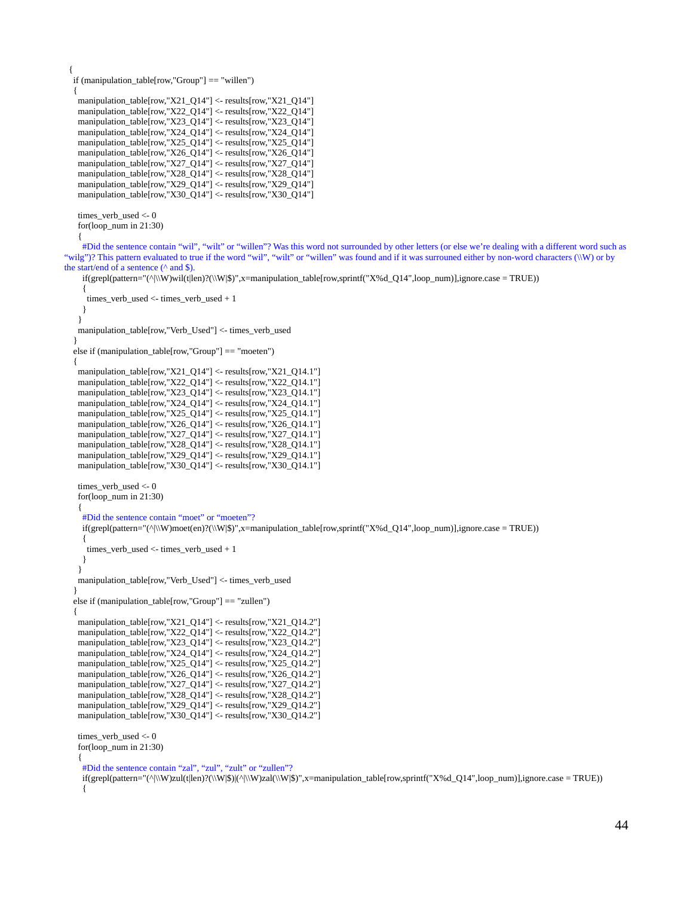```r
  {
    if (manipulation_table[row,"Group"] == "willen")
    {
      manipulation_table[row,"X21_Q14"] <- results[row,"X21_Q14"]
      manipulation_table[row,"X22_Q14"] <- results[row,"X22_Q14"]
      manipulation_table[row,"X23_Q14"] <- results[row,"X23_Q14"]
      manipulation_table[row,"X24_Q14"] <- results[row,"X24_Q14"]
      manipulation_table[row,"X25_Q14"] <- results[row,"X25_Q14"]
      manipulation_table[row,"X26_Q14"] <- results[row,"X26_Q14"]
      manipulation_table[row,"X27_Q14"] <- results[row,"X27_Q14"]
      manipulation_table[row,"X28_Q14"] <- results[row,"X28_Q14"]
      manipulation_table[row,"X29_Q14"] <- results[row,"X29_Q14"]
      manipulation_table[row,"X30_Q14"] <- results[row,"X30_Q14"]

      times_verb_used <- 0
      for(loop_num in 21:30)
      {
        #Did the sentence contain “wil”, “wilt” or “willen”? Was this word not surrounded by other letters (or else we’re dealing with a different word such as “wilg”)? This pattern evaluated to true if the word “wil”, “wilt” or “willen” was found and if it was surrounded either by non-word characters (\\W) or by the start/end of a sentence (^ and $).
        if(grepl(pattern="(^|\\W)wil(t|len)?(\\W|$)",x=manipulation_table[row,sprintf("X%d_Q14",loop_num)],ignore.case = TRUE))
        {
          times_verb_used <- times_verb_used + 1
        }
      }
      manipulation_table[row,"Verb_Used"] <- times_verb_used
    }
    else if (manipulation_table[row,"Group"] == "moeten")
    {
      manipulation_table[row,"X21_Q14"] <- results[row,"X21_Q14.1"]
      manipulation_table[row,"X22_Q14"] <- results[row,"X22_Q14.1"]
      manipulation_table[row,"X23_Q14"] <- results[row,"X23_Q14.1"]
      manipulation_table[row,"X24_Q14"] <- results[row,"X24_Q14.1"]
      manipulation_table[row,"X25_Q14"] <- results[row,"X25_Q14.1"]
      manipulation_table[row,"X26_Q14"] <- results[row,"X26_Q14.1"]
      manipulation_table[row,"X27_Q14"] <- results[row,"X27_Q14.1"]
      manipulation_table[row,"X28_Q14"] <- results[row,"X28_Q14.1"]
      manipulation_table[row,"X29_Q14"] <- results[row,"X29_Q14.1"]
      manipulation_table[row,"X30_Q14"] <- results[row,"X30_Q14.1"]

      times_verb_used <- 0
      for(loop_num in 21:30)
      {
        #Did the sentence contain “moet” or “moeten”?
        if(grepl(pattern="(^|\\W)moet(en)?(\\W|$)",x=manipulation_table[row,sprintf("X%d_Q14",loop_num)],ignore.case = TRUE))
        {
          times_verb_used <- times_verb_used + 1
        }
      }
      manipulation_table[row,"Verb_Used"] <- times_verb_used
    }
    else if (manipulation_table[row,"Group"] == "zullen")
    {
      manipulation_table[row,"X21_Q14"] <- results[row,"X21_Q14.2"]
      manipulation_table[row,"X22_Q14"] <- results[row,"X22_Q14.2"]
      manipulation_table[row,"X23_Q14"] <- results[row,"X23_Q14.2"]
      manipulation_table[row,"X24_Q14"] <- results[row,"X24_Q14.2"]
      manipulation_table[row,"X25_Q14"] <- results[row,"X25_Q14.2"]
      manipulation_table[row,"X26_Q14"] <- results[row,"X26_Q14.2"]
      manipulation_table[row,"X27_Q14"] <- results[row,"X27_Q14.2"]
      manipulation_table[row,"X28_Q14"] <- results[row,"X28_Q14.2"]
      manipulation_table[row,"X29_Q14"] <- results[row,"X29_Q14.2"]
      manipulation_table[row,"X30_Q14"] <- results[row,"X30_Q14.2"]

      times_verb_used <- 0
      for(loop_num in 21:30)
      {
        #Did the sentence contain “zal”, “zul”, “zult” or “zullen”?
        if(grepl(pattern="(^|\\W)zul(t|len)?(\\W|$)|(^|\\W)zal(\\W|$)",x=manipulation_table[row,sprintf("X%d_Q14",loop_num)],ignore.case = TRUE))
        {
```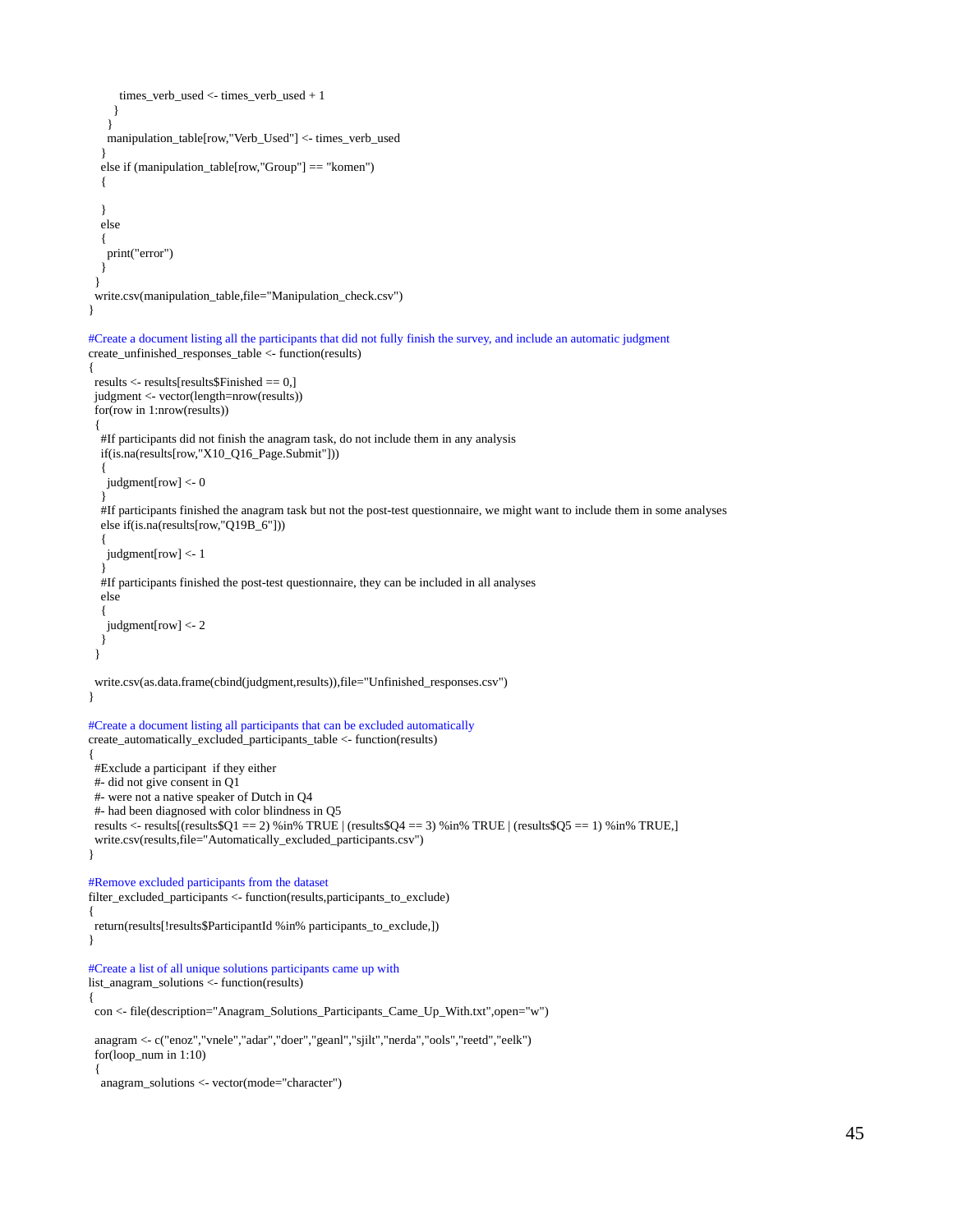```
        times_verb_used <- times_verb_used + 1
      }
    }
    manipulation_table[row,"Verb_Used"] <- times_verb_used
  }
  else if (manipulation_table[row,"Group"] == "komen")
  {

  }
  else
  {
    print("error")
  }
 }
 write.csv(manipulation_table,file="Manipulation_check.csv")
}

#Create a document listing all the participants that did not fully finish the survey, and include an automatic judgment
create_unfinished_responses_table <- function(results)
{
 results <- results[results$Finished == 0,]
 judgment <- vector(length=nrow(results))
 for(row in 1:nrow(results))
 {
  #If participants did not finish the anagram task, do not include them in any analysis
  if(is.na(results[row,"X10_Q16_Page.Submit"]))
  {
    judgment[row] <- 0
  }
  #If participants finished the anagram task but not the post-test questionnaire, we might want to include them in some analyses
  else if(is.na(results[row,"Q19B_6"]))
  {
    judgment[row] <- 1
  }
  #If participants finished the post-test questionnaire, they can be included in all analyses
  else
  {
    judgment[row] <- 2
  }
 }

 write.csv(as.data.frame(cbind(judgment,results)),file="Unfinished_responses.csv")
}

#Create a document listing all participants that can be excluded automatically
create_automatically_excluded_participants_table <- function(results)
{
 #Exclude a participant  if they either
 #- did not give consent in Q1
 #- were not a native speaker of Dutch in Q4
 #- had been diagnosed with color blindness in Q5
 results <- results[(results$Q1 == 2) %in% TRUE | (results$Q4 == 3) %in% TRUE | (results$Q5 == 1) %in% TRUE,]
 write.csv(results,file="Automatically_excluded_participants.csv")
}

#Remove excluded participants from the dataset
filter_excluded_participants <- function(results,participants_to_exclude)
{
 return(results[!results$ParticipantId %in% participants_to_exclude,])
}

#Create a list of all unique solutions participants came up with
list_anagram_solutions <- function(results)
{
 con <- file(description="Anagram_Solutions_Participants_Came_Up_With.txt",open="w")

 anagram <- c("enoz","vnele","adar","doer","geanl","sjilt","nerda","ools","reetd","eelk")
 for(loop_num in 1:10)
 {
  anagram_solutions <- vector(mode="character")
```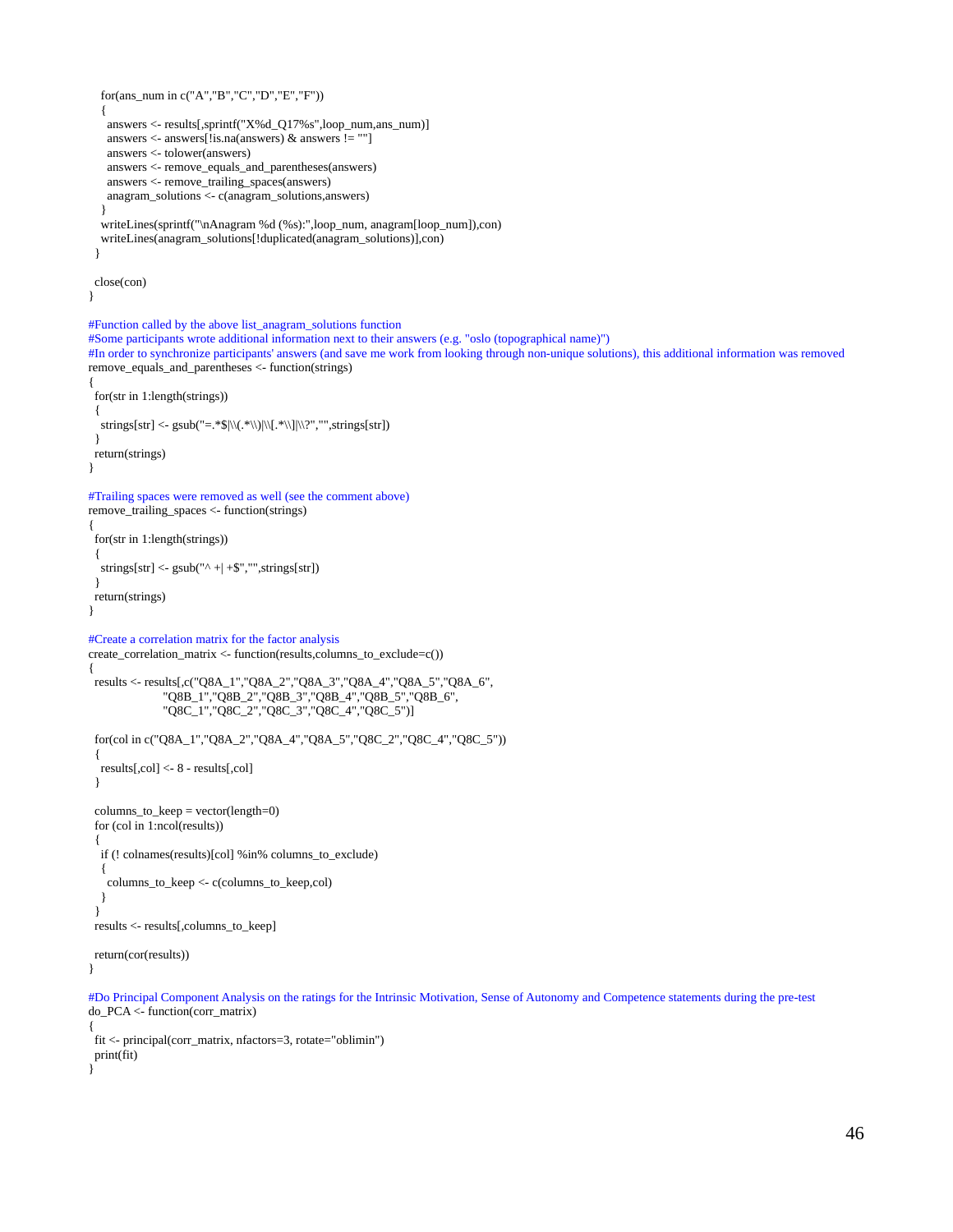```
    for(ans_num in c("A","B","C","D","E","F"))
    {
      answers <- results[,sprintf("X%d_Q17%s",loop_num,ans_num)]
      answers <- answers[!is.na(answers) & answers != ""]
      answers <- tolower(answers)
      answers <- remove_equals_and_parentheses(answers)
      answers <- remove_trailing_spaces(answers)
      anagram_solutions <- c(anagram_solutions,answers)
    }
    writeLines(sprintf("\nAnagram %d (%s):",loop_num, anagram[loop_num]),con)
    writeLines(anagram_solutions[!duplicated(anagram_solutions)],con)
  }

  close(con)
}

#Function called by the above list_anagram_solutions function
#Some participants wrote additional information next to their answers (e.g. "oslo (topographical name)")
#In order to synchronize participants' answers (and save me work from looking through non-unique solutions), this additional information was removed
remove_equals_and_parentheses <- function(strings)
{
  for(str in 1:length(strings))
  {
    strings[str] <- gsub("=.*$|\\(.*\\)|\\[.*\\]|\\?","",strings[str])
  }
  return(strings)
}

#Trailing spaces were removed as well (see the comment above)
remove_trailing_spaces <- function(strings)
{
  for(str in 1:length(strings))
  {
    strings[str] <- gsub("^ +| +$","",strings[str])
  }
  return(strings)
}

#Create a correlation matrix for the factor analysis
create_correlation_matrix <- function(results,columns_to_exclude=c())
{
  results <- results[,c("Q8A_1","Q8A_2","Q8A_3","Q8A_4","Q8A_5","Q8A_6",
                        "Q8B_1","Q8B_2","Q8B_3","Q8B_4","Q8B_5","Q8B_6",
                        "Q8C_1","Q8C_2","Q8C_3","Q8C_4","Q8C_5")]

  for(col in c("Q8A_1","Q8A_2","Q8A_4","Q8A_5","Q8C_2","Q8C_4","Q8C_5"))
  {
    results[,col] <- 8 - results[,col]
  }

  columns_to_keep = vector(length=0)
  for (col in 1:ncol(results))
  {
    if (! colnames(results)[col] %in% columns_to_exclude)
    {
      columns_to_keep <- c(columns_to_keep,col)
    }
  }
  results <- results[,columns_to_keep]

  return(cor(results))
}

#Do Principal Component Analysis on the ratings for the Intrinsic Motivation, Sense of Autonomy and Competence statements during the pre-test
do_PCA <- function(corr_matrix)
{
  fit <- principal(corr_matrix, nfactors=3, rotate="oblimin")
  print(fit)
}
```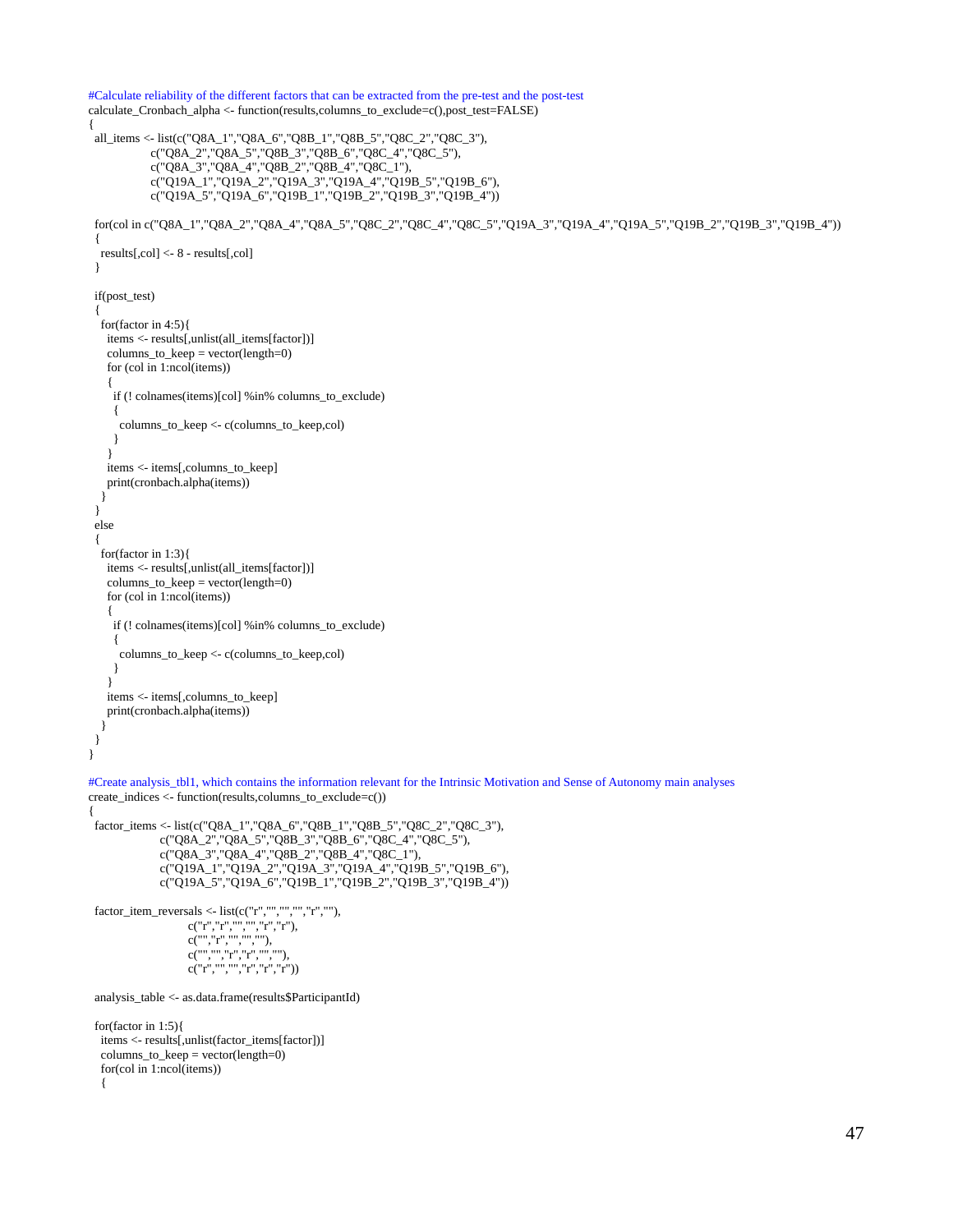```r
#Calculate reliability of the different factors that can be extracted from the pre-test and the post-test
calculate_Cronbach_alpha <- function(results,columns_to_exclude=c(),post_test=FALSE)
{
  all_items <- list(c("Q8A_1","Q8A_6","Q8B_1","Q8B_5","Q8C_2","Q8C_3"),
                    c("Q8A_2","Q8A_5","Q8B_3","Q8B_6","Q8C_4","Q8C_5"),
                    c("Q8A_3","Q8A_4","Q8B_2","Q8B_4","Q8C_1"),
                    c("Q19A_1","Q19A_2","Q19A_3","Q19A_4","Q19B_5","Q19B_6"),
                    c("Q19A_5","Q19A_6","Q19B_1","Q19B_2","Q19B_3","Q19B_4"))

  for(col in c("Q8A_1","Q8A_2","Q8A_4","Q8A_5","Q8C_2","Q8C_4","Q8C_5","Q19A_3","Q19A_4","Q19A_5","Q19B_2","Q19B_3","Q19B_4"))
  {
    results[,col] <- 8 - results[,col]
  }

  if(post_test)
  {
    for(factor in 4:5){
      items <- results[,unlist(all_items[factor])]
      columns_to_keep = vector(length=0)
      for (col in 1:ncol(items))
      {
        if (! colnames(items)[col] %in% columns_to_exclude)
        {
          columns_to_keep <- c(columns_to_keep,col)
        }
      }
      items <- items[,columns_to_keep]
      print(cronbach.alpha(items))
    }
  }
  else
  {
    for(factor in 1:3){
      items <- results[,unlist(all_items[factor])]
      columns_to_keep = vector(length=0)
      for (col in 1:ncol(items))
      {
        if (! colnames(items)[col] %in% columns_to_exclude)
        {
          columns_to_keep <- c(columns_to_keep,col)
        }
      }
      items <- items[,columns_to_keep]
      print(cronbach.alpha(items))
    }
  }
}

#Create analysis_tbl1, which contains the information relevant for the Intrinsic Motivation and Sense of Autonomy main analyses
create_indices <- function(results,columns_to_exclude=c())
{
  factor_items <- list(c("Q8A_1","Q8A_6","Q8B_1","Q8B_5","Q8C_2","Q8C_3"),
                       c("Q8A_2","Q8A_5","Q8B_3","Q8B_6","Q8C_4","Q8C_5"),
                       c("Q8A_3","Q8A_4","Q8B_2","Q8B_4","Q8C_1"),
                       c("Q19A_1","Q19A_2","Q19A_3","Q19A_4","Q19B_5","Q19B_6"),
                       c("Q19A_5","Q19A_6","Q19B_1","Q19B_2","Q19B_3","Q19B_4"))

  factor_item_reversals <- list(c("r","","","","r",""),
                                c("r","r","","","r","r"),
                                c("","r","","",""),
                                c("","","r","r","",""),
                                c("r","","","r","r","r"))

  analysis_table <- as.data.frame(results$ParticipantId)

  for(factor in 1:5){
    items <- results[,unlist(factor_items[factor])]
    columns_to_keep = vector(length=0)
    for(col in 1:ncol(items))
    {
```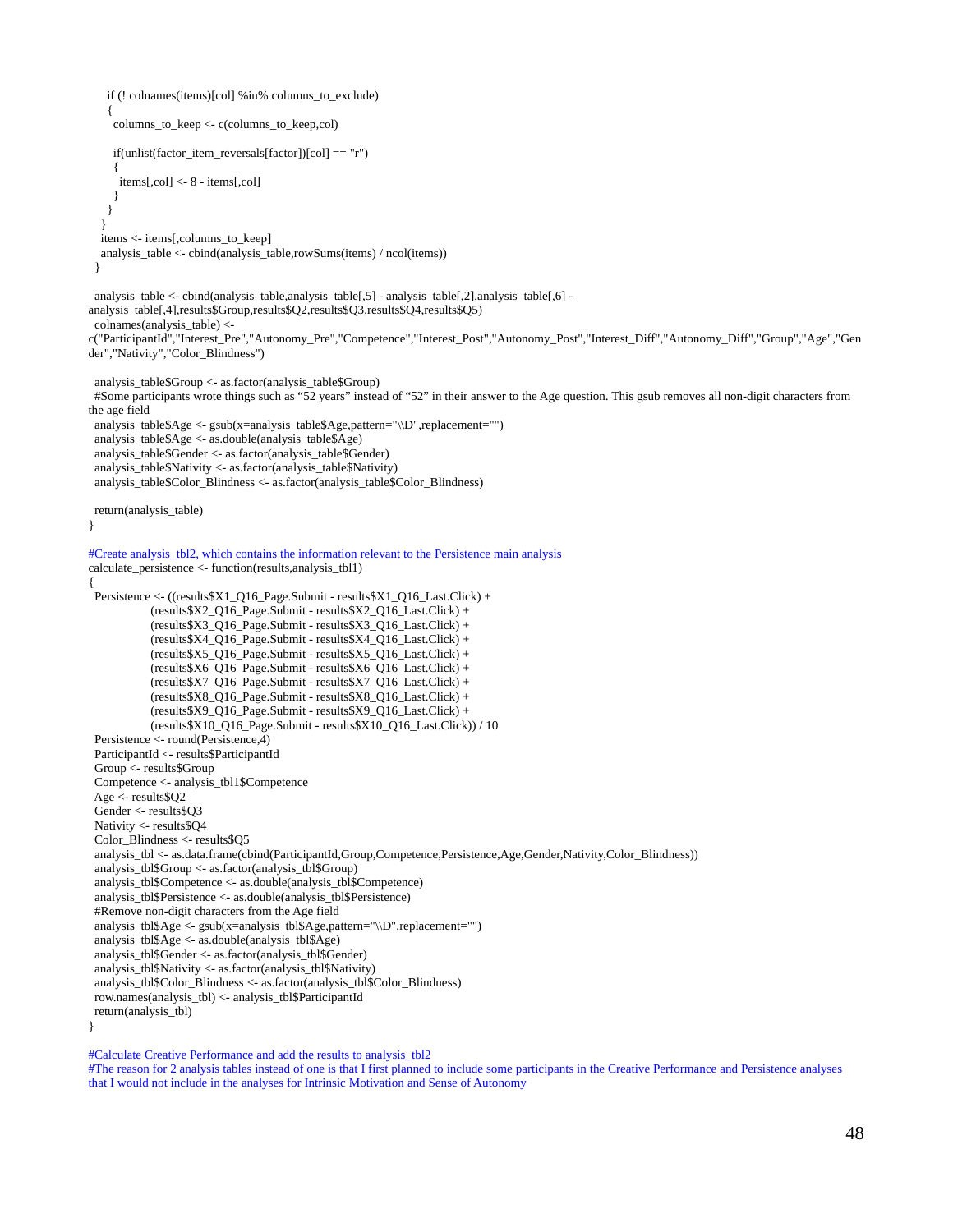```
      if (! colnames(items)[col] %in% columns_to_exclude)
      {
        columns_to_keep <- c(columns_to_keep,col)

        if(unlist(factor_item_reversals[factor])[col] == "r")
        {
          items[,col] <- 8 - items[,col]
        }
      }
    }
    items <- items[,columns_to_keep]
    analysis_table <- cbind(analysis_table,rowSums(items) / ncol(items))
  }

  analysis_table <- cbind(analysis_table,analysis_table[,5] - analysis_table[,2],analysis_table[,6] -
analysis_table[,4],results$Group,results$Q2,results$Q3,results$Q4,results$Q5)
  colnames(analysis_table) <-
c("ParticipantId","Interest_Pre","Autonomy_Pre","Competence","Interest_Post","Autonomy_Post","Interest_Diff","Autonomy_Diff","Group","Age","Gender","Nativity","Color_Blindness")

  analysis_table$Group <- as.factor(analysis_table$Group)
  #Some participants wrote things such as “52 years” instead of “52” in their answer to the Age question. This gsub removes all non-digit characters from the age field
  analysis_table$Age <- gsub(x=analysis_table$Age,pattern="\\D",replacement="")
  analysis_table$Age <- as.double(analysis_table$Age)
  analysis_table$Gender <- as.factor(analysis_table$Gender)
  analysis_table$Nativity <- as.factor(analysis_table$Nativity)
  analysis_table$Color_Blindness <- as.factor(analysis_table$Color_Blindness)

  return(analysis_table)
}

#Create analysis_tbl2, which contains the information relevant to the Persistence main analysis
calculate_persistence <- function(results,analysis_tbl1)
{
  Persistence <- ((results$X1_Q16_Page.Submit - results$X1_Q16_Last.Click) +
                  (results$X2_Q16_Page.Submit - results$X2_Q16_Last.Click) +
                  (results$X3_Q16_Page.Submit - results$X3_Q16_Last.Click) +
                  (results$X4_Q16_Page.Submit - results$X4_Q16_Last.Click) +
                  (results$X5_Q16_Page.Submit - results$X5_Q16_Last.Click) +
                  (results$X6_Q16_Page.Submit - results$X6_Q16_Last.Click) +
                  (results$X7_Q16_Page.Submit - results$X7_Q16_Last.Click) +
                  (results$X8_Q16_Page.Submit - results$X8_Q16_Last.Click) +
                  (results$X9_Q16_Page.Submit - results$X9_Q16_Last.Click) +
                  (results$X10_Q16_Page.Submit - results$X10_Q16_Last.Click)) / 10
  Persistence <- round(Persistence,4)
  ParticipantId <- results$ParticipantId
  Group <- results$Group
  Competence <- analysis_tbl1$Competence
  Age <- results$Q2
  Gender <- results$Q3
  Nativity <- results$Q4
  Color_Blindness <- results$Q5
  analysis_tbl <- as.data.frame(cbind(ParticipantId,Group,Competence,Persistence,Age,Gender,Nativity,Color_Blindness))
  analysis_tbl$Group <- as.factor(analysis_tbl$Group)
  analysis_tbl$Competence <- as.double(analysis_tbl$Competence)
  analysis_tbl$Persistence <- as.double(analysis_tbl$Persistence)
  #Remove non-digit characters from the Age field
  analysis_tbl$Age <- gsub(x=analysis_tbl$Age,pattern="\\D",replacement="")
  analysis_tbl$Age <- as.double(analysis_tbl$Age)
  analysis_tbl$Gender <- as.factor(analysis_tbl$Gender)
  analysis_tbl$Nativity <- as.factor(analysis_tbl$Nativity)
  analysis_tbl$Color_Blindness <- as.factor(analysis_tbl$Color_Blindness)
  row.names(analysis_tbl) <- analysis_tbl$ParticipantId
  return(analysis_tbl)
}

#Calculate Creative Performance and add the results to analysis_tbl2
#The reason for 2 analysis tables instead of one is that I first planned to include some participants in the Creative Performance and Persistence analyses that I would not include in the analyses for Intrinsic Motivation and Sense of Autonomy
```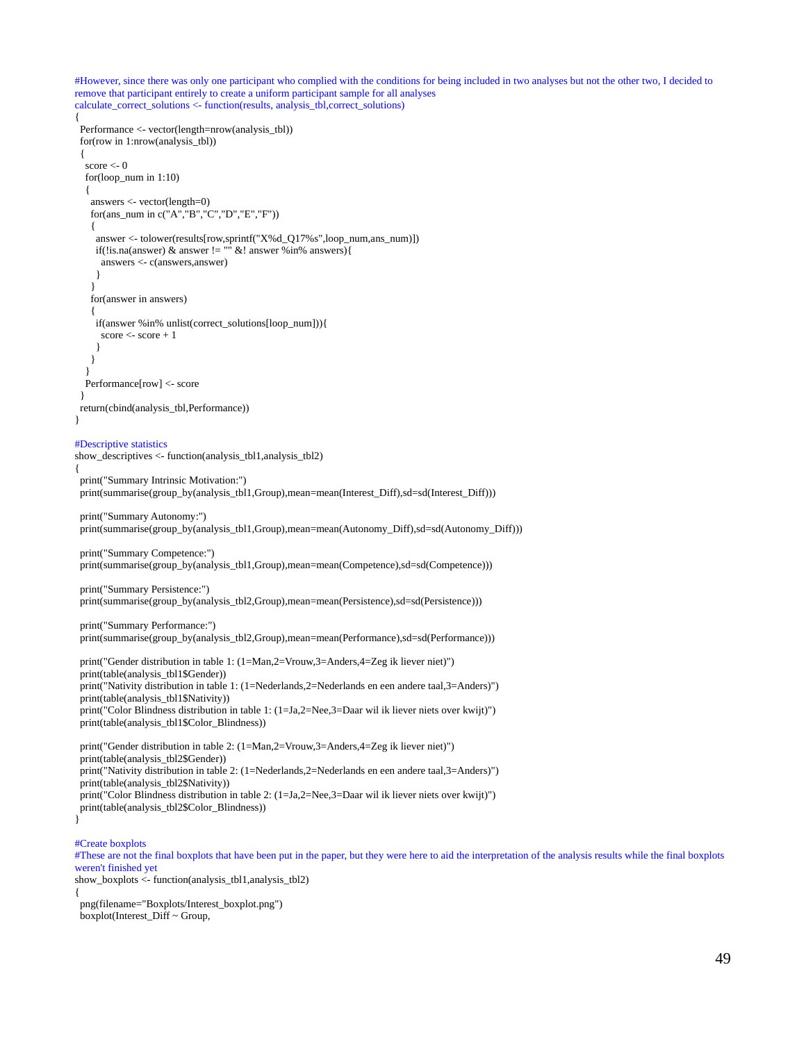```
#However, since there was only one participant who complied with the conditions for being included in two analyses but not the other two, I decided to remove that participant entirely to create a uniform participant sample for all analyses
calculate_correct_solutions <- function(results, analysis_tbl,correct_solutions)
{
  Performance <- vector(length=nrow(analysis_tbl))
  for(row in 1:nrow(analysis_tbl))
  {
    score <- 0
    for(loop_num in 1:10)
    {
      answers <- vector(length=0)
      for(ans_num in c("A","B","C","D","E","F"))
      {
        answer <- tolower(results[row,sprintf("X%d_Q17%s",loop_num,ans_num)])
        if(!is.na(answer) & answer != "" &! answer %in% answers){
          answers <- c(answers,answer)
        }
      }
      for(answer in answers)
      {
        if(answer %in% unlist(correct_solutions[loop_num])){
          score <- score + 1
        }
      }
    }
    Performance[row] <- score
  }
  return(cbind(analysis_tbl,Performance))
}

#Descriptive statistics
show_descriptives <- function(analysis_tbl1,analysis_tbl2)
{
  print("Summary Intrinsic Motivation:")
  print(summarise(group_by(analysis_tbl1,Group),mean=mean(Interest_Diff),sd=sd(Interest_Diff)))

  print("Summary Autonomy:")
  print(summarise(group_by(analysis_tbl1,Group),mean=mean(Autonomy_Diff),sd=sd(Autonomy_Diff)))

  print("Summary Competence:")
  print(summarise(group_by(analysis_tbl1,Group),mean=mean(Competence),sd=sd(Competence)))

  print("Summary Persistence:")
  print(summarise(group_by(analysis_tbl2,Group),mean=mean(Persistence),sd=sd(Persistence)))

  print("Summary Performance:")
  print(summarise(group_by(analysis_tbl2,Group),mean=mean(Performance),sd=sd(Performance)))

  print("Gender distribution in table 1: (1=Man,2=Vrouw,3=Anders,4=Zeg ik liever niet)")
  print(table(analysis_tbl1$Gender))
  print("Nativity distribution in table 1: (1=Nederlands,2=Nederlands en een andere taal,3=Anders)")
  print(table(analysis_tbl1$Nativity))
  print("Color Blindness distribution in table 1: (1=Ja,2=Nee,3=Daar wil ik liever niets over kwijt)")
  print(table(analysis_tbl1$Color_Blindness))

  print("Gender distribution in table 2: (1=Man,2=Vrouw,3=Anders,4=Zeg ik liever niet)")
  print(table(analysis_tbl2$Gender))
  print("Nativity distribution in table 2: (1=Nederlands,2=Nederlands en een andere taal,3=Anders)")
  print(table(analysis_tbl2$Nativity))
  print("Color Blindness distribution in table 2: (1=Ja,2=Nee,3=Daar wil ik liever niets over kwijt)")
  print(table(analysis_tbl2$Color_Blindness))
}

#Create boxplots
#These are not the final boxplots that have been put in the paper, but they were here to aid the interpretation of the analysis results while the final boxplots weren't finished yet
show_boxplots <- function(analysis_tbl1,analysis_tbl2)
{
  png(filename="Boxplots/Interest_boxplot.png")
  boxplot(Interest_Diff ~ Group,
```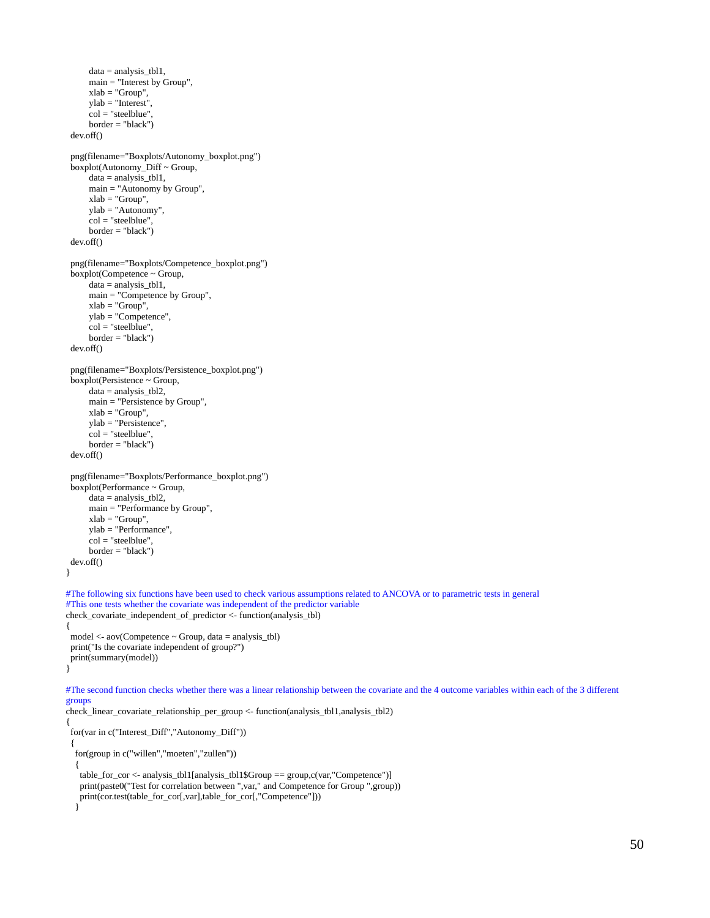```
        data = analysis_tbl1,
        main = "Interest by Group",
        xlab = "Group",
        ylab = "Interest",
        col = "steelblue",
        border = "black")
  dev.off()

  png(filename="Boxplots/Autonomy_boxplot.png")
  boxplot(Autonomy_Diff ~ Group,
        data = analysis_tbl1,
        main = "Autonomy by Group",
        xlab = "Group",
        ylab = "Autonomy",
        col = "steelblue",
        border = "black")
  dev.off()

  png(filename="Boxplots/Competence_boxplot.png")
  boxplot(Competence ~ Group,
        data = analysis_tbl1,
        main = "Competence by Group",
        xlab = "Group",
        ylab = "Competence",
        col = "steelblue",
        border = "black")
  dev.off()

  png(filename="Boxplots/Persistence_boxplot.png")
  boxplot(Persistence ~ Group,
        data = analysis_tbl2,
        main = "Persistence by Group",
        xlab = "Group",
        ylab = "Persistence",
        col = "steelblue",
        border = "black")
  dev.off()

  png(filename="Boxplots/Performance_boxplot.png")
  boxplot(Performance ~ Group,
        data = analysis_tbl2,
        main = "Performance by Group",
        xlab = "Group",
        ylab = "Performance",
        col = "steelblue",
        border = "black")
  dev.off()
}

#The following six functions have been used to check various assumptions related to ANCOVA or to parametric tests in general
#This one tests whether the covariate was independent of the predictor variable
check_covariate_independent_of_predictor <- function(analysis_tbl)
{
  model <- aov(Competence ~ Group, data = analysis_tbl)
  print("Is the covariate independent of group?")
  print(summary(model))
}

#The second function checks whether there was a linear relationship between the covariate and the 4 outcome variables within each of the 3 different groups
check_linear_covariate_relationship_per_group <- function(analysis_tbl1,analysis_tbl2)
{
  for(var in c("Interest_Diff","Autonomy_Diff"))
  {
    for(group in c("willen","moeten","zullen"))
    {
      table_for_cor <- analysis_tbl1[analysis_tbl1$Group == group,c(var,"Competence")]
      print(paste0("Test for correlation between ",var," and Competence for Group ",group))
      print(cor.test(table_for_cor[,var],table_for_cor[,"Competence"]))
    }
```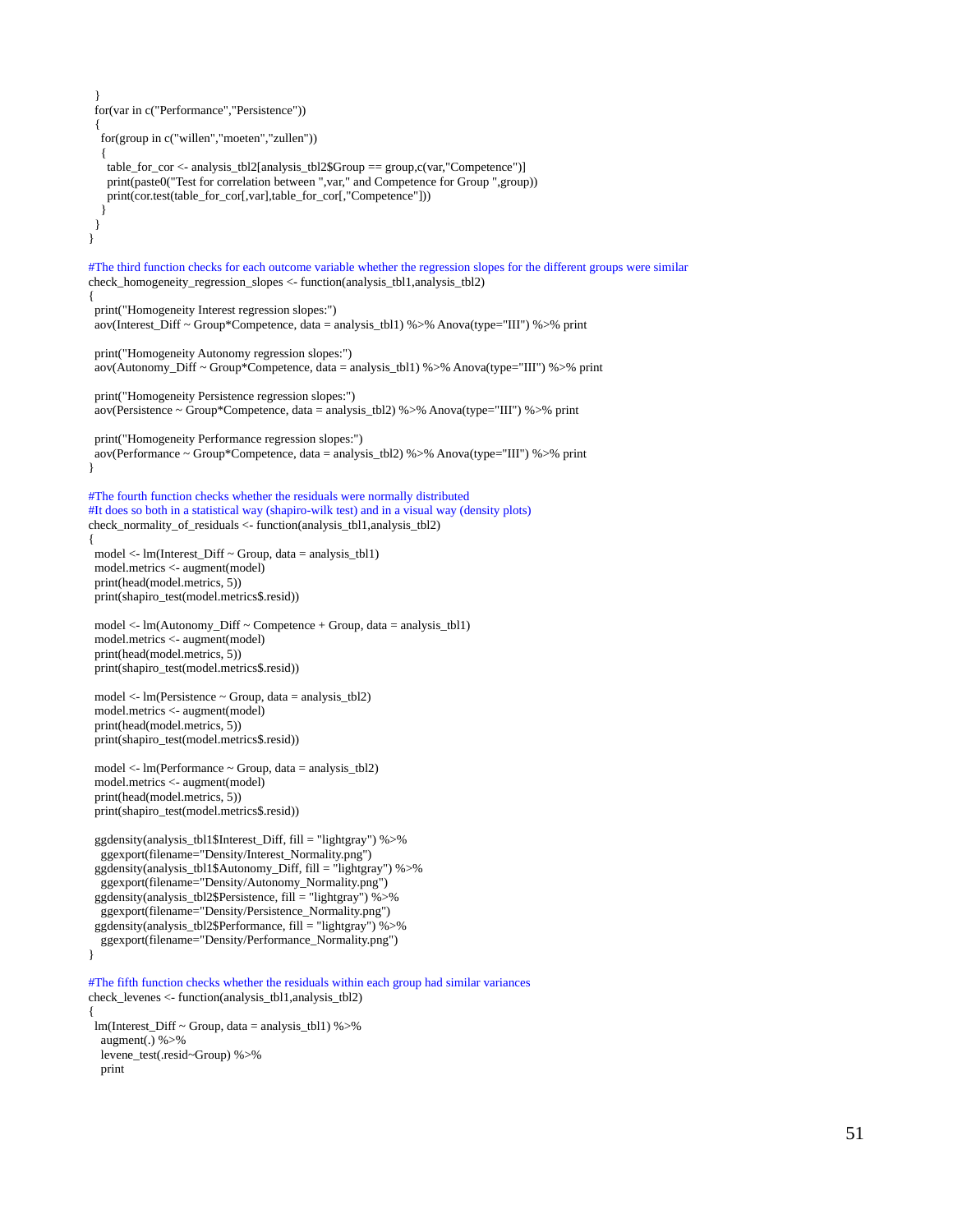```r
  }
  for(var in c("Performance","Persistence"))
  {
    for(group in c("willen","moeten","zullen"))
    {
      table_for_cor <- analysis_tbl2[analysis_tbl2$Group == group,c(var,"Competence")]
      print(paste0("Test for correlation between ",var," and Competence for Group ",group))
      print(cor.test(table_for_cor[,var],table_for_cor[,"Competence"]))
    }
  }
}

#The third function checks for each outcome variable whether the regression slopes for the different groups were similar
check_homogeneity_regression_slopes <- function(analysis_tbl1,analysis_tbl2)
{
  print("Homogeneity Interest regression slopes:")
  aov(Interest_Diff ~ Group*Competence, data = analysis_tbl1) %>% Anova(type="III") %>% print

  print("Homogeneity Autonomy regression slopes:")
  aov(Autonomy_Diff ~ Group*Competence, data = analysis_tbl1) %>% Anova(type="III") %>% print

  print("Homogeneity Persistence regression slopes:")
  aov(Persistence ~ Group*Competence, data = analysis_tbl2) %>% Anova(type="III") %>% print

  print("Homogeneity Performance regression slopes:")
  aov(Performance ~ Group*Competence, data = analysis_tbl2) %>% Anova(type="III") %>% print
}

#The fourth function checks whether the residuals were normally distributed
#It does so both in a statistical way (shapiro-wilk test) and in a visual way (density plots)
check_normality_of_residuals <- function(analysis_tbl1,analysis_tbl2)
{
  model <- lm(Interest_Diff ~ Group, data = analysis_tbl1)
  model.metrics <- augment(model)
  print(head(model.metrics, 5))
  print(shapiro_test(model.metrics$.resid))

  model <- lm(Autonomy_Diff ~ Competence + Group, data = analysis_tbl1)
  model.metrics <- augment(model)
  print(head(model.metrics, 5))
  print(shapiro_test(model.metrics$.resid))

  model <- lm(Persistence ~ Group, data = analysis_tbl2)
  model.metrics <- augment(model)
  print(head(model.metrics, 5))
  print(shapiro_test(model.metrics$.resid))

  model <- lm(Performance ~ Group, data = analysis_tbl2)
  model.metrics <- augment(model)
  print(head(model.metrics, 5))
  print(shapiro_test(model.metrics$.resid))

  ggdensity(analysis_tbl1$Interest_Diff, fill = "lightgray") %>%
    ggexport(filename="Density/Interest_Normality.png")
  ggdensity(analysis_tbl1$Autonomy_Diff, fill = "lightgray") %>%
    ggexport(filename="Density/Autonomy_Normality.png")
  ggdensity(analysis_tbl2$Persistence, fill = "lightgray") %>%
    ggexport(filename="Density/Persistence_Normality.png")
  ggdensity(analysis_tbl2$Performance, fill = "lightgray") %>%
    ggexport(filename="Density/Performance_Normality.png")
}

#The fifth function checks whether the residuals within each group had similar variances
check_levenes <- function(analysis_tbl1,analysis_tbl2)
{
  lm(Interest_Diff ~ Group, data = analysis_tbl1) %>%
    augment(.) %>%
    levene_test(.resid~Group) %>%
    print
```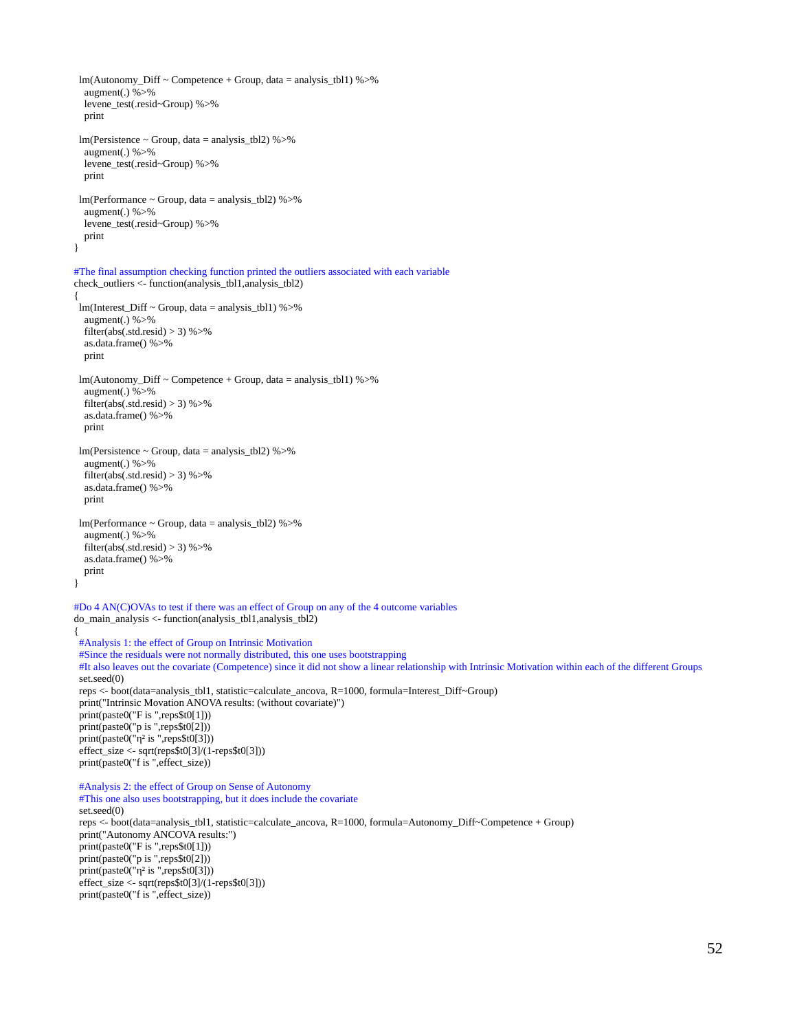```
  lm(Autonomy_Diff ~ Competence + Group, data = analysis_tbl1) %>%
    augment(.) %>%
    levene_test(.resid~Group) %>%
    print

  lm(Persistence ~ Group, data = analysis_tbl2) %>%
    augment(.) %>%
    levene_test(.resid~Group) %>%
    print

  lm(Performance ~ Group, data = analysis_tbl2) %>%
    augment(.) %>%
    levene_test(.resid~Group) %>%
    print
}

#The final assumption checking function printed the outliers associated with each variable
check_outliers <- function(analysis_tbl1,analysis_tbl2)
{
  lm(Interest_Diff ~ Group, data = analysis_tbl1) %>%
    augment(.) %>%
    filter(abs(.std.resid) > 3) %>%
    as.data.frame() %>%
    print

  lm(Autonomy_Diff ~ Competence + Group, data = analysis_tbl1) %>%
    augment(.) %>%
    filter(abs(.std.resid) > 3) %>%
    as.data.frame() %>%
    print

  lm(Persistence ~ Group, data = analysis_tbl2) %>%
    augment(.) %>%
    filter(abs(.std.resid) > 3) %>%
    as.data.frame() %>%
    print

  lm(Performance ~ Group, data = analysis_tbl2) %>%
    augment(.) %>%
    filter(abs(.std.resid) > 3) %>%
    as.data.frame() %>%
    print
}

#Do 4 AN(C)OVAs to test if there was an effect of Group on any of the 4 outcome variables
do_main_analysis <- function(analysis_tbl1,analysis_tbl2)
{
  #Analysis 1: the effect of Group on Intrinsic Motivation
  #Since the residuals were not normally distributed, this one uses bootstrapping
  #It also leaves out the covariate (Competence) since it did not show a linear relationship with Intrinsic Motivation within each of the different Groups
  set.seed(0)
  reps <- boot(data=analysis_tbl1, statistic=calculate_ancova, R=1000, formula=Interest_Diff~Group)
  print("Intrinsic Movation ANOVA results: (without covariate)")
  print(paste0("F is ",reps$t0[1]))
  print(paste0("p is ",reps$t0[2]))
  print(paste0("η² is ",reps$t0[3]))
  effect_size <- sqrt(reps$t0[3]/(1-reps$t0[3]))
  print(paste0("f is ",effect_size))

  #Analysis 2: the effect of Group on Sense of Autonomy
  #This one also uses bootstrapping, but it does include the covariate
  set.seed(0)
  reps <- boot(data=analysis_tbl1, statistic=calculate_ancova, R=1000, formula=Autonomy_Diff~Competence + Group)
  print("Autonomy ANCOVA results:")
  print(paste0("F is ",reps$t0[1]))
  print(paste0("p is ",reps$t0[2]))
  print(paste0("η² is ",reps$t0[3]))
  effect_size <- sqrt(reps$t0[3]/(1-reps$t0[3]))
  print(paste0("f is ",effect_size))
```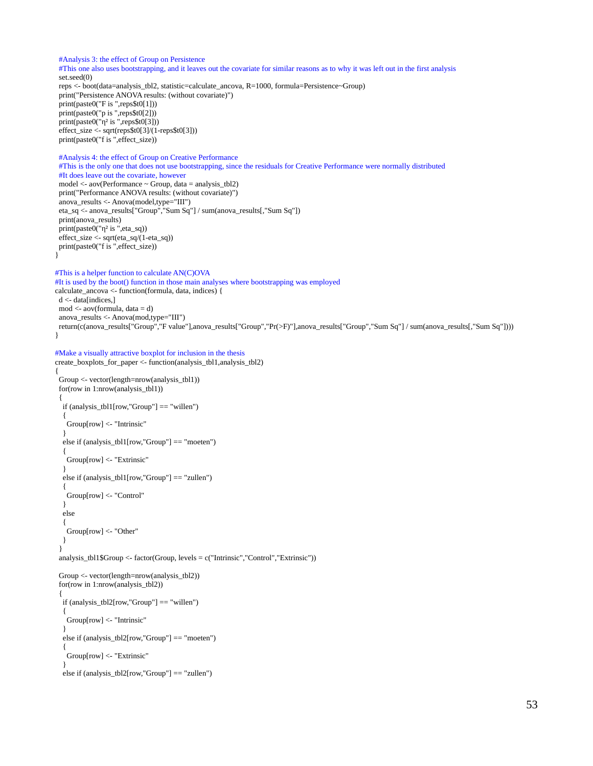```
  #Analysis 3: the effect of Group on Persistence
  #This one also uses bootstrapping, and it leaves out the covariate for similar reasons as to why it was left out in the first analysis
  set.seed(0)
  reps <- boot(data=analysis_tbl2, statistic=calculate_ancova, R=1000, formula=Persistence~Group)
  print("Persistence ANOVA results: (without covariate)")
  print(paste0("F is ",reps$t0[1]))
  print(paste0("p is ",reps$t0[2]))
  print(paste0("η² is ",reps$t0[3]))
  effect_size <- sqrt(reps$t0[3]/(1-reps$t0[3]))
  print(paste0("f is ",effect_size))

  #Analysis 4: the effect of Group on Creative Performance
  #This is the only one that does not use bootstrapping, since the residuals for Creative Performance were normally distributed
  #It does leave out the covariate, however
  model <- aov(Performance ~ Group, data = analysis_tbl2)
  print("Performance ANOVA results: (without covariate)")
  anova_results <- Anova(model,type="III")
  eta_sq <- anova_results["Group","Sum Sq"] / sum(anova_results[,"Sum Sq"])
  print(anova_results)
  print(paste0("η² is ",eta_sq))
  effect_size <- sqrt(eta_sq/(1-eta_sq))
  print(paste0("f is ",effect_size))
}

#This is a helper function to calculate AN(C)OVA
#It is used by the boot() function in those main analyses where bootstrapping was employed
calculate_ancova <- function(formula, data, indices) {
  d <- data[indices,]
  mod <- aov(formula, data = d)
  anova_results <- Anova(mod,type="III")
  return(c(anova_results["Group","F value"],anova_results["Group","Pr(>F)"],anova_results["Group","Sum Sq"] / sum(anova_results[,"Sum Sq"])))
}

#Make a visually attractive boxplot for inclusion in the thesis
create_boxplots_for_paper <- function(analysis_tbl1,analysis_tbl2)
{
  Group <- vector(length=nrow(analysis_tbl1))
  for(row in 1:nrow(analysis_tbl1))
  {
    if (analysis_tbl1[row,"Group"] == "willen")
    {
      Group[row] <- "Intrinsic"
    }
    else if (analysis_tbl1[row,"Group"] == "moeten")
    {
      Group[row] <- "Extrinsic"
    }
    else if (analysis_tbl1[row,"Group"] == "zullen")
    {
      Group[row] <- "Control"
    }
    else
    {
      Group[row] <- "Other"
    }
  }
  analysis_tbl1$Group <- factor(Group, levels = c("Intrinsic","Control","Extrinsic"))

  Group <- vector(length=nrow(analysis_tbl2))
  for(row in 1:nrow(analysis_tbl2))
  {
    if (analysis_tbl2[row,"Group"] == "willen")
    {
      Group[row] <- "Intrinsic"
    }
    else if (analysis_tbl2[row,"Group"] == "moeten")
    {
      Group[row] <- "Extrinsic"
    }
    else if (analysis_tbl2[row,"Group"] == "zullen")
```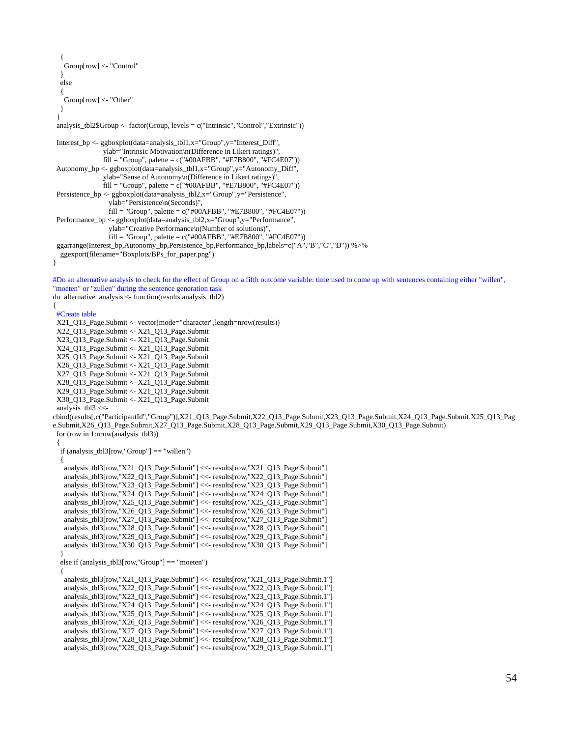```r
    {
      Group[row] <- "Control"
    }
    else
    {
      Group[row] <- "Other"
    }
  }
  analysis_tbl2$Group <- factor(Group, levels = c("Intrinsic","Control","Extrinsic"))

  Interest_bp <- ggboxplot(data=analysis_tbl1,x="Group",y="Interest_Diff",
                          ylab="Intrinsic Motivation\n(Difference in Likert ratings)",
                          fill = "Group", palette = c("#00AFBB", "#E7B800", "#FC4E07"))
  Autonomy_bp <- ggboxplot(data=analysis_tbl1,x="Group",y="Autonomy_Diff",
                          ylab="Sense of Autonomy\n(Difference in Likert ratings)",
                          fill = "Group", palette = c("#00AFBB", "#E7B800", "#FC4E07"))
  Persistence_bp <- ggboxplot(data=analysis_tbl2,x="Group",y="Persistence",
                             ylab="Persistence\n(Seconds)",
                             fill = "Group", palette = c("#00AFBB", "#E7B800", "#FC4E07"))
  Performance_bp <- ggboxplot(data=analysis_tbl2,x="Group",y="Performance",
                             ylab="Creative Performance\n(Number of solutions)",
                             fill = "Group", palette = c("#00AFBB", "#E7B800", "#FC4E07"))
  ggarrange(Interest_bp,Autonomy_bp,Persistence_bp,Performance_bp,labels=c("A","B","C","D")) %>%
    ggexport(filename="Boxplots/BPs_for_paper.png")
}

#Do an alternative analysis to check for the effect of Group on a fifth outcome variable: time used to come up with sentences containing either "willen", "moeten" or "zullen" during the sentence generation task
do_alternative_analysis <- function(results,analysis_tbl2)
{
  #Create table
  X21_Q13_Page.Submit <- vector(mode="character",length=nrow(results))
  X22_Q13_Page.Submit <- X21_Q13_Page.Submit
  X23_Q13_Page.Submit <- X21_Q13_Page.Submit
  X24_Q13_Page.Submit <- X21_Q13_Page.Submit
  X25_Q13_Page.Submit <- X21_Q13_Page.Submit
  X26_Q13_Page.Submit <- X21_Q13_Page.Submit
  X27_Q13_Page.Submit <- X21_Q13_Page.Submit
  X28_Q13_Page.Submit <- X21_Q13_Page.Submit
  X29_Q13_Page.Submit <- X21_Q13_Page.Submit
  X30_Q13_Page.Submit <- X21_Q13_Page.Submit
  analysis_tbl3 <<-
cbind(results[,c("ParticipantId","Group")],X21_Q13_Page.Submit,X22_Q13_Page.Submit,X23_Q13_Page.Submit,X24_Q13_Page.Submit,X25_Q13_Page.Submit,X26_Q13_Page.Submit,X27_Q13_Page.Submit,X28_Q13_Page.Submit,X29_Q13_Page.Submit,X30_Q13_Page.Submit)
  for (row in 1:nrow(analysis_tbl3))
  {
    if (analysis_tbl3[row,"Group"] == "willen")
    {
      analysis_tbl3[row,"X21_Q13_Page.Submit"] <<- results[row,"X21_Q13_Page.Submit"]
      analysis_tbl3[row,"X22_Q13_Page.Submit"] <<- results[row,"X22_Q13_Page.Submit"]
      analysis_tbl3[row,"X23_Q13_Page.Submit"] <<- results[row,"X23_Q13_Page.Submit"]
      analysis_tbl3[row,"X24_Q13_Page.Submit"] <<- results[row,"X24_Q13_Page.Submit"]
      analysis_tbl3[row,"X25_Q13_Page.Submit"] <<- results[row,"X25_Q13_Page.Submit"]
      analysis_tbl3[row,"X26_Q13_Page.Submit"] <<- results[row,"X26_Q13_Page.Submit"]
      analysis_tbl3[row,"X27_Q13_Page.Submit"] <<- results[row,"X27_Q13_Page.Submit"]
      analysis_tbl3[row,"X28_Q13_Page.Submit"] <<- results[row,"X28_Q13_Page.Submit"]
      analysis_tbl3[row,"X29_Q13_Page.Submit"] <<- results[row,"X29_Q13_Page.Submit"]
      analysis_tbl3[row,"X30_Q13_Page.Submit"] <<- results[row,"X30_Q13_Page.Submit"]
    }
    else if (analysis_tbl3[row,"Group"] == "moeten")
    {
      analysis_tbl3[row,"X21_Q13_Page.Submit"] <<- results[row,"X21_Q13_Page.Submit.1"]
      analysis_tbl3[row,"X22_Q13_Page.Submit"] <<- results[row,"X22_Q13_Page.Submit.1"]
      analysis_tbl3[row,"X23_Q13_Page.Submit"] <<- results[row,"X23_Q13_Page.Submit.1"]
      analysis_tbl3[row,"X24_Q13_Page.Submit"] <<- results[row,"X24_Q13_Page.Submit.1"]
      analysis_tbl3[row,"X25_Q13_Page.Submit"] <<- results[row,"X25_Q13_Page.Submit.1"]
      analysis_tbl3[row,"X26_Q13_Page.Submit"] <<- results[row,"X26_Q13_Page.Submit.1"]
      analysis_tbl3[row,"X27_Q13_Page.Submit"] <<- results[row,"X27_Q13_Page.Submit.1"]
      analysis_tbl3[row,"X28_Q13_Page.Submit"] <<- results[row,"X28_Q13_Page.Submit.1"]
      analysis_tbl3[row,"X29_Q13_Page.Submit"] <<- results[row,"X29_Q13_Page.Submit.1"]
```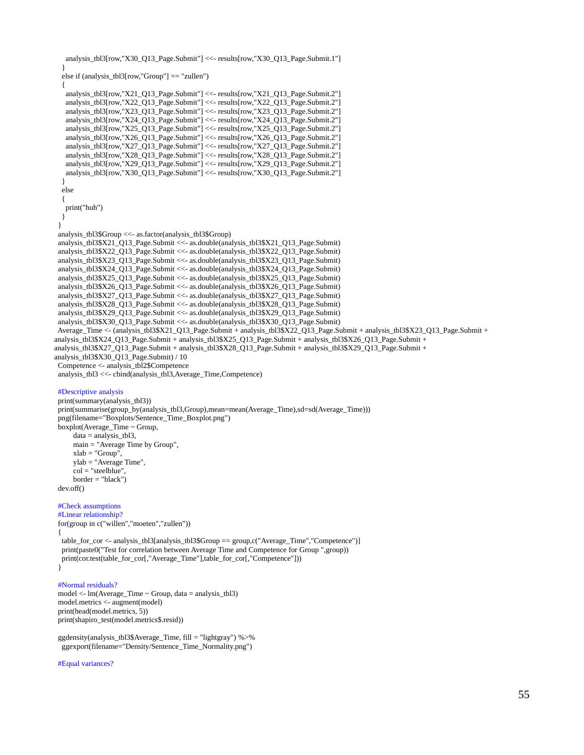```
    analysis_tbl3[row,"X30_Q13_Page.Submit"] <<- results[row,"X30_Q13_Page.Submit.1"]
  }
  else if (analysis_tbl3[row,"Group"] == "zullen")
  {
    analysis_tbl3[row,"X21_Q13_Page.Submit"] <<- results[row,"X21_Q13_Page.Submit.2"]
    analysis_tbl3[row,"X22_Q13_Page.Submit"] <<- results[row,"X22_Q13_Page.Submit.2"]
    analysis_tbl3[row,"X23_Q13_Page.Submit"] <<- results[row,"X23_Q13_Page.Submit.2"]
    analysis_tbl3[row,"X24_Q13_Page.Submit"] <<- results[row,"X24_Q13_Page.Submit.2"]
    analysis_tbl3[row,"X25_Q13_Page.Submit"] <<- results[row,"X25_Q13_Page.Submit.2"]
    analysis_tbl3[row,"X26_Q13_Page.Submit"] <<- results[row,"X26_Q13_Page.Submit.2"]
    analysis_tbl3[row,"X27_Q13_Page.Submit"] <<- results[row,"X27_Q13_Page.Submit.2"]
    analysis_tbl3[row,"X28_Q13_Page.Submit"] <<- results[row,"X28_Q13_Page.Submit.2"]
    analysis_tbl3[row,"X29_Q13_Page.Submit"] <<- results[row,"X29_Q13_Page.Submit.2"]
    analysis_tbl3[row,"X30_Q13_Page.Submit"] <<- results[row,"X30_Q13_Page.Submit.2"]
  }
  else
  {
    print("huh")
  }
}
analysis_tbl3$Group <<- as.factor(analysis_tbl3$Group)
analysis_tbl3$X21_Q13_Page.Submit <<- as.double(analysis_tbl3$X21_Q13_Page.Submit)
analysis_tbl3$X22_Q13_Page.Submit <<- as.double(analysis_tbl3$X22_Q13_Page.Submit)
analysis_tbl3$X23_Q13_Page.Submit <<- as.double(analysis_tbl3$X23_Q13_Page.Submit)
analysis_tbl3$X24_Q13_Page.Submit <<- as.double(analysis_tbl3$X24_Q13_Page.Submit)
analysis_tbl3$X25_Q13_Page.Submit <<- as.double(analysis_tbl3$X25_Q13_Page.Submit)
analysis_tbl3$X26_Q13_Page.Submit <<- as.double(analysis_tbl3$X26_Q13_Page.Submit)
analysis_tbl3$X27_Q13_Page.Submit <<- as.double(analysis_tbl3$X27_Q13_Page.Submit)
analysis_tbl3$X28_Q13_Page.Submit <<- as.double(analysis_tbl3$X28_Q13_Page.Submit)
analysis_tbl3$X29_Q13_Page.Submit <<- as.double(analysis_tbl3$X29_Q13_Page.Submit)
analysis_tbl3$X30_Q13_Page.Submit <<- as.double(analysis_tbl3$X30_Q13_Page.Submit)
Average_Time <- (analysis_tbl3$X21_Q13_Page.Submit + analysis_tbl3$X22_Q13_Page.Submit + analysis_tbl3$X23_Q13_Page.Submit +
analysis_tbl3$X24_Q13_Page.Submit + analysis_tbl3$X25_Q13_Page.Submit + analysis_tbl3$X26_Q13_Page.Submit +
analysis_tbl3$X27_Q13_Page.Submit + analysis_tbl3$X28_Q13_Page.Submit + analysis_tbl3$X29_Q13_Page.Submit +
analysis_tbl3$X30_Q13_Page.Submit) / 10
Competence <- analysis_tbl2$Competence
analysis_tbl3 <<- cbind(analysis_tbl3,Average_Time,Competence)

#Descriptive analysis
print(summary(analysis_tbl3))
print(summarise(group_by(analysis_tbl3,Group),mean=mean(Average_Time),sd=sd(Average_Time)))
png(filename="Boxplots/Sentence_Time_Boxplot.png")
boxplot(Average_Time ~ Group,
        data = analysis_tbl3,
        main = "Average Time by Group",
        xlab = "Group",
        ylab = "Average Time",
        col = "steelblue",
        border = "black")
dev.off()

#Check assumptions
#Linear relationship?
for(group in c("willen","moeten","zullen"))
{
  table_for_cor <- analysis_tbl3[analysis_tbl3$Group == group,c("Average_Time","Competence")]
  print(paste0("Test for correlation between Average Time and Competence for Group ",group))
  print(cor.test(table_for_cor[,"Average_Time"],table_for_cor[,"Competence"]))
}

#Normal residuals?
model <- lm(Average_Time ~ Group, data = analysis_tbl3)
model.metrics <- augment(model)
print(head(model.metrics, 5))
print(shapiro_test(model.metrics$.resid))

ggdensity(analysis_tbl3$Average_Time, fill = "lightgray") %>%
  ggexport(filename="Density/Sentence_Time_Normality.png")

#Equal variances?
```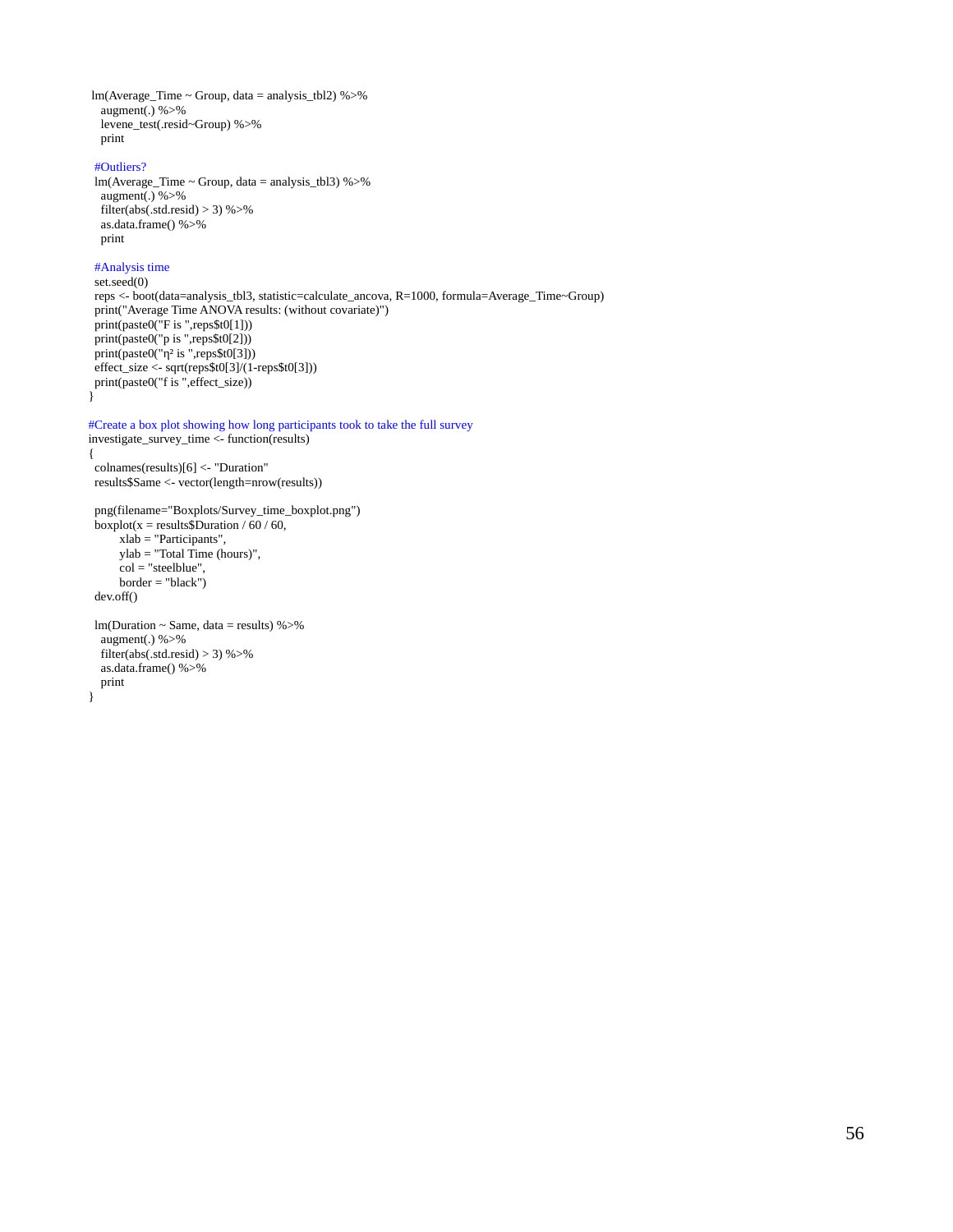```
 lm(Average_Time ~ Group, data = analysis_tbl2) %>%
   augment(.) %>%
   levene_test(.resid~Group) %>%
   print

  #Outliers?
  lm(Average_Time ~ Group, data = analysis_tbl3) %>%
   augment(.) %>%
   filter(abs(.std.resid) > 3) %>%
   as.data.frame() %>%
   print

  #Analysis time
  set.seed(0)
  reps <- boot(data=analysis_tbl3, statistic=calculate_ancova, R=1000, formula=Average_Time~Group)
  print("Average Time ANOVA results: (without covariate)")
  print(paste0("F is ",reps$t0[1]))
  print(paste0("p is ",reps$t0[2]))
  print(paste0("η² is ",reps$t0[3]))
  effect_size <- sqrt(reps$t0[3]/(1-reps$t0[3]))
  print(paste0("f is ",effect_size))
}

#Create a box plot showing how long participants took to take the full survey
investigate_survey_time <- function(results)
{
  colnames(results)[6] <- "Duration"
  results$Same <- vector(length=nrow(results))

  png(filename="Boxplots/Survey_time_boxplot.png")
  boxplot(x = results$Duration / 60 / 60,
          xlab = "Participants",
          ylab = "Total Time (hours)",
          col = "steelblue",
          border = "black")
  dev.off()

  lm(Duration ~ Same, data = results) %>%
   augment(.) %>%
   filter(abs(.std.resid) > 3) %>%
   as.data.frame() %>%
   print
}
```